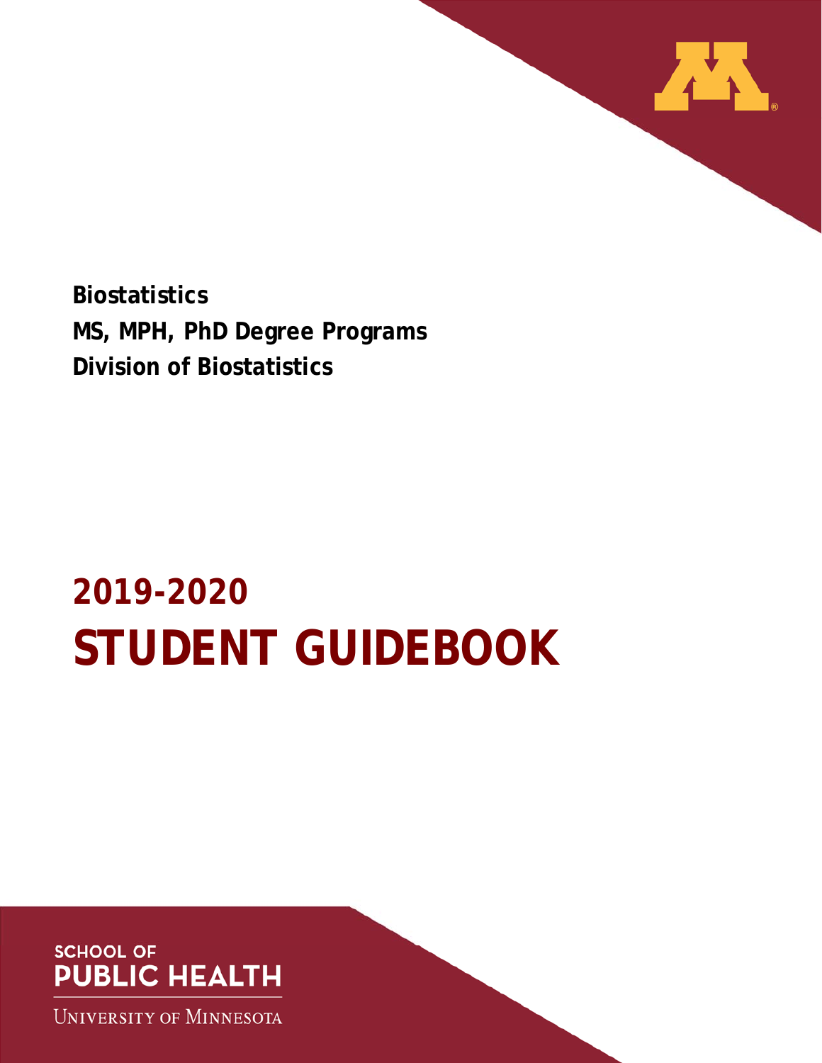**Biostatistics**

**MS, MPH, PhD Degree Programs**

**Division of Biostatistics**

# 2019-2020

# STUDENT GUIDEBOOK

SCHOOL OF

PUBLIC HEALTH

UNIVERSITY OF MINNESOTA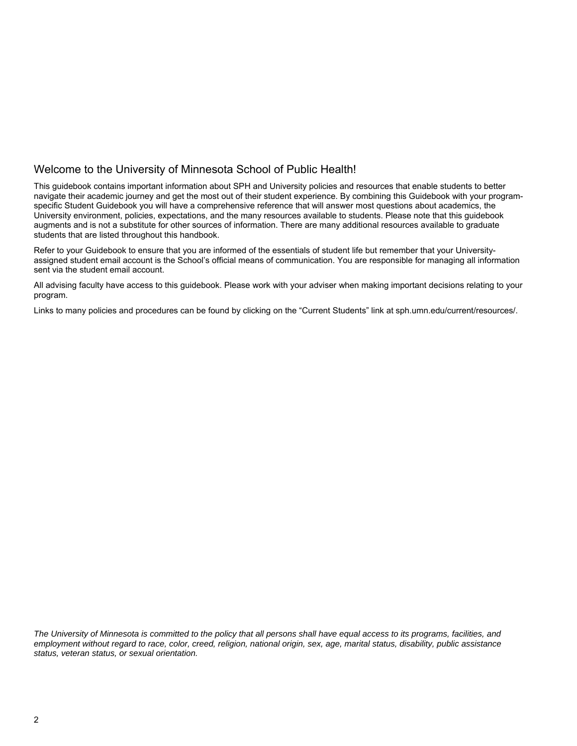## Welcome to the University of Minnesota School of Public Health!

This guidebook contains important information about SPH and University policies and resources that enable students to better navigate their academic journey and get the most out of their student experience. By combining this Guidebook with your program-specific Student Guidebook you will have a comprehensive reference that will answer most questions about academics, the University environment, policies, expectations, and the many resources available to students. Please note that this guidebook augments and is not a substitute for other sources of information. There are many additional resources available to graduate students that are listed throughout this handbook.

Refer to your Guidebook to ensure that you are informed of the essentials of student life but remember that your University-assigned student email account is the School's official means of communication. You are responsible for managing all information sent via the student email account.

All advising faculty have access to this guidebook. Please work with your adviser when making important decisions relating to your program.

Links to many policies and procedures can be found by clicking on the "Current Students" link at sph.umn.edu/current/resources/.

*The University of Minnesota is committed to the policy that all persons shall have equal access to its programs, facilities, and employment without regard to race, color, creed, religion, national origin, sex, age, marital status, disability, public assistance status, veteran status, or sexual orientation.*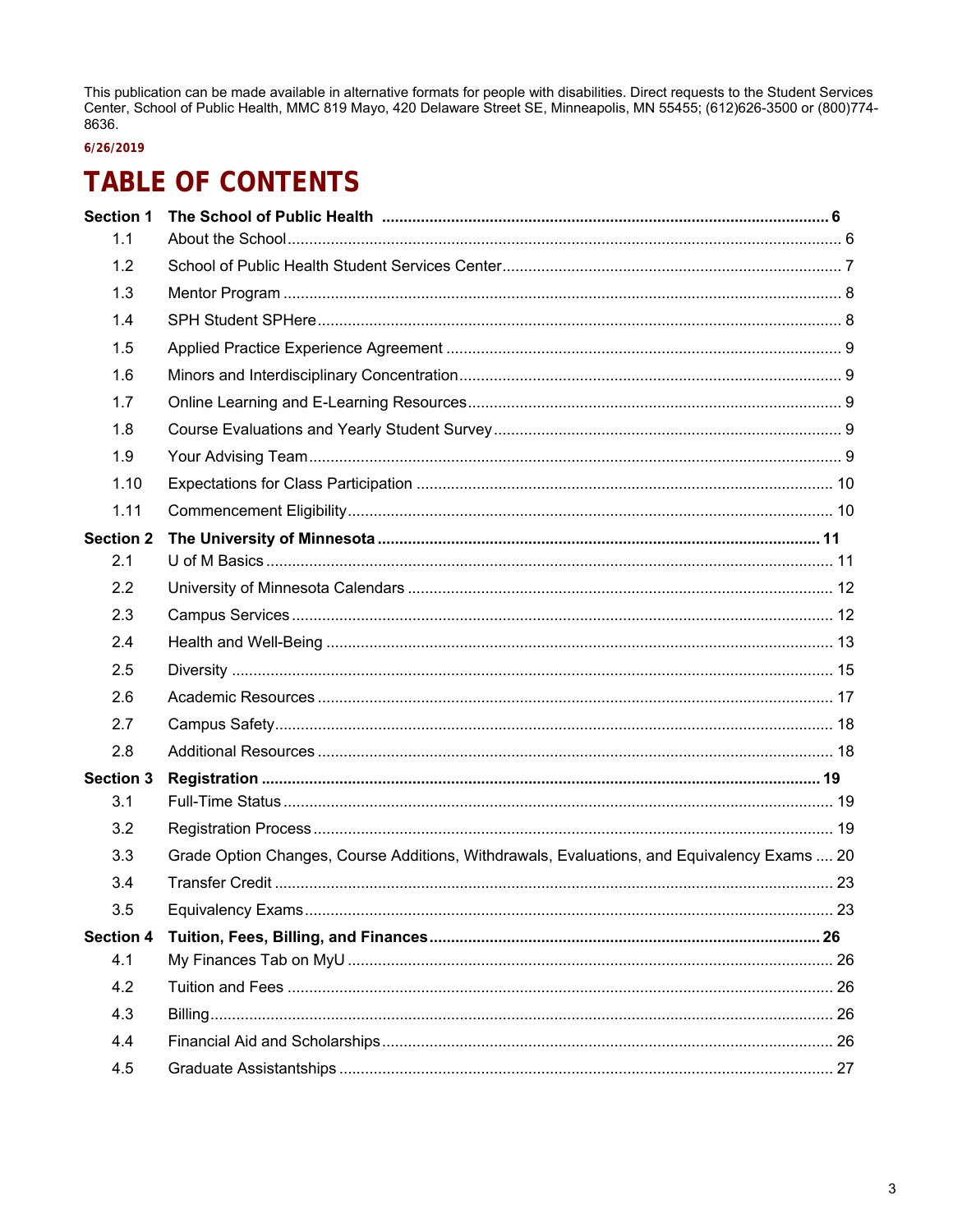This publication can be made available in alternative formats for people with disabilities. Direct requests to the Student Services Center, School of Public Health, MMC 819 Mayo, 420 Delaware Street SE, Minneapolis, MN 55455; (612)626-3500 or (800)774-8636.

6/26/2019

# TABLE OF CONTENTS

| | | |
|---|---|---|
| **Section 1** | **The School of Public Health** | **6** |
| 1.1 | About the School | 6 |
| 1.2 | School of Public Health Student Services Center | 7 |
| 1.3 | Mentor Program | 8 |
| 1.4 | SPH Student SPHere | 8 |
| 1.5 | Applied Practice Experience Agreement | 9 |
| 1.6 | Minors and Interdisciplinary Concentration | 9 |
| 1.7 | Online Learning and E-Learning Resources | 9 |
| 1.8 | Course Evaluations and Yearly Student Survey | 9 |
| 1.9 | Your Advising Team | 9 |
| 1.10 | Expectations for Class Participation | 10 |
| 1.11 | Commencement Eligibility | 10 |
| **Section 2** | **The University of Minnesota** | **11** |
| 2.1 | U of M Basics | 11 |
| 2.2 | University of Minnesota Calendars | 12 |
| 2.3 | Campus Services | 12 |
| 2.4 | Health and Well-Being | 13 |
| 2.5 | Diversity | 15 |
| 2.6 | Academic Resources | 17 |
| 2.7 | Campus Safety | 18 |
| 2.8 | Additional Resources | 18 |
| **Section 3** | **Registration** | **19** |
| 3.1 | Full-Time Status | 19 |
| 3.2 | Registration Process | 19 |
| 3.3 | Grade Option Changes, Course Additions, Withdrawals, Evaluations, and Equivalency Exams | 20 |
| 3.4 | Transfer Credit | 23 |
| 3.5 | Equivalency Exams | 23 |
| **Section 4** | **Tuition, Fees, Billing, and Finances** | **26** |
| 4.1 | My Finances Tab on MyU | 26 |
| 4.2 | Tuition and Fees | 26 |
| 4.3 | Billing | 26 |
| 4.4 | Financial Aid and Scholarships | 26 |
| 4.5 | Graduate Assistantships | 27 |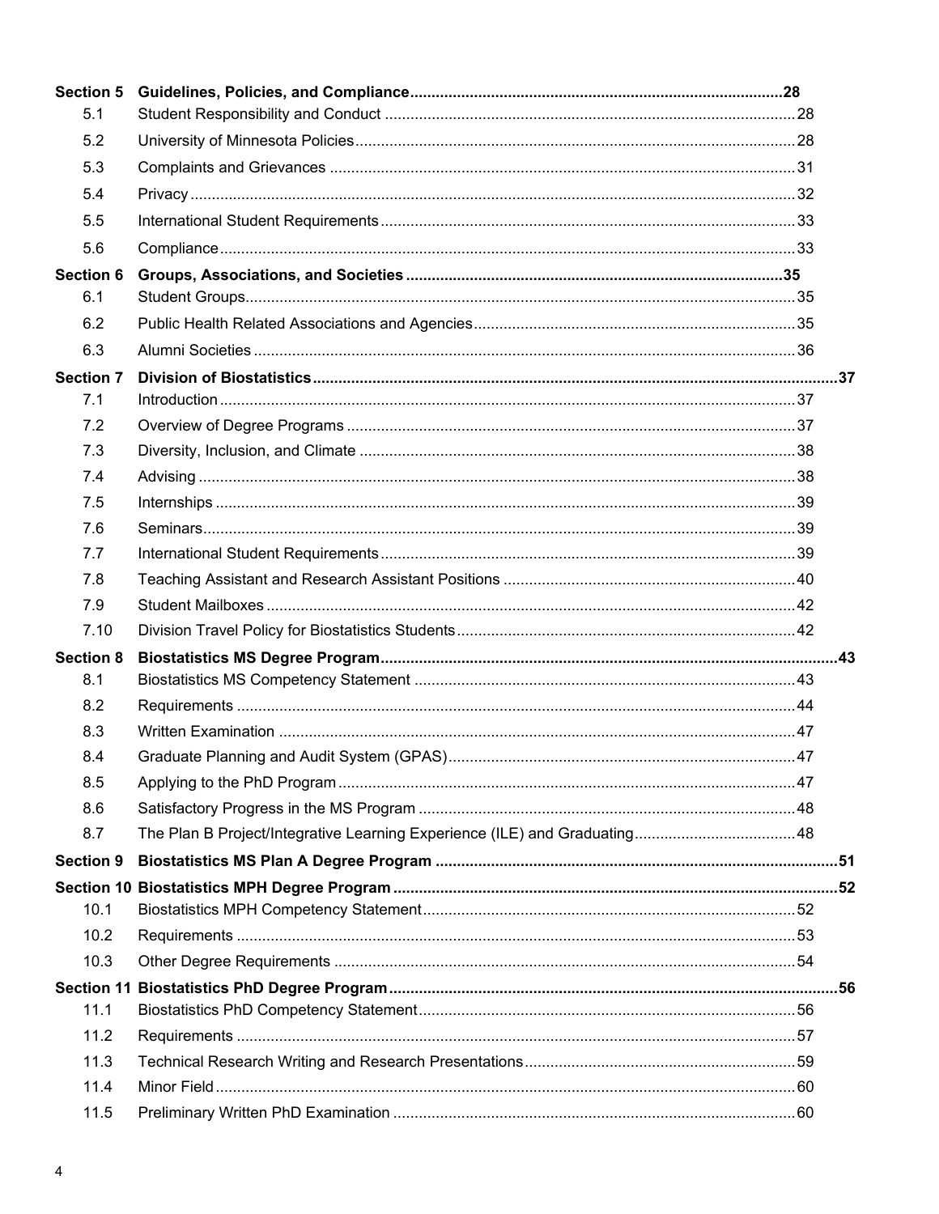| | | |
|---|---|---|
| **Section 5** | **Guidelines, Policies, and Compliance** | **28** |
| 5.1 | Student Responsibility and Conduct | 28 |
| 5.2 | University of Minnesota Policies | 28 |
| 5.3 | Complaints and Grievances | 31 |
| 5.4 | Privacy | 32 |
| 5.5 | International Student Requirements | 33 |
| 5.6 | Compliance | 33 |
| **Section 6** | **Groups, Associations, and Societies** | **35** |
| 6.1 | Student Groups | 35 |
| 6.2 | Public Health Related Associations and Agencies | 35 |
| 6.3 | Alumni Societies | 36 |
| **Section 7** | **Division of Biostatistics** | **37** |
| 7.1 | Introduction | 37 |
| 7.2 | Overview of Degree Programs | 37 |
| 7.3 | Diversity, Inclusion, and Climate | 38 |
| 7.4 | Advising | 38 |
| 7.5 | Internships | 39 |
| 7.6 | Seminars | 39 |
| 7.7 | International Student Requirements | 39 |
| 7.8 | Teaching Assistant and Research Assistant Positions | 40 |
| 7.9 | Student Mailboxes | 42 |
| 7.10 | Division Travel Policy for Biostatistics Students | 42 |
| **Section 8** | **Biostatistics MS Degree Program** | **43** |
| 8.1 | Biostatistics MS Competency Statement | 43 |
| 8.2 | Requirements | 44 |
| 8.3 | Written Examination | 47 |
| 8.4 | Graduate Planning and Audit System (GPAS) | 47 |
| 8.5 | Applying to the PhD Program | 47 |
| 8.6 | Satisfactory Progress in the MS Program | 48 |
| 8.7 | The Plan B Project/Integrative Learning Experience (ILE) and Graduating | 48 |
| **Section 9** | **Biostatistics MS Plan A Degree Program** | **51** |
| **Section 10** | **Biostatistics MPH Degree Program** | **52** |
| 10.1 | Biostatistics MPH Competency Statement | 52 |
| 10.2 | Requirements | 53 |
| 10.3 | Other Degree Requirements | 54 |
| **Section 11** | **Biostatistics PhD Degree Program** | **56** |
| 11.1 | Biostatistics PhD Competency Statement | 56 |
| 11.2 | Requirements | 57 |
| 11.3 | Technical Research Writing and Research Presentations | 59 |
| 11.4 | Minor Field | 60 |
| 11.5 | Preliminary Written PhD Examination | 60 |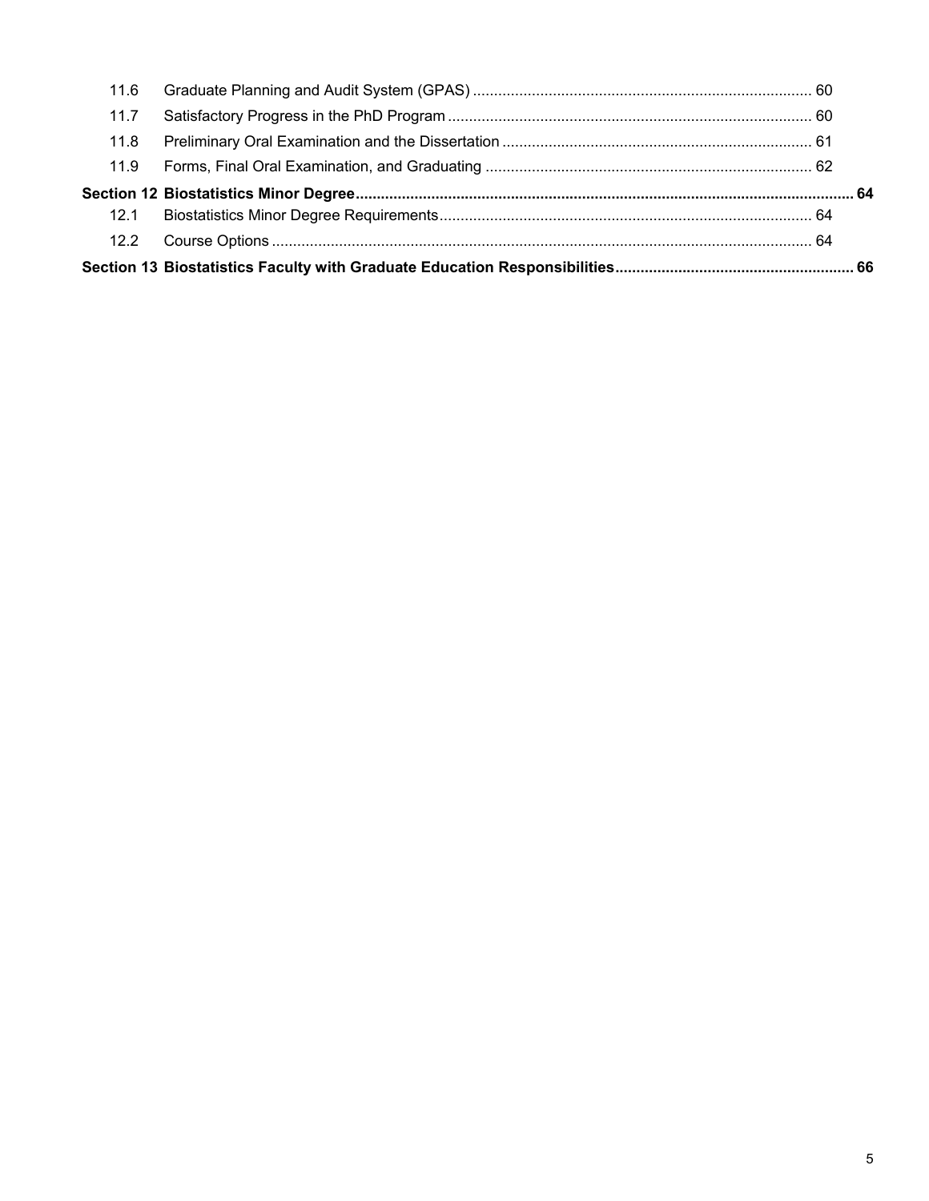| | | |
|---|---|---|
| 11.6 | Graduate Planning and Audit System (GPAS) | 60 |
| 11.7 | Satisfactory Progress in the PhD Program | 60 |
| 11.8 | Preliminary Oral Examination and the Dissertation | 61 |
| 11.9 | Forms, Final Oral Examination, and Graduating | 62 |
| **Section 12** | **Biostatistics Minor Degree** | **64** |
| 12.1 | Biostatistics Minor Degree Requirements | 64 |
| 12.2 | Course Options | 64 |
| **Section 13** | **Biostatistics Faculty with Graduate Education Responsibilities** | **66** |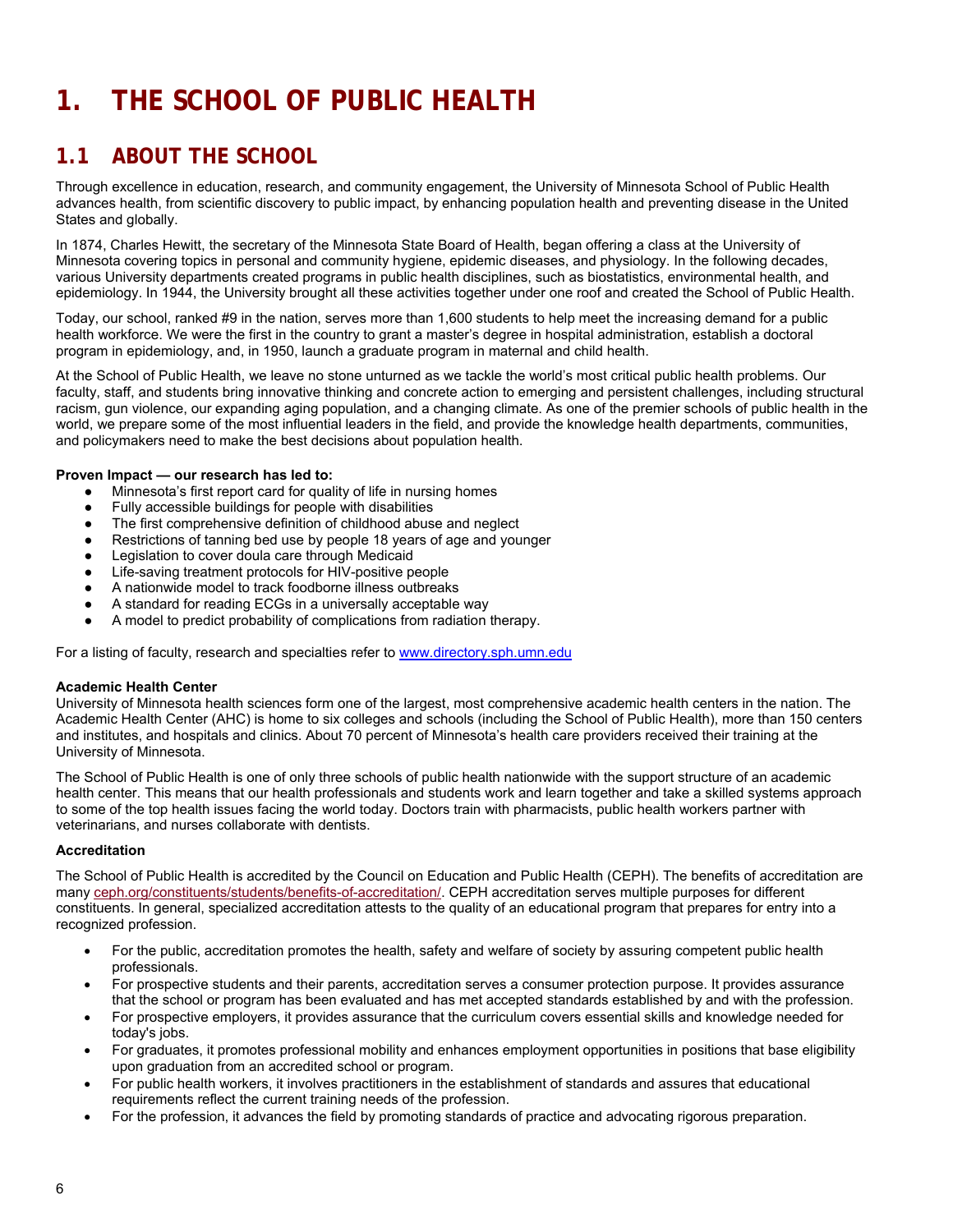# 1. THE SCHOOL OF PUBLIC HEALTH

## 1.1 ABOUT THE SCHOOL

Through excellence in education, research, and community engagement, the University of Minnesota School of Public Health advances health, from scientific discovery to public impact, by enhancing population health and preventing disease in the United States and globally.

In 1874, Charles Hewitt, the secretary of the Minnesota State Board of Health, began offering a class at the University of Minnesota covering topics in personal and community hygiene, epidemic diseases, and physiology. In the following decades, various University departments created programs in public health disciplines, such as biostatistics, environmental health, and epidemiology. In 1944, the University brought all these activities together under one roof and created the School of Public Health.

Today, our school, ranked #9 in the nation, serves more than 1,600 students to help meet the increasing demand for a public health workforce. We were the first in the country to grant a master's degree in hospital administration, establish a doctoral program in epidemiology, and, in 1950, launch a graduate program in maternal and child health.

At the School of Public Health, we leave no stone unturned as we tackle the world's most critical public health problems. Our faculty, staff, and students bring innovative thinking and concrete action to emerging and persistent challenges, including structural racism, gun violence, our expanding aging population, and a changing climate. As one of the premier schools of public health in the world, we prepare some of the most influential leaders in the field, and provide the knowledge health departments, communities, and policymakers need to make the best decisions about population health.

**Proven Impact — our research has led to:**

- Minnesota's first report card for quality of life in nursing homes
- Fully accessible buildings for people with disabilities
- The first comprehensive definition of childhood abuse and neglect
- Restrictions of tanning bed use by people 18 years of age and younger
- Legislation to cover doula care through Medicaid
- Life-saving treatment protocols for HIV-positive people
- A nationwide model to track foodborne illness outbreaks
- A standard for reading ECGs in a universally acceptable way
- A model to predict probability of complications from radiation therapy.

For a listing of faculty, research and specialties refer to [www.directory.sph.umn.edu](www.directory.sph.umn.edu)

**Academic Health Center**

University of Minnesota health sciences form one of the largest, most comprehensive academic health centers in the nation. The Academic Health Center (AHC) is home to six colleges and schools (including the School of Public Health), more than 150 centers and institutes, and hospitals and clinics. About 70 percent of Minnesota's health care providers received their training at the University of Minnesota.

The School of Public Health is one of only three schools of public health nationwide with the support structure of an academic health center. This means that our health professionals and students work and learn together and take a skilled systems approach to some of the top health issues facing the world today. Doctors train with pharmacists, public health workers partner with veterinarians, and nurses collaborate with dentists.

**Accreditation**

The School of Public Health is accredited by the Council on Education and Public Health (CEPH). The benefits of accreditation are many [ceph.org/constituents/students/benefits-of-accreditation/](ceph.org/constituents/students/benefits-of-accreditation/). CEPH accreditation serves multiple purposes for different constituents. In general, specialized accreditation attests to the quality of an educational program that prepares for entry into a recognized profession.

- For the public, accreditation promotes the health, safety and welfare of society by assuring competent public health professionals.
- For prospective students and their parents, accreditation serves a consumer protection purpose. It provides assurance that the school or program has been evaluated and has met accepted standards established by and with the profession.
- For prospective employers, it provides assurance that the curriculum covers essential skills and knowledge needed for today's jobs.
- For graduates, it promotes professional mobility and enhances employment opportunities in positions that base eligibility upon graduation from an accredited school or program.
- For public health workers, it involves practitioners in the establishment of standards and assures that educational requirements reflect the current training needs of the profession.
- For the profession, it advances the field by promoting standards of practice and advocating rigorous preparation.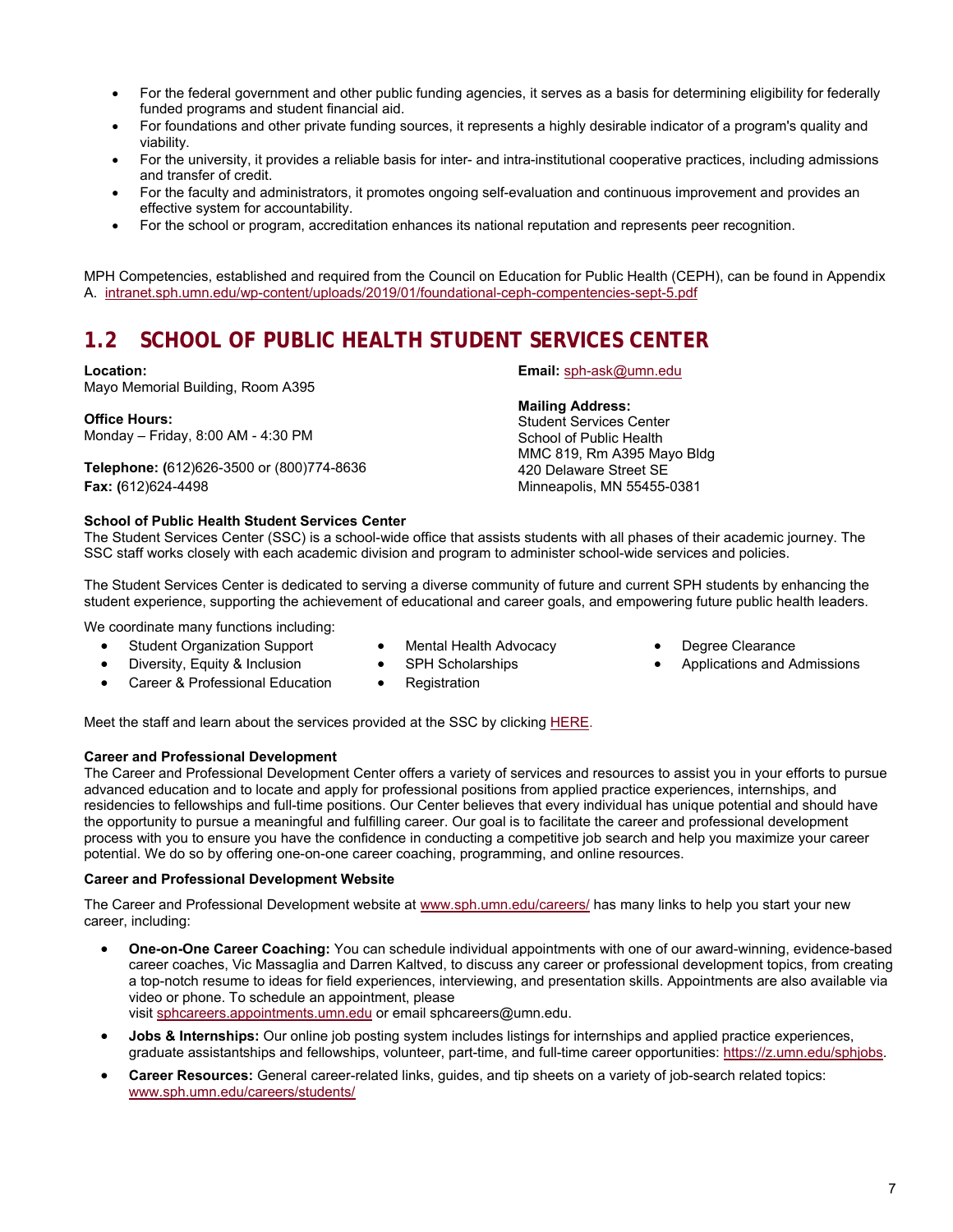- For the federal government and other public funding agencies, it serves as a basis for determining eligibility for federally funded programs and student financial aid.
- For foundations and other private funding sources, it represents a highly desirable indicator of a program's quality and viability.
- For the university, it provides a reliable basis for inter- and intra-institutional cooperative practices, including admissions and transfer of credit.
- For the faculty and administrators, it promotes ongoing self-evaluation and continuous improvement and provides an effective system for accountability.
- For the school or program, accreditation enhances its national reputation and represents peer recognition.

MPH Competencies, established and required from the Council on Education for Public Health (CEPH), can be found in Appendix A. intranet.sph.umn.edu/wp-content/uploads/2019/01/foundational-ceph-compentencies-sept-5.pdf

## 1.2 SCHOOL OF PUBLIC HEALTH STUDENT SERVICES CENTER

**Location:**
Mayo Memorial Building, Room A395

**Office Hours:**
Monday – Friday, 8:00 AM - 4:30 PM

**Telephone: (**612)626-3500 or (800)774-8636
**Fax: (**612)624-4498

**Email:** sph-ask@umn.edu

**Mailing Address:**
Student Services Center
School of Public Health
MMC 819, Rm A395 Mayo Bldg
420 Delaware Street SE
Minneapolis, MN 55455-0381

**School of Public Health Student Services Center**
The Student Services Center (SSC) is a school-wide office that assists students with all phases of their academic journey. The SSC staff works closely with each academic division and program to administer school-wide services and policies.

The Student Services Center is dedicated to serving a diverse community of future and current SPH students by enhancing the student experience, supporting the achievement of educational and career goals, and empowering future public health leaders.

We coordinate many functions including:

- Student Organization Support
- Diversity, Equity & Inclusion
- Career & Professional Education
- Mental Health Advocacy
- SPH Scholarships
- Registration
- Degree Clearance
- Applications and Admissions

Meet the staff and learn about the services provided at the SSC by clicking HERE.

**Career and Professional Development**
The Career and Professional Development Center offers a variety of services and resources to assist you in your efforts to pursue advanced education and to locate and apply for professional positions from applied practice experiences, internships, and residencies to fellowships and full-time positions. Our Center believes that every individual has unique potential and should have the opportunity to pursue a meaningful and fulfilling career. Our goal is to facilitate the career and professional development process with you to ensure you have the confidence in conducting a competitive job search and help you maximize your career potential. We do so by offering one-on-one career coaching, programming, and online resources.

**Career and Professional Development Website**

The Career and Professional Development website at www.sph.umn.edu/careers/ has many links to help you start your new career, including:

- **One-on-One Career Coaching:** You can schedule individual appointments with one of our award-winning, evidence-based career coaches, Vic Massaglia and Darren Kaltved, to discuss any career or professional development topics, from creating a top-notch resume to ideas for field experiences, interviewing, and presentation skills. Appointments are also available via video or phone. To schedule an appointment, please visit sphcareers.appointments.umn.edu or email sphcareers@umn.edu.
- **Jobs & Internships:** Our online job posting system includes listings for internships and applied practice experiences, graduate assistantships and fellowships, volunteer, part-time, and full-time career opportunities: https://z.umn.edu/sphjobs.
- **Career Resources:** General career-related links, guides, and tip sheets on a variety of job-search related topics: www.sph.umn.edu/careers/students/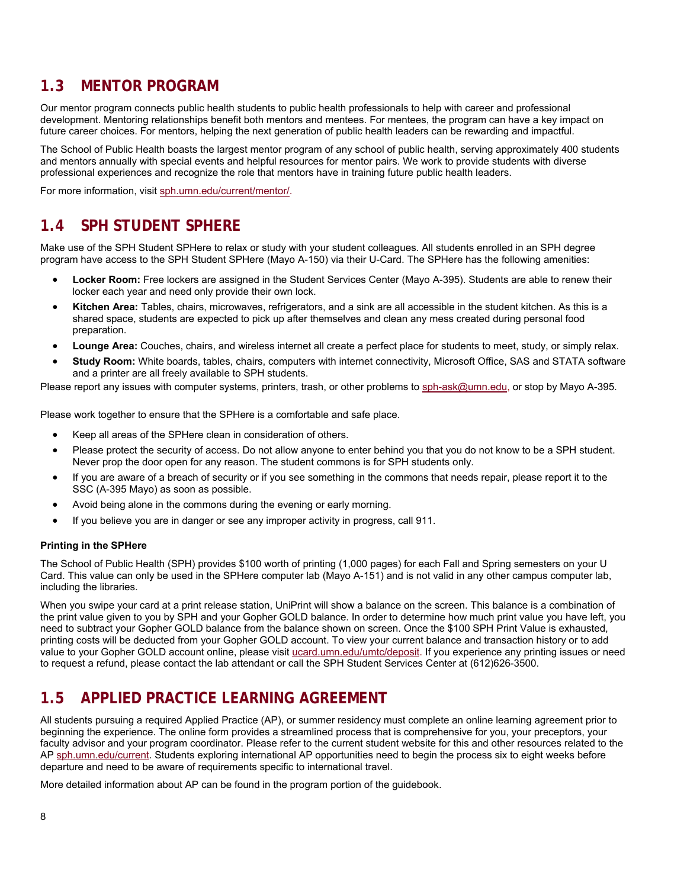## 1.3 MENTOR PROGRAM

Our mentor program connects public health students to public health professionals to help with career and professional development. Mentoring relationships benefit both mentors and mentees. For mentees, the program can have a key impact on future career choices. For mentors, helping the next generation of public health leaders can be rewarding and impactful.

The School of Public Health boasts the largest mentor program of any school of public health, serving approximately 400 students and mentors annually with special events and helpful resources for mentor pairs. We work to provide students with diverse professional experiences and recognize the role that mentors have in training future public health leaders.

For more information, visit sph.umn.edu/current/mentor/.

## 1.4 SPH STUDENT SPHERE

Make use of the SPH Student SPHere to relax or study with your student colleagues. All students enrolled in an SPH degree program have access to the SPH Student SPHere (Mayo A-150) via their U-Card. The SPHere has the following amenities:

- **Locker Room:** Free lockers are assigned in the Student Services Center (Mayo A-395). Students are able to renew their locker each year and need only provide their own lock.
- **Kitchen Area:** Tables, chairs, microwaves, refrigerators, and a sink are all accessible in the student kitchen. As this is a shared space, students are expected to pick up after themselves and clean any mess created during personal food preparation.
- **Lounge Area:** Couches, chairs, and wireless internet all create a perfect place for students to meet, study, or simply relax.
- **Study Room:** White boards, tables, chairs, computers with internet connectivity, Microsoft Office, SAS and STATA software and a printer are all freely available to SPH students.

Please report any issues with computer systems, printers, trash, or other problems to sph-ask@umn.edu, or stop by Mayo A-395.

Please work together to ensure that the SPHere is a comfortable and safe place.

- Keep all areas of the SPHere clean in consideration of others.
- Please protect the security of access. Do not allow anyone to enter behind you that you do not know to be a SPH student. Never prop the door open for any reason. The student commons is for SPH students only.
- If you are aware of a breach of security or if you see something in the commons that needs repair, please report it to the SSC (A-395 Mayo) as soon as possible.
- Avoid being alone in the commons during the evening or early morning.
- If you believe you are in danger or see any improper activity in progress, call 911.

#### Printing in the SPHere

The School of Public Health (SPH) provides $100 worth of printing (1,000 pages) for each Fall and Spring semesters on your U Card. This value can only be used in the SPHere computer lab (Mayo A-151) and is not valid in any other campus computer lab, including the libraries.

When you swipe your card at a print release station, UniPrint will show a balance on the screen. This balance is a combination of the print value given to you by SPH and your Gopher GOLD balance. In order to determine how much print value you have left, you need to subtract your Gopher GOLD balance from the balance shown on screen. Once the $100 SPH Print Value is exhausted, printing costs will be deducted from your Gopher GOLD account. To view your current balance and transaction history or to add value to your Gopher GOLD account online, please visit ucard.umn.edu/umtc/deposit. If you experience any printing issues or need to request a refund, please contact the lab attendant or call the SPH Student Services Center at (612)626-3500.

## 1.5 APPLIED PRACTICE LEARNING AGREEMENT

All students pursuing a required Applied Practice (AP), or summer residency must complete an online learning agreement prior to beginning the experience. The online form provides a streamlined process that is comprehensive for you, your preceptors, your faculty advisor and your program coordinator. Please refer to the current student website for this and other resources related to the AP sph.umn.edu/current. Students exploring international AP opportunities need to begin the process six to eight weeks before departure and need to be aware of requirements specific to international travel.

More detailed information about AP can be found in the program portion of the guidebook.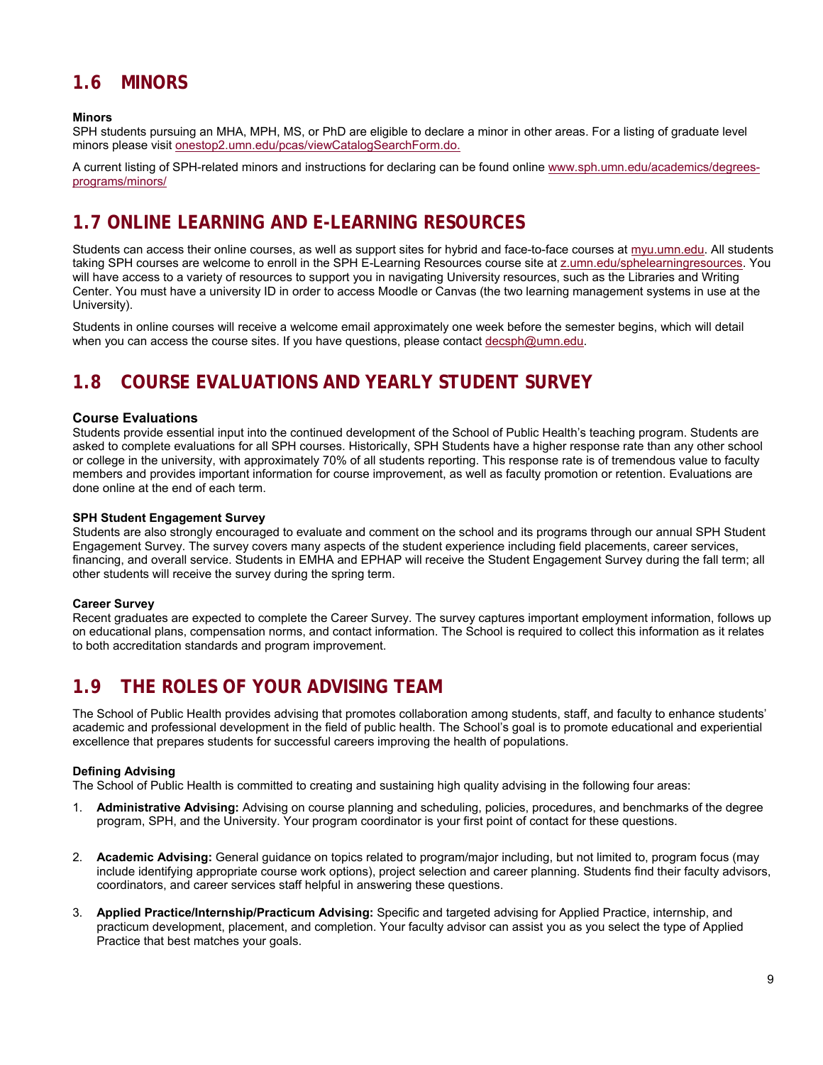## 1.6 MINORS

**Minors**

SPH students pursuing an MHA, MPH, MS, or PhD are eligible to declare a minor in other areas. For a listing of graduate level minors please visit onestop2.umn.edu/pcas/viewCatalogSearchForm.do.

A current listing of SPH-related minors and instructions for declaring can be found online www.sph.umn.edu/academics/degrees-programs/minors/

## 1.7 ONLINE LEARNING AND E-LEARNING RESOURCES

Students can access their online courses, as well as support sites for hybrid and face-to-face courses at myu.umn.edu. All students taking SPH courses are welcome to enroll in the SPH E-Learning Resources course site at z.umn.edu/sphelearningresources. You will have access to a variety of resources to support you in navigating University resources, such as the Libraries and Writing Center. You must have a university ID in order to access Moodle or Canvas (the two learning management systems in use at the University).

Students in online courses will receive a welcome email approximately one week before the semester begins, which will detail when you can access the course sites. If you have questions, please contact decsph@umn.edu.

## 1.8 COURSE EVALUATIONS AND YEARLY STUDENT SURVEY

### Course Evaluations

Students provide essential input into the continued development of the School of Public Health's teaching program. Students are asked to complete evaluations for all SPH courses. Historically, SPH Students have a higher response rate than any other school or college in the university, with approximately 70% of all students reporting. This response rate is of tremendous value to faculty members and provides important information for course improvement, as well as faculty promotion or retention. Evaluations are done online at the end of each term.

**SPH Student Engagement Survey**

Students are also strongly encouraged to evaluate and comment on the school and its programs through our annual SPH Student Engagement Survey. The survey covers many aspects of the student experience including field placements, career services, financing, and overall service. Students in EMHA and EPHAP will receive the Student Engagement Survey during the fall term; all other students will receive the survey during the spring term.

**Career Survey**

Recent graduates are expected to complete the Career Survey. The survey captures important employment information, follows up on educational plans, compensation norms, and contact information. The School is required to collect this information as it relates to both accreditation standards and program improvement.

## 1.9 THE ROLES OF YOUR ADVISING TEAM

The School of Public Health provides advising that promotes collaboration among students, staff, and faculty to enhance students' academic and professional development in the field of public health. The School's goal is to promote educational and experiential excellence that prepares students for successful careers improving the health of populations.

**Defining Advising**

The School of Public Health is committed to creating and sustaining high quality advising in the following four areas:

1. **Administrative Advising:** Advising on course planning and scheduling, policies, procedures, and benchmarks of the degree program, SPH, and the University. Your program coordinator is your first point of contact for these questions.

2. **Academic Advising:** General guidance on topics related to program/major including, but not limited to, program focus (may include identifying appropriate course work options), project selection and career planning. Students find their faculty advisors, coordinators, and career services staff helpful in answering these questions.

3. **Applied Practice/Internship/Practicum Advising:** Specific and targeted advising for Applied Practice, internship, and practicum development, placement, and completion. Your faculty advisor can assist you as you select the type of Applied Practice that best matches your goals.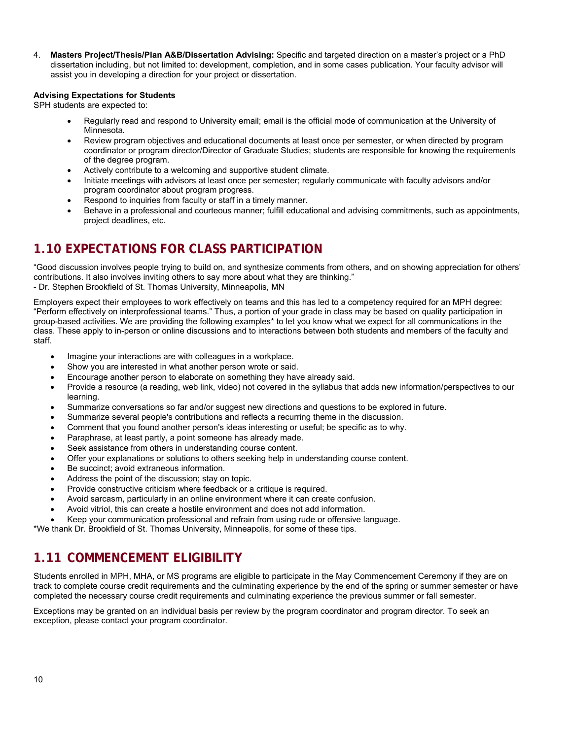4. **Masters Project/Thesis/Plan A&B/Dissertation Advising:** Specific and targeted direction on a master's project or a PhD dissertation including, but not limited to: development, completion, and in some cases publication. Your faculty advisor will assist you in developing a direction for your project or dissertation.

**Advising Expectations for Students**

SPH students are expected to:

- Regularly read and respond to University email; email is the official mode of communication at the University of Minnesota.
- Review program objectives and educational documents at least once per semester, or when directed by program coordinator or program director/Director of Graduate Studies; students are responsible for knowing the requirements of the degree program.
- Actively contribute to a welcoming and supportive student climate.
- Initiate meetings with advisors at least once per semester; regularly communicate with faculty advisors and/or program coordinator about program progress.
- Respond to inquiries from faculty or staff in a timely manner.
- Behave in a professional and courteous manner; fulfill educational and advising commitments, such as appointments, project deadlines, etc.

## 1.10 EXPECTATIONS FOR CLASS PARTICIPATION

"Good discussion involves people trying to build on, and synthesize comments from others, and on showing appreciation for others' contributions. It also involves inviting others to say more about what they are thinking."
- Dr. Stephen Brookfield of St. Thomas University, Minneapolis, MN

Employers expect their employees to work effectively on teams and this has led to a competency required for an MPH degree: "Perform effectively on interprofessional teams." Thus, a portion of your grade in class may be based on quality participation in group-based activities. We are providing the following examples* to let you know what we expect for all communications in the class. These apply to in-person or online discussions and to interactions between both students and members of the faculty and staff.

- Imagine your interactions are with colleagues in a workplace.
- Show you are interested in what another person wrote or said.
- Encourage another person to elaborate on something they have already said.
- Provide a resource (a reading, web link, video) not covered in the syllabus that adds new information/perspectives to our learning.
- Summarize conversations so far and/or suggest new directions and questions to be explored in future.
- Summarize several people's contributions and reflects a recurring theme in the discussion.
- Comment that you found another person's ideas interesting or useful; be specific as to why.
- Paraphrase, at least partly, a point someone has already made.
- Seek assistance from others in understanding course content.
- Offer your explanations or solutions to others seeking help in understanding course content.
- Be succinct; avoid extraneous information.
- Address the point of the discussion; stay on topic.
- Provide constructive criticism where feedback or a critique is required.
- Avoid sarcasm, particularly in an online environment where it can create confusion.
- Avoid vitriol, this can create a hostile environment and does not add information.
- Keep your communication professional and refrain from using rude or offensive language.

*We thank Dr. Brookfield of St. Thomas University, Minneapolis, for some of these tips.

## 1.11 COMMENCEMENT ELIGIBILITY

Students enrolled in MPH, MHA, or MS programs are eligible to participate in the May Commencement Ceremony if they are on track to complete course credit requirements and the culminating experience by the end of the spring or summer semester or have completed the necessary course credit requirements and culminating experience the previous summer or fall semester.

Exceptions may be granted on an individual basis per review by the program coordinator and program director. To seek an exception, please contact your program coordinator.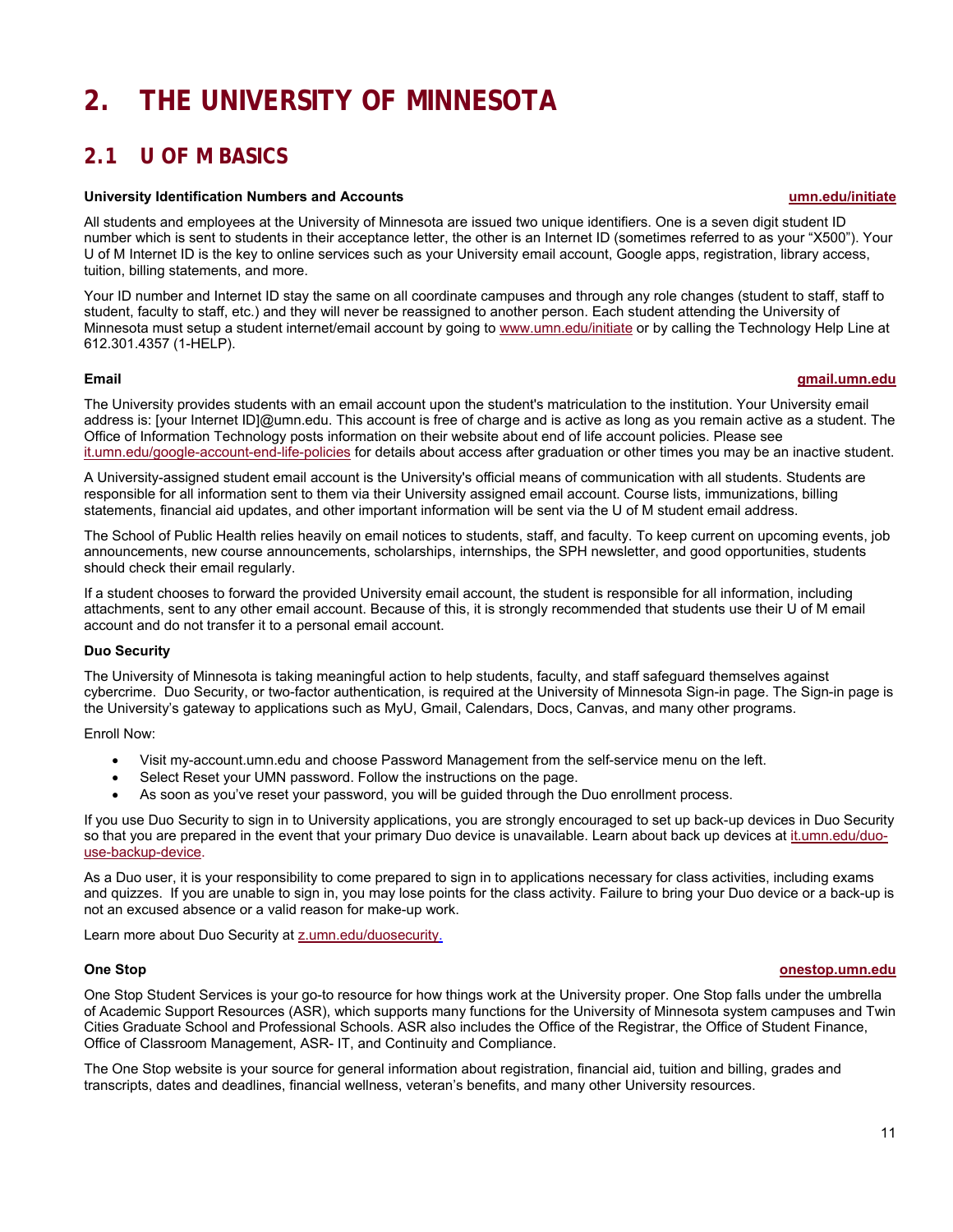# 2. THE UNIVERSITY OF MINNESOTA

## 2.1 U OF M BASICS

**University Identification Numbers and Accounts** **umn.edu/initiate**

All students and employees at the University of Minnesota are issued two unique identifiers. One is a seven digit student ID number which is sent to students in their acceptance letter, the other is an Internet ID (sometimes referred to as your "X500"). Your U of M Internet ID is the key to online services such as your University email account, Google apps, registration, library access, tuition, billing statements, and more.

Your ID number and Internet ID stay the same on all coordinate campuses and through any role changes (student to staff, staff to student, faculty to staff, etc.) and they will never be reassigned to another person. Each student attending the University of Minnesota must setup a student internet/email account by going to www.umn.edu/initiate or by calling the Technology Help Line at 612.301.4357 (1-HELP).

**Email** **gmail.umn.edu**

The University provides students with an email account upon the student's matriculation to the institution. Your University email address is: [your Internet ID]@umn.edu. This account is free of charge and is active as long as you remain active as a student. The Office of Information Technology posts information on their website about end of life account policies. Please see it.umn.edu/google-account-end-life-policies for details about access after graduation or other times you may be an inactive student.

A University-assigned student email account is the University's official means of communication with all students. Students are responsible for all information sent to them via their University assigned email account. Course lists, immunizations, billing statements, financial aid updates, and other important information will be sent via the U of M student email address.

The School of Public Health relies heavily on email notices to students, staff, and faculty. To keep current on upcoming events, job announcements, new course announcements, scholarships, internships, the SPH newsletter, and good opportunities, students should check their email regularly.

If a student chooses to forward the provided University email account, the student is responsible for all information, including attachments, sent to any other email account. Because of this, it is strongly recommended that students use their U of M email account and do not transfer it to a personal email account.

**Duo Security**

The University of Minnesota is taking meaningful action to help students, faculty, and staff safeguard themselves against cybercrime. Duo Security, or two-factor authentication, is required at the University of Minnesota Sign-in page. The Sign-in page is the University's gateway to applications such as MyU, Gmail, Calendars, Docs, Canvas, and many other programs.

Enroll Now:

- Visit my-account.umn.edu and choose Password Management from the self-service menu on the left.
- Select Reset your UMN password. Follow the instructions on the page.
- As soon as you've reset your password, you will be guided through the Duo enrollment process.

If you use Duo Security to sign in to University applications, you are strongly encouraged to set up back-up devices in Duo Security so that you are prepared in the event that your primary Duo device is unavailable. Learn about back up devices at it.umn.edu/duo-use-backup-device.

As a Duo user, it is your responsibility to come prepared to sign in to applications necessary for class activities, including exams and quizzes. If you are unable to sign in, you may lose points for the class activity. Failure to bring your Duo device or a back-up is not an excused absence or a valid reason for make-up work.

Learn more about Duo Security at z.umn.edu/duosecurity.

**One Stop** **onestop.umn.edu**

One Stop Student Services is your go-to resource for how things work at the University proper. One Stop falls under the umbrella of Academic Support Resources (ASR), which supports many functions for the University of Minnesota system campuses and Twin Cities Graduate School and Professional Schools. ASR also includes the Office of the Registrar, the Office of Student Finance, Office of Classroom Management, ASR- IT, and Continuity and Compliance.

The One Stop website is your source for general information about registration, financial aid, tuition and billing, grades and transcripts, dates and deadlines, financial wellness, veteran's benefits, and many other University resources.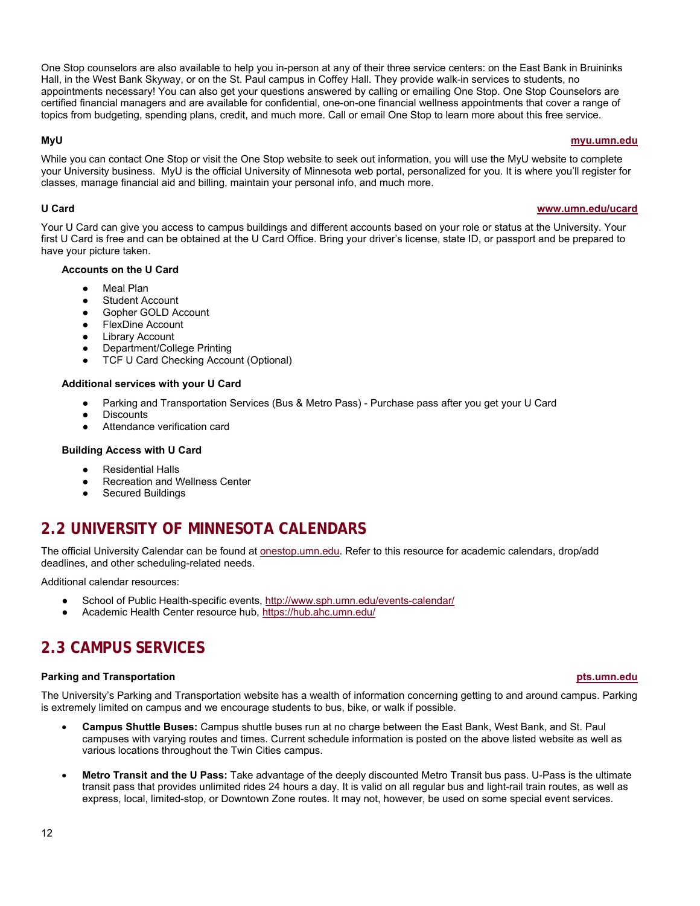One Stop counselors are also available to help you in-person at any of their three service centers: on the East Bank in Bruininks Hall, in the West Bank Skyway, or on the St. Paul campus in Coffey Hall. They provide walk-in services to students, no appointments necessary! You can also get your questions answered by calling or emailing One Stop. One Stop Counselors are certified financial managers and are available for confidential, one-on-one financial wellness appointments that cover a range of topics from budgeting, spending plans, credit, and much more. Call or email One Stop to learn more about this free service.

**MyU** **myu.umn.edu**

While you can contact One Stop or visit the One Stop website to seek out information, you will use the MyU website to complete your University business. MyU is the official University of Minnesota web portal, personalized for you. It is where you'll register for classes, manage financial aid and billing, maintain your personal info, and much more.

**U Card** **www.umn.edu/ucard**

Your U Card can give you access to campus buildings and different accounts based on your role or status at the University. Your first U Card is free and can be obtained at the U Card Office. Bring your driver's license, state ID, or passport and be prepared to have your picture taken.

**Accounts on the U Card**

- Meal Plan
- Student Account
- Gopher GOLD Account
- FlexDine Account
- Library Account
- Department/College Printing
- TCF U Card Checking Account (Optional)

**Additional services with your U Card**

- Parking and Transportation Services (Bus & Metro Pass) - Purchase pass after you get your U Card
- Discounts
- Attendance verification card

**Building Access with U Card**

- Residential Halls
- Recreation and Wellness Center
- Secured Buildings

## 2.2 UNIVERSITY OF MINNESOTA CALENDARS

The official University Calendar can be found at onestop.umn.edu. Refer to this resource for academic calendars, drop/add deadlines, and other scheduling-related needs.

Additional calendar resources:

- School of Public Health-specific events, http://www.sph.umn.edu/events-calendar/
- Academic Health Center resource hub, https://hub.ahc.umn.edu/

## 2.3 CAMPUS SERVICES

**Parking and Transportation** **pts.umn.edu**

The University's Parking and Transportation website has a wealth of information concerning getting to and around campus. Parking is extremely limited on campus and we encourage students to bus, bike, or walk if possible.

- **Campus Shuttle Buses:** Campus shuttle buses run at no charge between the East Bank, West Bank, and St. Paul campuses with varying routes and times. Current schedule information is posted on the above listed website as well as various locations throughout the Twin Cities campus.

- **Metro Transit and the U Pass:** Take advantage of the deeply discounted Metro Transit bus pass. U-Pass is the ultimate transit pass that provides unlimited rides 24 hours a day. It is valid on all regular bus and light-rail train routes, as well as express, local, limited-stop, or Downtown Zone routes. It may not, however, be used on some special event services.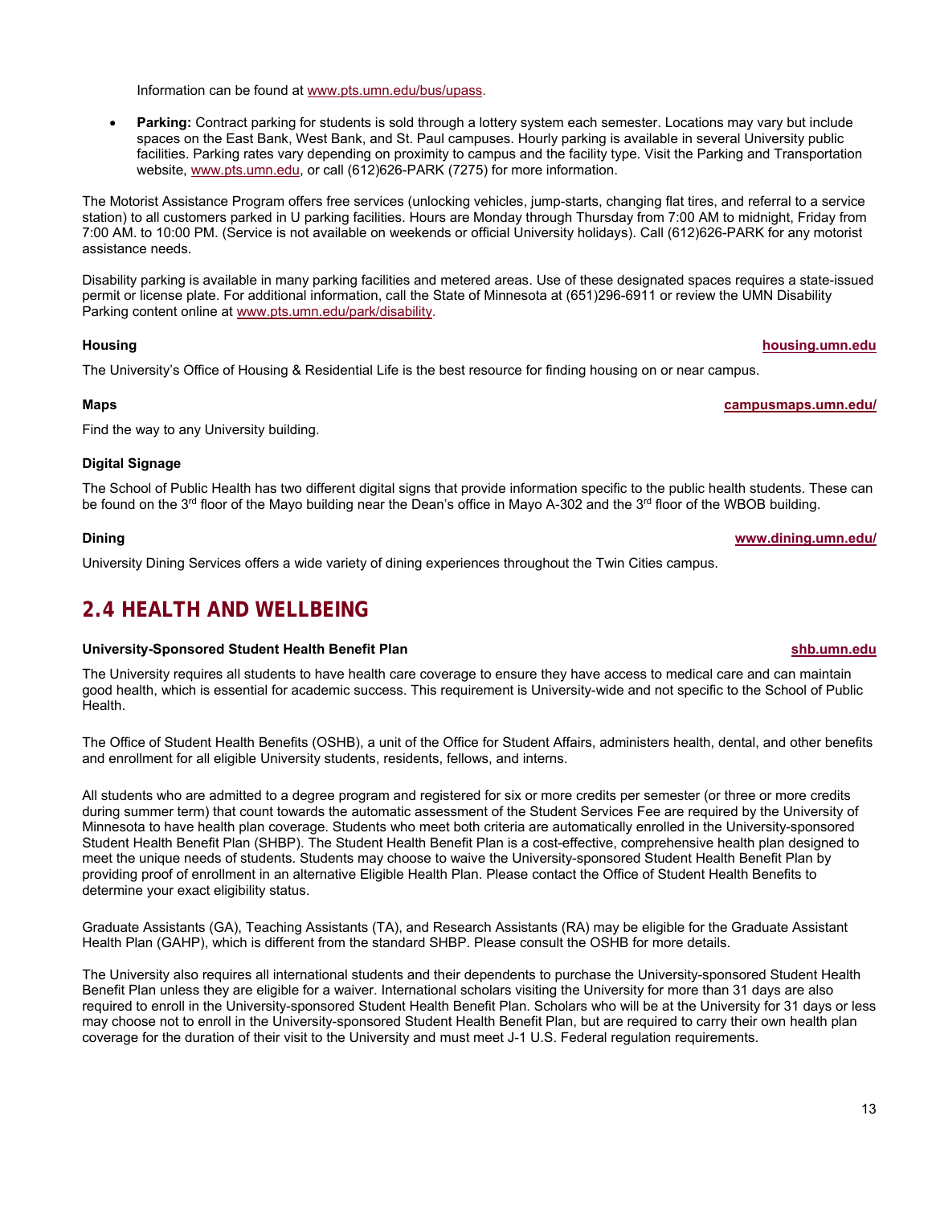Information can be found at www.pts.umn.edu/bus/upass.

- **Parking:** Contract parking for students is sold through a lottery system each semester. Locations may vary but include spaces on the East Bank, West Bank, and St. Paul campuses. Hourly parking is available in several University public facilities. Parking rates vary depending on proximity to campus and the facility type. Visit the Parking and Transportation website, www.pts.umn.edu, or call (612)626-PARK (7275) for more information.

The Motorist Assistance Program offers free services (unlocking vehicles, jump-starts, changing flat tires, and referral to a service station) to all customers parked in U parking facilities. Hours are Monday through Thursday from 7:00 AM to midnight, Friday from 7:00 AM. to 10:00 PM. (Service is not available on weekends or official University holidays). Call (612)626-PARK for any motorist assistance needs.

Disability parking is available in many parking facilities and metered areas. Use of these designated spaces requires a state-issued permit or license plate. For additional information, call the State of Minnesota at (651)296-6911 or review the UMN Disability Parking content online at www.pts.umn.edu/park/disability.

**Housing** **housing.umn.edu**

The University's Office of Housing & Residential Life is the best resource for finding housing on or near campus.

**Maps** **campusmaps.umn.edu/**

Find the way to any University building.

**Digital Signage**

The School of Public Health has two different digital signs that provide information specific to the public health students. These can be found on the 3rd floor of the Mayo building near the Dean's office in Mayo A-302 and the 3rd floor of the WBOB building.

**Dining** **www.dining.umn.edu/**

University Dining Services offers a wide variety of dining experiences throughout the Twin Cities campus.

## 2.4 HEALTH AND WELLBEING

**University-Sponsored Student Health Benefit Plan** **shb.umn.edu**

The University requires all students to have health care coverage to ensure they have access to medical care and can maintain good health, which is essential for academic success. This requirement is University-wide and not specific to the School of Public Health.

The Office of Student Health Benefits (OSHB), a unit of the Office for Student Affairs, administers health, dental, and other benefits and enrollment for all eligible University students, residents, fellows, and interns.

All students who are admitted to a degree program and registered for six or more credits per semester (or three or more credits during summer term) that count towards the automatic assessment of the Student Services Fee are required by the University of Minnesota to have health plan coverage. Students who meet both criteria are automatically enrolled in the University-sponsored Student Health Benefit Plan (SHBP). The Student Health Benefit Plan is a cost-effective, comprehensive health plan designed to meet the unique needs of students. Students may choose to waive the University-sponsored Student Health Benefit Plan by providing proof of enrollment in an alternative Eligible Health Plan. Please contact the Office of Student Health Benefits to determine your exact eligibility status.

Graduate Assistants (GA), Teaching Assistants (TA), and Research Assistants (RA) may be eligible for the Graduate Assistant Health Plan (GAHP), which is different from the standard SHBP. Please consult the OSHB for more details.

The University also requires all international students and their dependents to purchase the University-sponsored Student Health Benefit Plan unless they are eligible for a waiver. International scholars visiting the University for more than 31 days are also required to enroll in the University-sponsored Student Health Benefit Plan. Scholars who will be at the University for 31 days or less may choose not to enroll in the University-sponsored Student Health Benefit Plan, but are required to carry their own health plan coverage for the duration of their visit to the University and must meet J-1 U.S. Federal regulation requirements.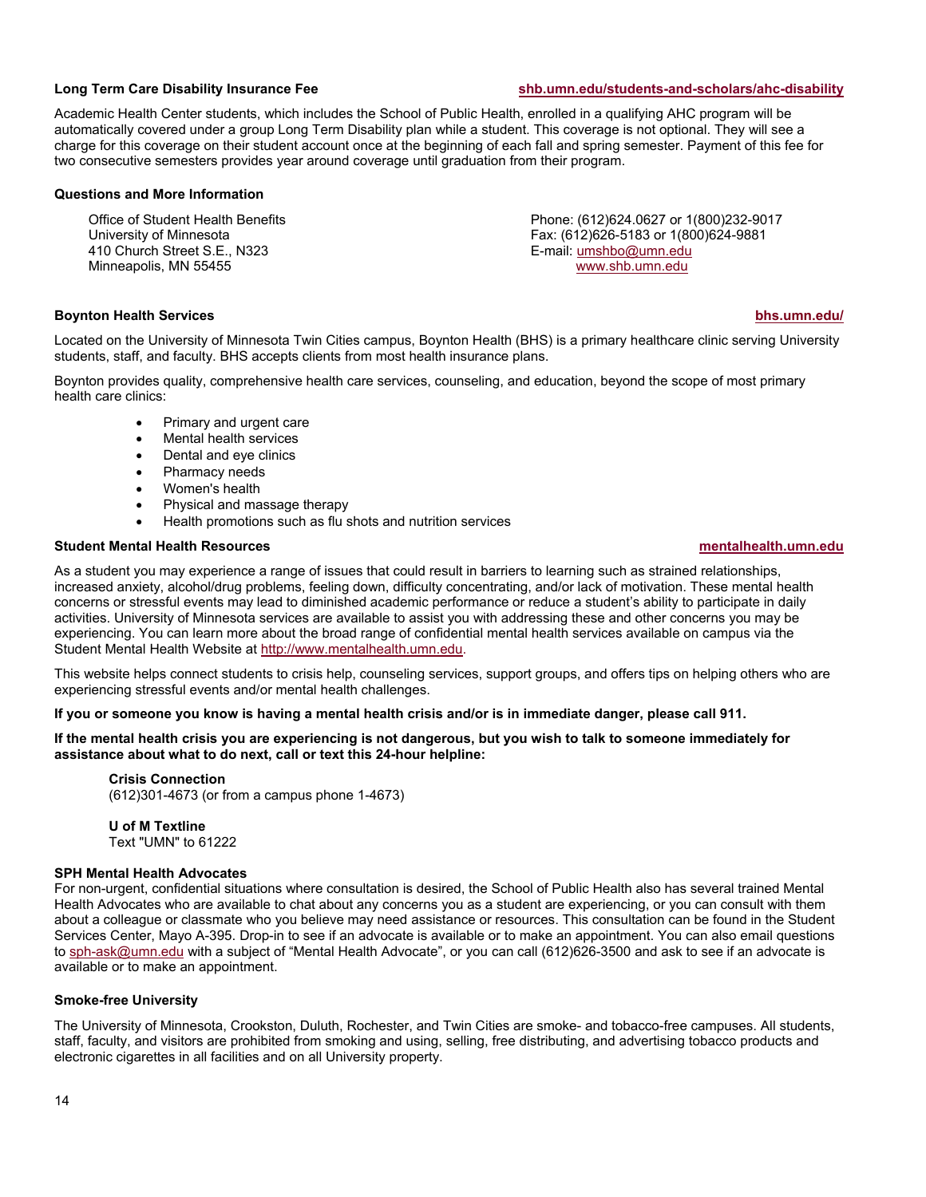**Long Term Care Disability Insurance Fee** **shb.umn.edu/students-and-scholars/ahc-disability**

Academic Health Center students, which includes the School of Public Health, enrolled in a qualifying AHC program will be automatically covered under a group Long Term Disability plan while a student. This coverage is not optional. They will see a charge for this coverage on their student account once at the beginning of each fall and spring semester. Payment of this fee for two consecutive semesters provides year around coverage until graduation from their program.

**Questions and More Information**

Office of Student Health Benefits
University of Minnesota
410 Church Street S.E., N323
Minneapolis, MN 55455

Phone: (612)624.0627 or 1(800)232-9017
Fax: (612)626-5183 or 1(800)624-9881
E-mail: umshbo@umn.edu
www.shb.umn.edu

**Boynton Health Services** **bhs.umn.edu/**

Located on the University of Minnesota Twin Cities campus, Boynton Health (BHS) is a primary healthcare clinic serving University students, staff, and faculty. BHS accepts clients from most health insurance plans.

Boynton provides quality, comprehensive health care services, counseling, and education, beyond the scope of most primary health care clinics:

- Primary and urgent care
- Mental health services
- Dental and eye clinics
- Pharmacy needs
- Women's health
- Physical and massage therapy
- Health promotions such as flu shots and nutrition services

**Student Mental Health Resources** **mentalhealth.umn.edu**

As a student you may experience a range of issues that could result in barriers to learning such as strained relationships, increased anxiety, alcohol/drug problems, feeling down, difficulty concentrating, and/or lack of motivation. These mental health concerns or stressful events may lead to diminished academic performance or reduce a student's ability to participate in daily activities. University of Minnesota services are available to assist you with addressing these and other concerns you may be experiencing. You can learn more about the broad range of confidential mental health services available on campus via the Student Mental Health Website at http://www.mentalhealth.umn.edu.

This website helps connect students to crisis help, counseling services, support groups, and offers tips on helping others who are experiencing stressful events and/or mental health challenges.

**If you or someone you know is having a mental health crisis and/or is in immediate danger, please call 911.**

**If the mental health crisis you are experiencing is not dangerous, but you wish to talk to someone immediately for assistance about what to do next, call or text this 24-hour helpline:**

**Crisis Connection**
(612)301-4673 (or from a campus phone 1-4673)

**U of M Textline**
Text "UMN" to 61222

**SPH Mental Health Advocates**
For non-urgent, confidential situations where consultation is desired, the School of Public Health also has several trained Mental Health Advocates who are available to chat about any concerns you as a student are experiencing, or you can consult with them about a colleague or classmate who you believe may need assistance or resources. This consultation can be found in the Student Services Center, Mayo A-395. Drop-in to see if an advocate is available or to make an appointment. You can also email questions to sph-ask@umn.edu with a subject of "Mental Health Advocate", or you can call (612)626-3500 and ask to see if an advocate is available or to make an appointment.

**Smoke-free University**

The University of Minnesota, Crookston, Duluth, Rochester, and Twin Cities are smoke- and tobacco-free campuses. All students, staff, faculty, and visitors are prohibited from smoking and using, selling, free distributing, and advertising tobacco products and electronic cigarettes in all facilities and on all University property.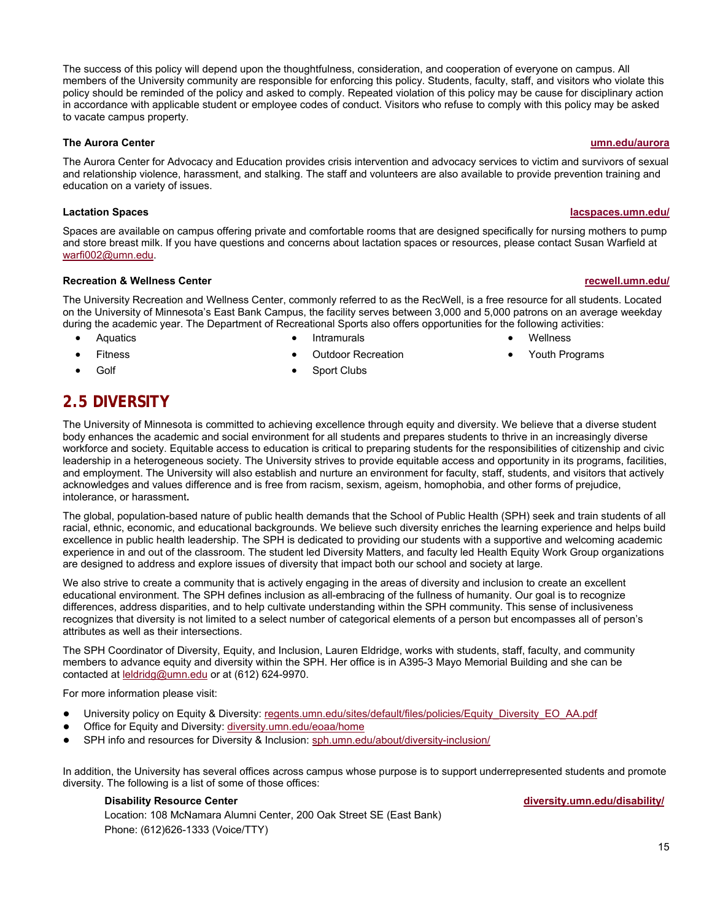The success of this policy will depend upon the thoughtfulness, consideration, and cooperation of everyone on campus. All members of the University community are responsible for enforcing this policy. Students, faculty, staff, and visitors who violate this policy should be reminded of the policy and asked to comply. Repeated violation of this policy may be cause for disciplinary action in accordance with applicable student or employee codes of conduct. Visitors who refuse to comply with this policy may be asked to vacate campus property.

**The Aurora Center** **umn.edu/aurora**

The Aurora Center for Advocacy and Education provides crisis intervention and advocacy services to victim and survivors of sexual and relationship violence, harassment, and stalking. The staff and volunteers are also available to provide prevention training and education on a variety of issues.

**Lactation Spaces** **lacspaces.umn.edu/**

Spaces are available on campus offering private and comfortable rooms that are designed specifically for nursing mothers to pump and store breast milk. If you have questions and concerns about lactation spaces or resources, please contact Susan Warfield at warfi002@umn.edu.

**Recreation & Wellness Center** **recwell.umn.edu/**

The University Recreation and Wellness Center, commonly referred to as the RecWell, is a free resource for all students. Located on the University of Minnesota's East Bank Campus, the facility serves between 3,000 and 5,000 patrons on an average weekday during the academic year. The Department of Recreational Sports also offers opportunities for the following activities:

- Aquatics
- Fitness
- Golf
- Intramurals
- Outdoor Recreation
- Sport Clubs
- Wellness
- Youth Programs

## 2.5 DIVERSITY

The University of Minnesota is committed to achieving excellence through equity and diversity. We believe that a diverse student body enhances the academic and social environment for all students and prepares students to thrive in an increasingly diverse workforce and society. Equitable access to education is critical to preparing students for the responsibilities of citizenship and civic leadership in a heterogeneous society. The University strives to provide equitable access and opportunity in its programs, facilities, and employment. The University will also establish and nurture an environment for faculty, staff, students, and visitors that actively acknowledges and values difference and is free from racism, sexism, ageism, homophobia, and other forms of prejudice, intolerance, or harassment**.**

The global, population-based nature of public health demands that the School of Public Health (SPH) seek and train students of all racial, ethnic, economic, and educational backgrounds. We believe such diversity enriches the learning experience and helps build excellence in public health leadership. The SPH is dedicated to providing our students with a supportive and welcoming academic experience in and out of the classroom. The student led Diversity Matters, and faculty led Health Equity Work Group organizations are designed to address and explore issues of diversity that impact both our school and society at large.

We also strive to create a community that is actively engaging in the areas of diversity and inclusion to create an excellent educational environment. The SPH defines inclusion as all-embracing of the fullness of humanity. Our goal is to recognize differences, address disparities, and to help cultivate understanding within the SPH community. This sense of inclusiveness recognizes that diversity is not limited to a select number of categorical elements of a person but encompasses all of person's attributes as well as their intersections.

The SPH Coordinator of Diversity, Equity, and Inclusion, Lauren Eldridge, works with students, staff, faculty, and community members to advance equity and diversity within the SPH. Her office is in A395-3 Mayo Memorial Building and she can be contacted at leldridg@umn.edu or at (612) 624-9970.

For more information please visit:

- University policy on Equity & Diversity: regents.umn.edu/sites/default/files/policies/Equity_Diversity_EO_AA.pdf
- Office for Equity and Diversity: diversity.umn.edu/eoaa/home
- SPH info and resources for Diversity & Inclusion: sph.umn.edu/about/diversity-inclusion/

In addition, the University has several offices across campus whose purpose is to support underrepresented students and promote diversity. The following is a list of some of those offices:

**Disability Resource Center** **diversity.umn.edu/disability/**
Location: 108 McNamara Alumni Center, 200 Oak Street SE (East Bank)
Phone: (612)626-1333 (Voice/TTY)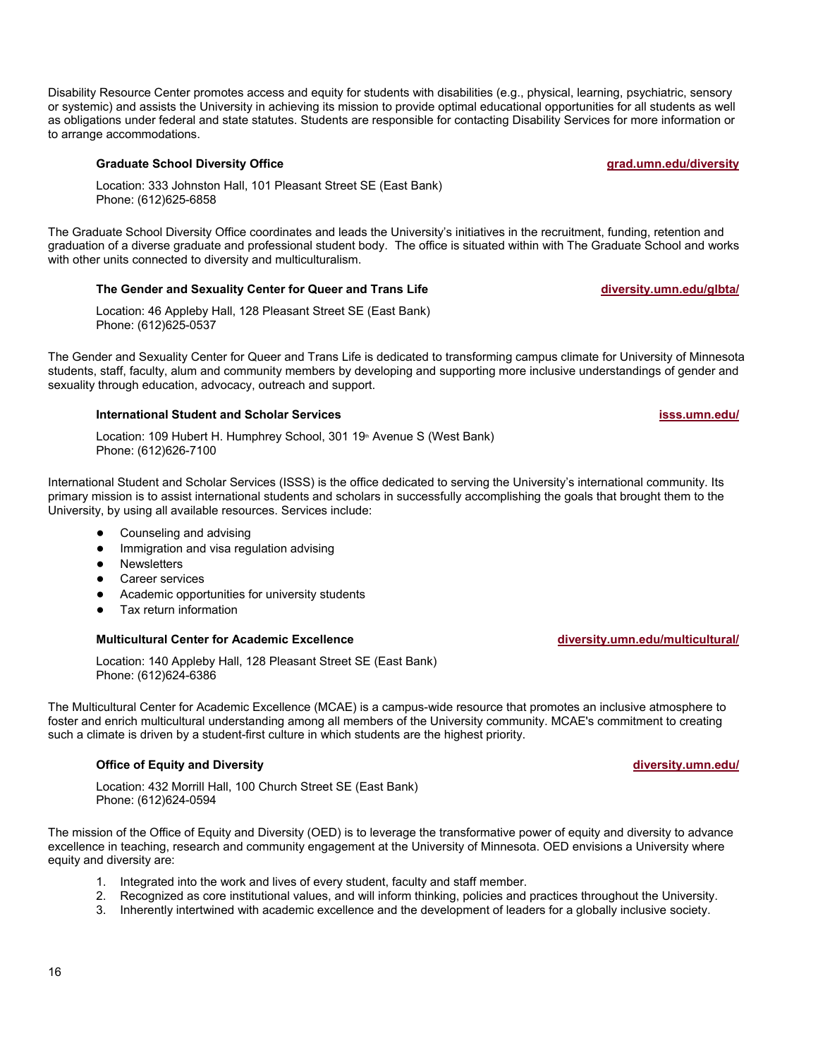Disability Resource Center promotes access and equity for students with disabilities (e.g., physical, learning, psychiatric, sensory or systemic) and assists the University in achieving its mission to provide optimal educational opportunities for all students as well as obligations under federal and state statutes. Students are responsible for contacting Disability Services for more information or to arrange accommodations.

### Graduate School Diversity Office

**grad.umn.edu/diversity**

Location: 333 Johnston Hall, 101 Pleasant Street SE (East Bank)
Phone: (612)625-6858

The Graduate School Diversity Office coordinates and leads the University's initiatives in the recruitment, funding, retention and graduation of a diverse graduate and professional student body. The office is situated within with The Graduate School and works with other units connected to diversity and multiculturalism.

### The Gender and Sexuality Center for Queer and Trans Life

**diversity.umn.edu/glbta/**

Location: 46 Appleby Hall, 128 Pleasant Street SE (East Bank)
Phone: (612)625-0537

The Gender and Sexuality Center for Queer and Trans Life is dedicated to transforming campus climate for University of Minnesota students, staff, faculty, alum and community members by developing and supporting more inclusive understandings of gender and sexuality through education, advocacy, outreach and support.

### International Student and Scholar Services

**isss.umn.edu/**

Location: 109 Hubert H. Humphrey School, 301 19th Avenue S (West Bank)
Phone: (612)626-7100

International Student and Scholar Services (ISSS) is the office dedicated to serving the University's international community. Its primary mission is to assist international students and scholars in successfully accomplishing the goals that brought them to the University, by using all available resources. Services include:

- Counseling and advising
- Immigration and visa regulation advising
- Newsletters
- Career services
- Academic opportunities for university students
- Tax return information

### Multicultural Center for Academic Excellence

**diversity.umn.edu/multicultural/**

Location: 140 Appleby Hall, 128 Pleasant Street SE (East Bank)
Phone: (612)624-6386

The Multicultural Center for Academic Excellence (MCAE) is a campus-wide resource that promotes an inclusive atmosphere to foster and enrich multicultural understanding among all members of the University community. MCAE's commitment to creating such a climate is driven by a student-first culture in which students are the highest priority.

### Office of Equity and Diversity

**diversity.umn.edu/**

Location: 432 Morrill Hall, 100 Church Street SE (East Bank)
Phone: (612)624-0594

The mission of the Office of Equity and Diversity (OED) is to leverage the transformative power of equity and diversity to advance excellence in teaching, research and community engagement at the University of Minnesota. OED envisions a University where equity and diversity are:

1. Integrated into the work and lives of every student, faculty and staff member.
2. Recognized as core institutional values, and will inform thinking, policies and practices throughout the University.
3. Inherently intertwined with academic excellence and the development of leaders for a globally inclusive society.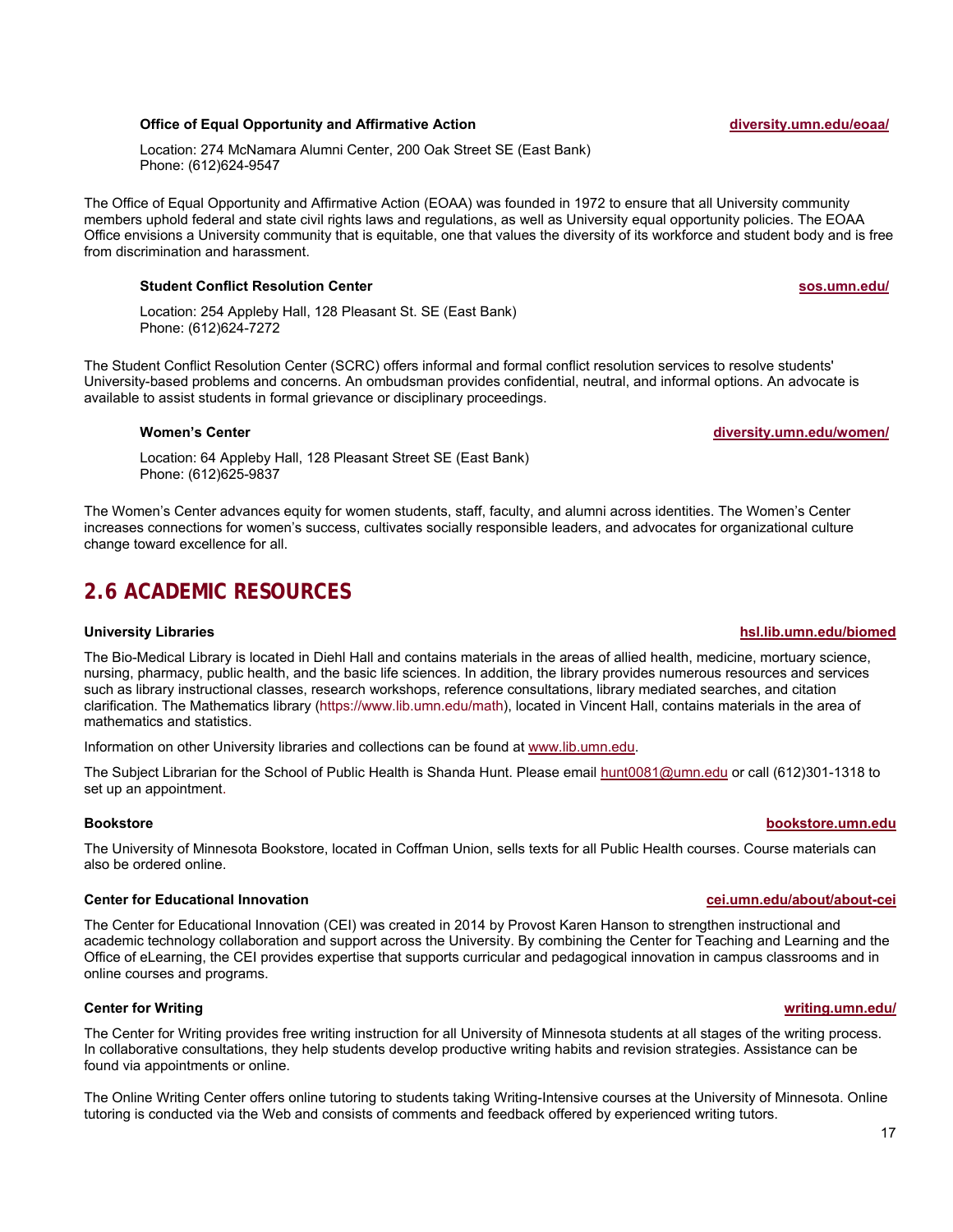**Office of Equal Opportunity and Affirmative Action** diversity.umn.edu/eoaa/

Location: 274 McNamara Alumni Center, 200 Oak Street SE (East Bank)
Phone: (612)624-9547

The Office of Equal Opportunity and Affirmative Action (EOAA) was founded in 1972 to ensure that all University community members uphold federal and state civil rights laws and regulations, as well as University equal opportunity policies. The EOAA Office envisions a University community that is equitable, one that values the diversity of its workforce and student body and is free from discrimination and harassment.

**Student Conflict Resolution Center** sos.umn.edu/

Location: 254 Appleby Hall, 128 Pleasant St. SE (East Bank)
Phone: (612)624-7272

The Student Conflict Resolution Center (SCRC) offers informal and formal conflict resolution services to resolve students' University-based problems and concerns. An ombudsman provides confidential, neutral, and informal options. An advocate is available to assist students in formal grievance or disciplinary proceedings.

**Women's Center** diversity.umn.edu/women/

Location: 64 Appleby Hall, 128 Pleasant Street SE (East Bank)
Phone: (612)625-9837

The Women's Center advances equity for women students, staff, faculty, and alumni across identities. The Women's Center increases connections for women's success, cultivates socially responsible leaders, and advocates for organizational culture change toward excellence for all.

## 2.6 ACADEMIC RESOURCES

**University Libraries** hsl.lib.umn.edu/biomed

The Bio-Medical Library is located in Diehl Hall and contains materials in the areas of allied health, medicine, mortuary science, nursing, pharmacy, public health, and the basic life sciences. In addition, the library provides numerous resources and services such as library instructional classes, research workshops, reference consultations, library mediated searches, and citation clarification. The Mathematics library (https://www.lib.umn.edu/math), located in Vincent Hall, contains materials in the area of mathematics and statistics.

Information on other University libraries and collections can be found at www.lib.umn.edu.

The Subject Librarian for the School of Public Health is Shanda Hunt. Please email hunt0081@umn.edu or call (612)301-1318 to set up an appointment.

**Bookstore** bookstore.umn.edu

The University of Minnesota Bookstore, located in Coffman Union, sells texts for all Public Health courses. Course materials can also be ordered online.

**Center for Educational Innovation** cei.umn.edu/about/about-cei

The Center for Educational Innovation (CEI) was created in 2014 by Provost Karen Hanson to strengthen instructional and academic technology collaboration and support across the University. By combining the Center for Teaching and Learning and the Office of eLearning, the CEI provides expertise that supports curricular and pedagogical innovation in campus classrooms and in online courses and programs.

**Center for Writing** writing.umn.edu/

The Center for Writing provides free writing instruction for all University of Minnesota students at all stages of the writing process. In collaborative consultations, they help students develop productive writing habits and revision strategies. Assistance can be found via appointments or online.

The Online Writing Center offers online tutoring to students taking Writing-Intensive courses at the University of Minnesota. Online tutoring is conducted via the Web and consists of comments and feedback offered by experienced writing tutors.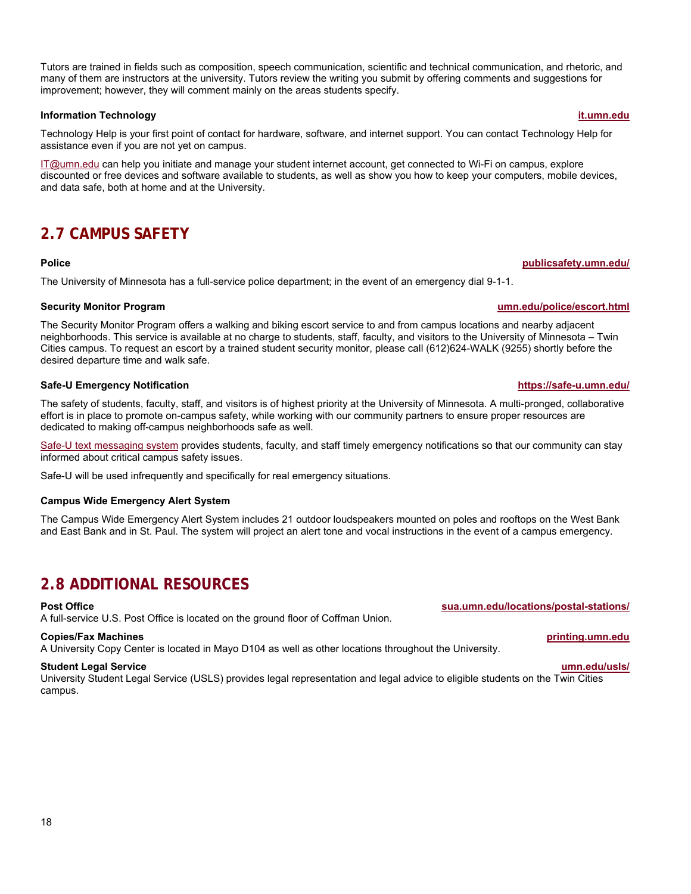Tutors are trained in fields such as composition, speech communication, scientific and technical communication, and rhetoric, and many of them are instructors at the university. Tutors review the writing you submit by offering comments and suggestions for improvement; however, they will comment mainly on the areas students specify.

**Information Technology** **it.umn.edu**

Technology Help is your first point of contact for hardware, software, and internet support. You can contact Technology Help for assistance even if you are not yet on campus.

IT@umn.edu can help you initiate and manage your student internet account, get connected to Wi-Fi on campus, explore discounted or free devices and software available to students, as well as show you how to keep your computers, mobile devices, and data safe, both at home and at the University.

## 2.7 CAMPUS SAFETY

**Police** **publicsafety.umn.edu/**

The University of Minnesota has a full-service police department; in the event of an emergency dial 9-1-1.

**Security Monitor Program** **umn.edu/police/escort.html**

The Security Monitor Program offers a walking and biking escort service to and from campus locations and nearby adjacent neighborhoods. This service is available at no charge to students, staff, faculty, and visitors to the University of Minnesota – Twin Cities campus. To request an escort by a trained student security monitor, please call (612)624-WALK (9255) shortly before the desired departure time and walk safe.

**Safe-U Emergency Notification** **https://safe-u.umn.edu/**

The safety of students, faculty, staff, and visitors is of highest priority at the University of Minnesota. A multi-pronged, collaborative effort is in place to promote on-campus safety, while working with our community partners to ensure proper resources are dedicated to making off-campus neighborhoods safe as well.

Safe-U text messaging system provides students, faculty, and staff timely emergency notifications so that our community can stay informed about critical campus safety issues.

Safe-U will be used infrequently and specifically for real emergency situations.

**Campus Wide Emergency Alert System**

The Campus Wide Emergency Alert System includes 21 outdoor loudspeakers mounted on poles and rooftops on the West Bank and East Bank and in St. Paul. The system will project an alert tone and vocal instructions in the event of a campus emergency.

## 2.8 ADDITIONAL RESOURCES

**Post Office** **sua.umn.edu/locations/postal-stations/**
A full-service U.S. Post Office is located on the ground floor of Coffman Union.

**Copies/Fax Machines** **printing.umn.edu**
A University Copy Center is located in Mayo D104 as well as other locations throughout the University.

**Student Legal Service** **umn.edu/usls/**
University Student Legal Service (USLS) provides legal representation and legal advice to eligible students on the Twin Cities campus.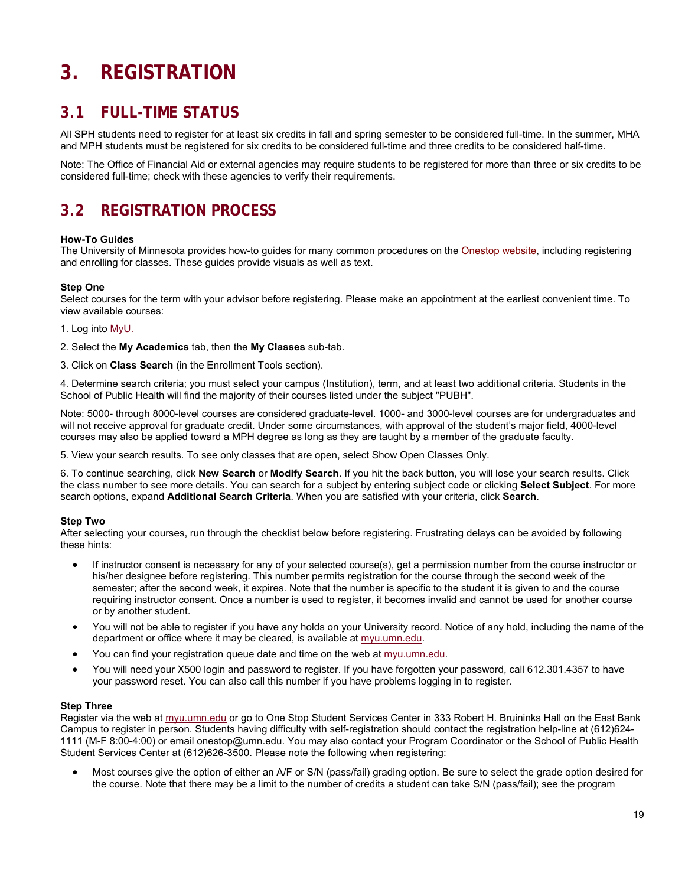# 3. REGISTRATION

## 3.1 FULL-TIME STATUS

All SPH students need to register for at least six credits in fall and spring semester to be considered full-time. In the summer, MHA and MPH students must be registered for six credits to be considered full-time and three credits to be considered half-time.

Note: The Office of Financial Aid or external agencies may require students to be registered for more than three or six credits to be considered full-time; check with these agencies to verify their requirements.

## 3.2 REGISTRATION PROCESS

**How-To Guides**
The University of Minnesota provides how-to guides for many common procedures on the Onestop website, including registering and enrolling for classes. These guides provide visuals as well as text.

**Step One**
Select courses for the term with your advisor before registering. Please make an appointment at the earliest convenient time. To view available courses:

1. Log into MyU.

2. Select the **My Academics** tab, then the **My Classes** sub-tab.

3. Click on **Class Search** (in the Enrollment Tools section).

4. Determine search criteria; you must select your campus (Institution), term, and at least two additional criteria. Students in the School of Public Health will find the majority of their courses listed under the subject "PUBH".

Note: 5000- through 8000-level courses are considered graduate-level. 1000- and 3000-level courses are for undergraduates and will not receive approval for graduate credit. Under some circumstances, with approval of the student's major field, 4000-level courses may also be applied toward a MPH degree as long as they are taught by a member of the graduate faculty.

5. View your search results. To see only classes that are open, select Show Open Classes Only.

6. To continue searching, click **New Search** or **Modify Search**. If you hit the back button, you will lose your search results. Click the class number to see more details. You can search for a subject by entering subject code or clicking **Select Subject**. For more search options, expand **Additional Search Criteria**. When you are satisfied with your criteria, click **Search**.

**Step Two**
After selecting your courses, run through the checklist below before registering. Frustrating delays can be avoided by following these hints:

- If instructor consent is necessary for any of your selected course(s), get a permission number from the course instructor or his/her designee before registering. This number permits registration for the course through the second week of the semester; after the second week, it expires. Note that the number is specific to the student it is given to and the course requiring instructor consent. Once a number is used to register, it becomes invalid and cannot be used for another course or by another student.
- You will not be able to register if you have any holds on your University record. Notice of any hold, including the name of the department or office where it may be cleared, is available at myu.umn.edu.
- You can find your registration queue date and time on the web at myu.umn.edu.
- You will need your X500 login and password to register. If you have forgotten your password, call 612.301.4357 to have your password reset. You can also call this number if you have problems logging in to register.

**Step Three**
Register via the web at myu.umn.edu or go to One Stop Student Services Center in 333 Robert H. Bruininks Hall on the East Bank Campus to register in person. Students having difficulty with self-registration should contact the registration help-line at (612)624-1111 (M-F 8:00-4:00) or email onestop@umn.edu. You may also contact your Program Coordinator or the School of Public Health Student Services Center at (612)626-3500. Please note the following when registering:

- Most courses give the option of either an A/F or S/N (pass/fail) grading option. Be sure to select the grade option desired for the course. Note that there may be a limit to the number of credits a student can take S/N (pass/fail); see the program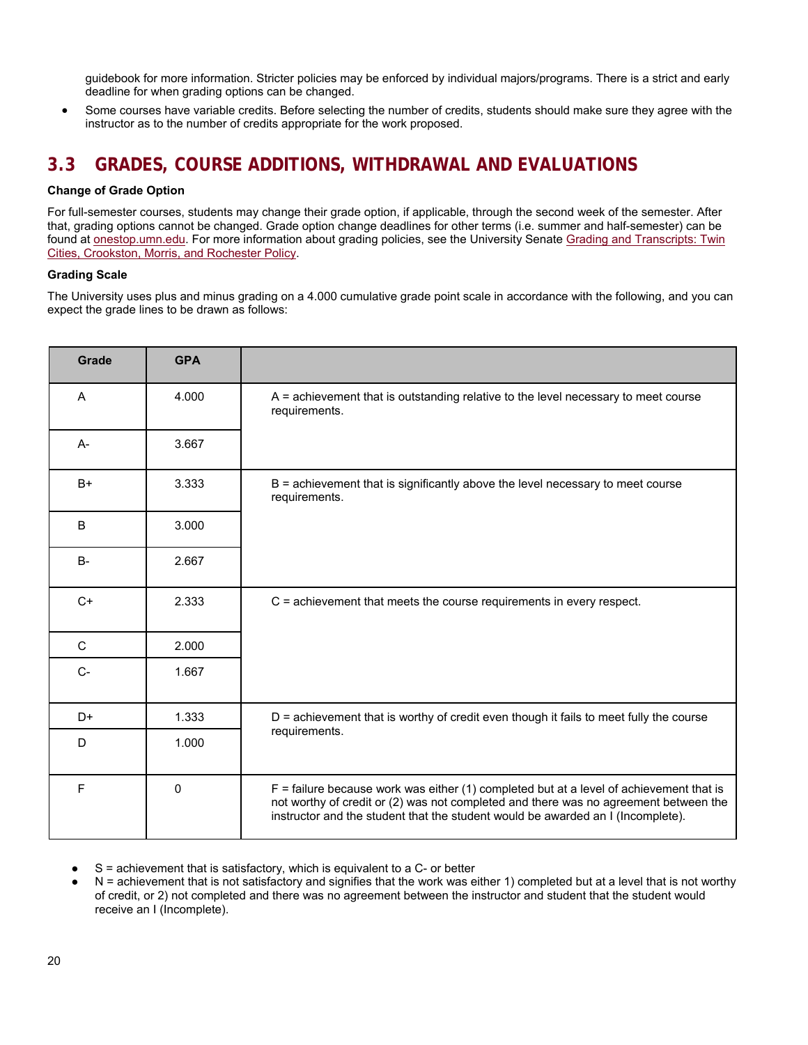guidebook for more information. Stricter policies may be enforced by individual majors/programs. There is a strict and early deadline for when grading options can be changed.

- Some courses have variable credits. Before selecting the number of credits, students should make sure they agree with the instructor as to the number of credits appropriate for the work proposed.

## 3.3 GRADES, COURSE ADDITIONS, WITHDRAWAL AND EVALUATIONS

**Change of Grade Option**

For full-semester courses, students may change their grade option, if applicable, through the second week of the semester. After that, grading options cannot be changed. Grade option change deadlines for other terms (i.e. summer and half-semester) can be found at onestop.umn.edu. For more information about grading policies, see the University Senate Grading and Transcripts: Twin Cities, Crookston, Morris, and Rochester Policy.

**Grading Scale**

The University uses plus and minus grading on a 4.000 cumulative grade point scale in accordance with the following, and you can expect the grade lines to be drawn as follows:

| Grade | GPA | |
|---|---|---|
| A | 4.000 | A = achievement that is outstanding relative to the level necessary to meet course requirements. |
| A- | 3.667 | |
| B+ | 3.333 | B = achievement that is significantly above the level necessary to meet course requirements. |
| B | 3.000 | |
| B- | 2.667 | |
| C+ | 2.333 | C = achievement that meets the course requirements in every respect. |
| C | 2.000 | |
| C- | 1.667 | |
| D+ | 1.333 | D = achievement that is worthy of credit even though it fails to meet fully the course requirements. |
| D | 1.000 | |
| F | 0 | F = failure because work was either (1) completed but at a level of achievement that is not worthy of credit or (2) was not completed and there was no agreement between the instructor and the student that the student would be awarded an I (Incomplete). |

- S = achievement that is satisfactory, which is equivalent to a C- or better
- N = achievement that is not satisfactory and signifies that the work was either 1) completed but at a level that is not worthy of credit, or 2) not completed and there was no agreement between the instructor and student that the student would receive an I (Incomplete).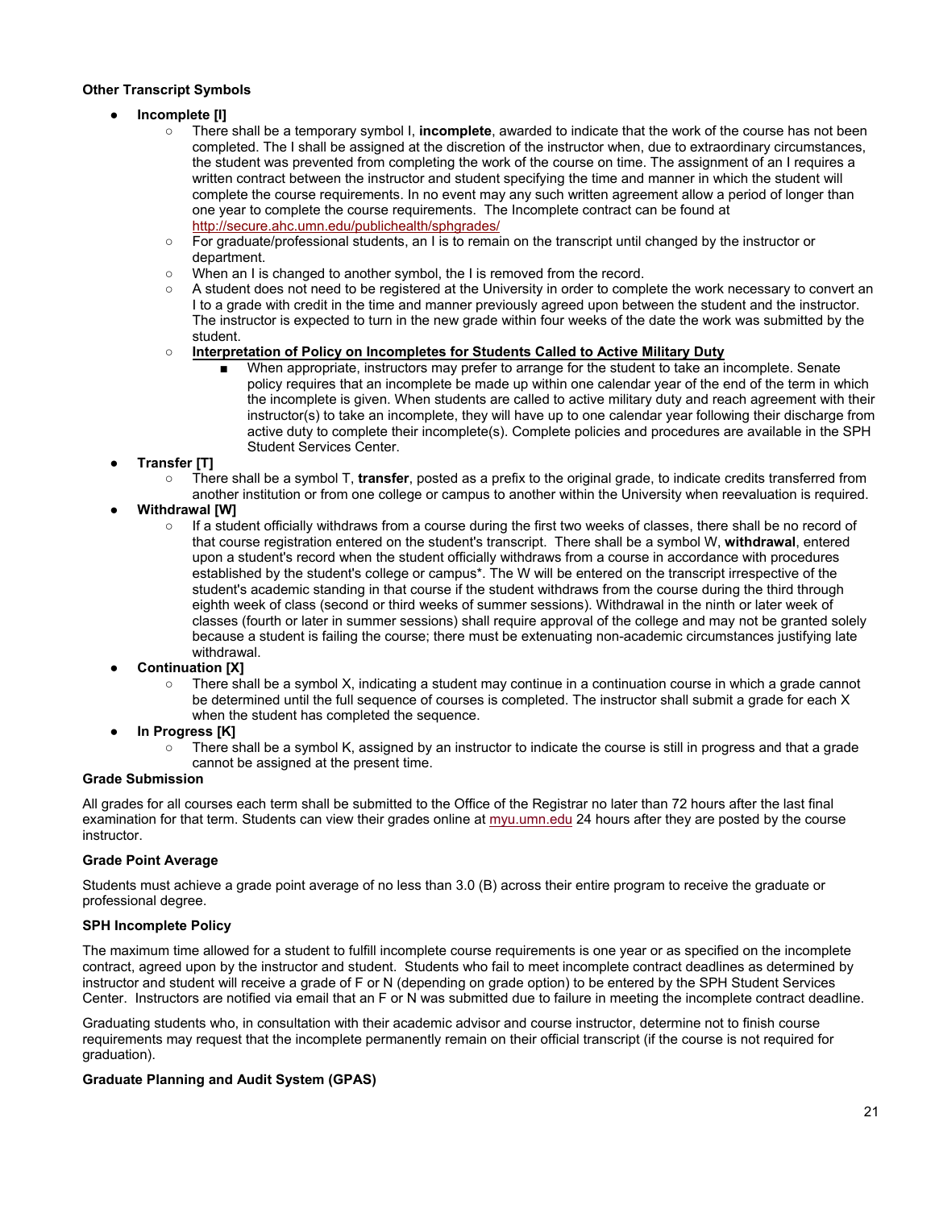### Other Transcript Symbols

- **Incomplete [I]**
  - There shall be a temporary symbol I, **incomplete**, awarded to indicate that the work of the course has not been completed. The I shall be assigned at the discretion of the instructor when, due to extraordinary circumstances, the student was prevented from completing the work of the course on time. The assignment of an I requires a written contract between the instructor and student specifying the time and manner in which the student will complete the course requirements. In no event may any such written agreement allow a period of longer than one year to complete the course requirements. The Incomplete contract can be found at http://secure.ahc.umn.edu/publichealth/sphgrades/
  - For graduate/professional students, an I is to remain on the transcript until changed by the instructor or department.
  - When an I is changed to another symbol, the I is removed from the record.
  - A student does not need to be registered at the University in order to complete the work necessary to convert an I to a grade with credit in the time and manner previously agreed upon between the student and the instructor. The instructor is expected to turn in the new grade within four weeks of the date the work was submitted by the student.
  - **Interpretation of Policy on Incompletes for Students Called to Active Military Duty**
    - When appropriate, instructors may prefer to arrange for the student to take an incomplete. Senate policy requires that an incomplete be made up within one calendar year of the end of the term in which the incomplete is given. When students are called to active military duty and reach agreement with their instructor(s) to take an incomplete, they will have up to one calendar year following their discharge from active duty to complete their incomplete(s). Complete policies and procedures are available in the SPH Student Services Center.
- **Transfer [T]**
  - There shall be a symbol T, **transfer**, posted as a prefix to the original grade, to indicate credits transferred from another institution or from one college or campus to another within the University when reevaluation is required.
- **Withdrawal [W]**
  - If a student officially withdraws from a course during the first two weeks of classes, there shall be no record of that course registration entered on the student's transcript. There shall be a symbol W, **withdrawal**, entered upon a student's record when the student officially withdraws from a course in accordance with procedures established by the student's college or campus*. The W will be entered on the transcript irrespective of the student's academic standing in that course if the student withdraws from the course during the third through eighth week of class (second or third weeks of summer sessions). Withdrawal in the ninth or later week of classes (fourth or later in summer sessions) shall require approval of the college and may not be granted solely because a student is failing the course; there must be extenuating non-academic circumstances justifying late withdrawal.
- **Continuation [X]**
  - There shall be a symbol X, indicating a student may continue in a continuation course in which a grade cannot be determined until the full sequence of courses is completed. The instructor shall submit a grade for each X when the student has completed the sequence.
- **In Progress [K]**
  - There shall be a symbol K, assigned by an instructor to indicate the course is still in progress and that a grade cannot be assigned at the present time.

### Grade Submission

All grades for all courses each term shall be submitted to the Office of the Registrar no later than 72 hours after the last final examination for that term. Students can view their grades online at myu.umn.edu 24 hours after they are posted by the course instructor.

### Grade Point Average

Students must achieve a grade point average of no less than 3.0 (B) across their entire program to receive the graduate or professional degree.

### SPH Incomplete Policy

The maximum time allowed for a student to fulfill incomplete course requirements is one year or as specified on the incomplete contract, agreed upon by the instructor and student. Students who fail to meet incomplete contract deadlines as determined by instructor and student will receive a grade of F or N (depending on grade option) to be entered by the SPH Student Services Center. Instructors are notified via email that an F or N was submitted due to failure in meeting the incomplete contract deadline.

Graduating students who, in consultation with their academic advisor and course instructor, determine not to finish course requirements may request that the incomplete permanently remain on their official transcript (if the course is not required for graduation).

### Graduate Planning and Audit System (GPAS)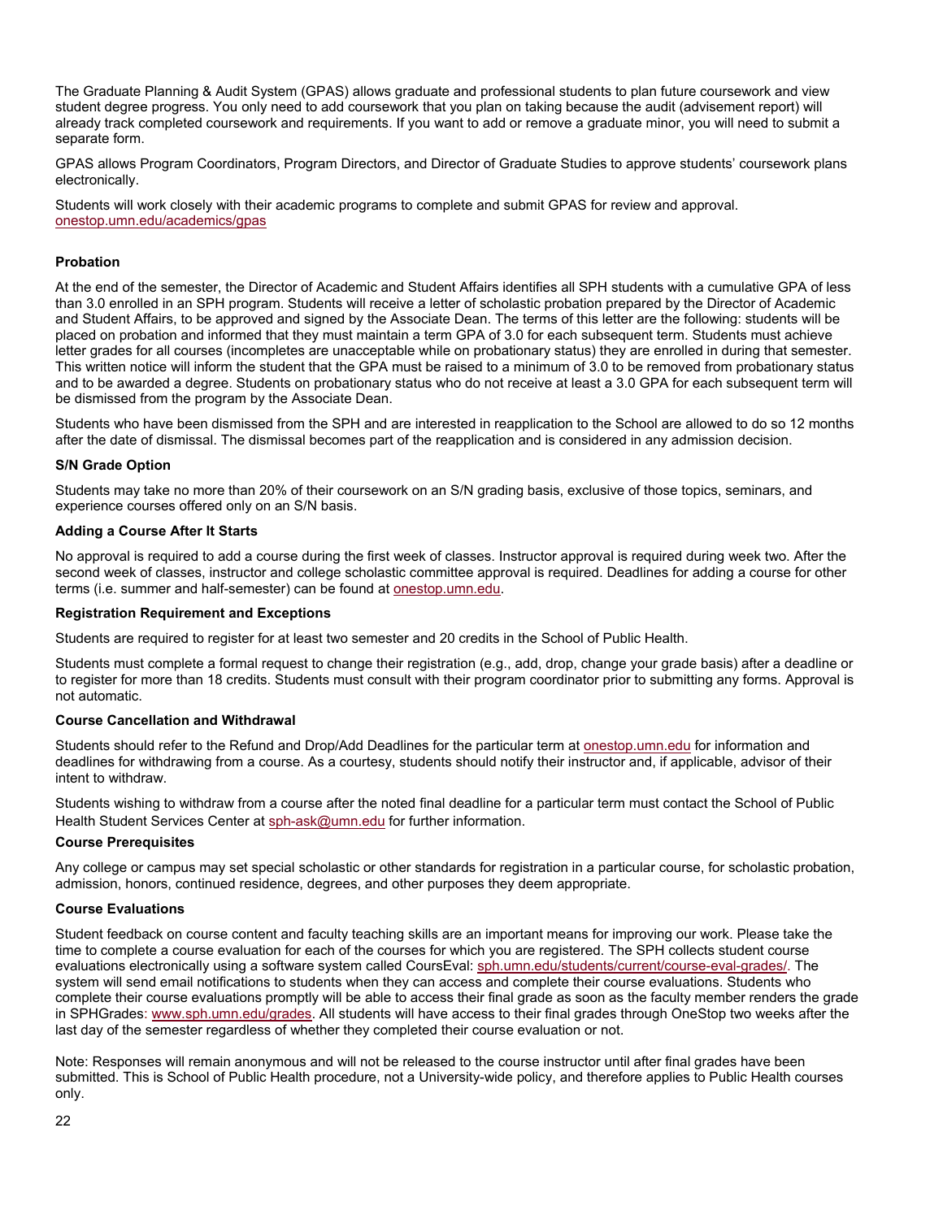The Graduate Planning & Audit System (GPAS) allows graduate and professional students to plan future coursework and view student degree progress. You only need to add coursework that you plan on taking because the audit (advisement report) will already track completed coursework and requirements. If you want to add or remove a graduate minor, you will need to submit a separate form.

GPAS allows Program Coordinators, Program Directors, and Director of Graduate Studies to approve students' coursework plans electronically.

Students will work closely with their academic programs to complete and submit GPAS for review and approval. onestop.umn.edu/academics/gpas

**Probation**

At the end of the semester, the Director of Academic and Student Affairs identifies all SPH students with a cumulative GPA of less than 3.0 enrolled in an SPH program. Students will receive a letter of scholastic probation prepared by the Director of Academic and Student Affairs, to be approved and signed by the Associate Dean. The terms of this letter are the following: students will be placed on probation and informed that they must maintain a term GPA of 3.0 for each subsequent term. Students must achieve letter grades for all courses (incompletes are unacceptable while on probationary status) they are enrolled in during that semester. This written notice will inform the student that the GPA must be raised to a minimum of 3.0 to be removed from probationary status and to be awarded a degree. Students on probationary status who do not receive at least a 3.0 GPA for each subsequent term will be dismissed from the program by the Associate Dean.

Students who have been dismissed from the SPH and are interested in reapplication to the School are allowed to do so 12 months after the date of dismissal. The dismissal becomes part of the reapplication and is considered in any admission decision.

**S/N Grade Option**

Students may take no more than 20% of their coursework on an S/N grading basis, exclusive of those topics, seminars, and experience courses offered only on an S/N basis.

**Adding a Course After It Starts**

No approval is required to add a course during the first week of classes. Instructor approval is required during week two. After the second week of classes, instructor and college scholastic committee approval is required. Deadlines for adding a course for other terms (i.e. summer and half-semester) can be found at onestop.umn.edu.

**Registration Requirement and Exceptions**

Students are required to register for at least two semester and 20 credits in the School of Public Health.

Students must complete a formal request to change their registration (e.g., add, drop, change your grade basis) after a deadline or to register for more than 18 credits. Students must consult with their program coordinator prior to submitting any forms. Approval is not automatic.

**Course Cancellation and Withdrawal**

Students should refer to the Refund and Drop/Add Deadlines for the particular term at onestop.umn.edu for information and deadlines for withdrawing from a course. As a courtesy, students should notify their instructor and, if applicable, advisor of their intent to withdraw.

Students wishing to withdraw from a course after the noted final deadline for a particular term must contact the School of Public Health Student Services Center at sph-ask@umn.edu for further information.

**Course Prerequisites**

Any college or campus may set special scholastic or other standards for registration in a particular course, for scholastic probation, admission, honors, continued residence, degrees, and other purposes they deem appropriate.

**Course Evaluations**

Student feedback on course content and faculty teaching skills are an important means for improving our work. Please take the time to complete a course evaluation for each of the courses for which you are registered. The SPH collects student course evaluations electronically using a software system called CoursEval: sph.umn.edu/students/current/course-eval-grades/. The system will send email notifications to students when they can access and complete their course evaluations. Students who complete their course evaluations promptly will be able to access their final grade as soon as the faculty member renders the grade in SPHGrades: www.sph.umn.edu/grades. All students will have access to their final grades through OneStop two weeks after the last day of the semester regardless of whether they completed their course evaluation or not.

Note: Responses will remain anonymous and will not be released to the course instructor until after final grades have been submitted. This is School of Public Health procedure, not a University-wide policy, and therefore applies to Public Health courses only.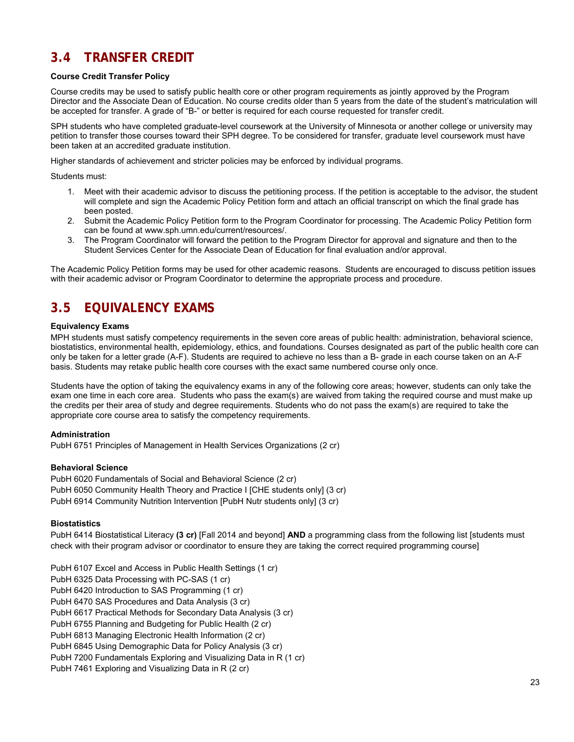## 3.4 TRANSFER CREDIT

**Course Credit Transfer Policy**

Course credits may be used to satisfy public health core or other program requirements as jointly approved by the Program Director and the Associate Dean of Education. No course credits older than 5 years from the date of the student's matriculation will be accepted for transfer. A grade of "B-" or better is required for each course requested for transfer credit.

SPH students who have completed graduate-level coursework at the University of Minnesota or another college or university may petition to transfer those courses toward their SPH degree. To be considered for transfer, graduate level coursework must have been taken at an accredited graduate institution.

Higher standards of achievement and stricter policies may be enforced by individual programs.

Students must:

1. Meet with their academic advisor to discuss the petitioning process. If the petition is acceptable to the advisor, the student will complete and sign the Academic Policy Petition form and attach an official transcript on which the final grade has been posted.
2. Submit the Academic Policy Petition form to the Program Coordinator for processing. The Academic Policy Petition form can be found at www.sph.umn.edu/current/resources/.
3. The Program Coordinator will forward the petition to the Program Director for approval and signature and then to the Student Services Center for the Associate Dean of Education for final evaluation and/or approval.

The Academic Policy Petition forms may be used for other academic reasons. Students are encouraged to discuss petition issues with their academic advisor or Program Coordinator to determine the appropriate process and procedure.

## 3.5 EQUIVALENCY EXAMS

**Equivalency Exams**

MPH students must satisfy competency requirements in the seven core areas of public health: administration, behavioral science, biostatistics, environmental health, epidemiology, ethics, and foundations. Courses designated as part of the public health core can only be taken for a letter grade (A-F). Students are required to achieve no less than a B- grade in each course taken on an A-F basis. Students may retake public health core courses with the exact same numbered course only once.

Students have the option of taking the equivalency exams in any of the following core areas; however, students can only take the exam one time in each core area. Students who pass the exam(s) are waived from taking the required course and must make up the credits per their area of study and degree requirements. Students who do not pass the exam(s) are required to take the appropriate core course area to satisfy the competency requirements.

**Administration**

PubH 6751 Principles of Management in Health Services Organizations (2 cr)

**Behavioral Science**

PubH 6020 Fundamentals of Social and Behavioral Science (2 cr)
PubH 6050 Community Health Theory and Practice I [CHE students only] (3 cr)
PubH 6914 Community Nutrition Intervention [PubH Nutr students only] (3 cr)

**Biostatistics**

PubH 6414 Biostatistical Literacy **(3 cr)** [Fall 2014 and beyond] **AND** a programming class from the following list [students must check with their program advisor or coordinator to ensure they are taking the correct required programming course]

PubH 6107 Excel and Access in Public Health Settings (1 cr)
PubH 6325 Data Processing with PC-SAS (1 cr)
PubH 6420 Introduction to SAS Programming (1 cr)
PubH 6470 SAS Procedures and Data Analysis (3 cr)
PubH 6617 Practical Methods for Secondary Data Analysis (3 cr)
PubH 6755 Planning and Budgeting for Public Health (2 cr)
PubH 6813 Managing Electronic Health Information (2 cr)
PubH 6845 Using Demographic Data for Policy Analysis (3 cr)
PubH 7200 Fundamentals Exploring and Visualizing Data in R (1 cr)
PubH 7461 Exploring and Visualizing Data in R (2 cr)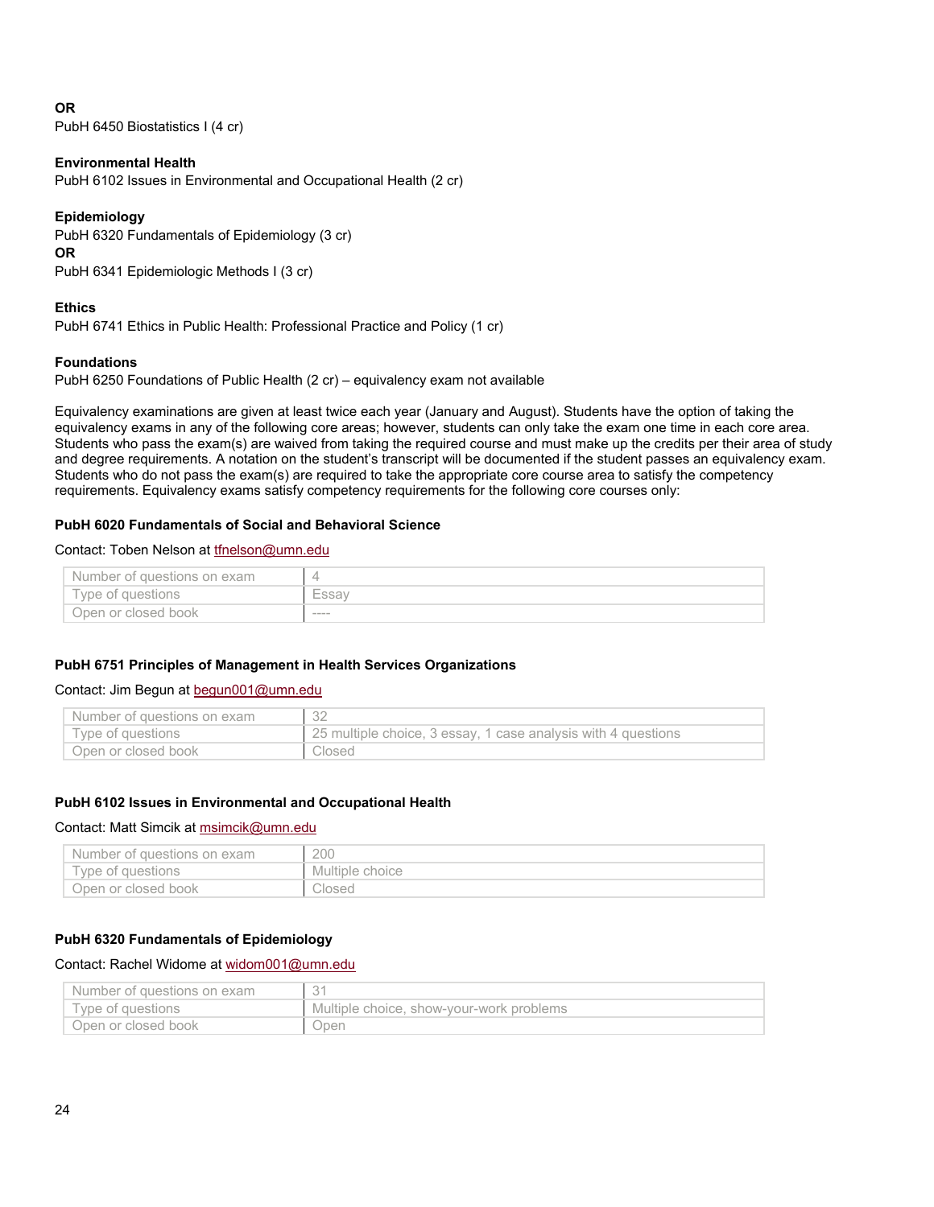**OR**
PubH 6450 Biostatistics I (4 cr)

**Environmental Health**
PubH 6102 Issues in Environmental and Occupational Health (2 cr)

**Epidemiology**
PubH 6320 Fundamentals of Epidemiology (3 cr)
**OR**
PubH 6341 Epidemiologic Methods I (3 cr)

**Ethics**
PubH 6741 Ethics in Public Health: Professional Practice and Policy (1 cr)

**Foundations**
PubH 6250 Foundations of Public Health (2 cr) – equivalency exam not available

Equivalency examinations are given at least twice each year (January and August). Students have the option of taking the equivalency exams in any of the following core areas; however, students can only take the exam one time in each core area. Students who pass the exam(s) are waived from taking the required course and must make up the credits per their area of study and degree requirements. A notation on the student's transcript will be documented if the student passes an equivalency exam. Students who do not pass the exam(s) are required to take the appropriate core course area to satisfy the competency requirements. Equivalency exams satisfy competency requirements for the following core courses only:

#### PubH 6020 Fundamentals of Social and Behavioral Science

Contact: Toben Nelson at tfnelson@umn.edu

| | |
|---|---|
| Number of questions on exam | 4 |
| Type of questions | Essay |
| Open or closed book | ---- |

#### PubH 6751 Principles of Management in Health Services Organizations

Contact: Jim Begun at begun001@umn.edu

| | |
|---|---|
| Number of questions on exam | 32 |
| Type of questions | 25 multiple choice, 3 essay, 1 case analysis with 4 questions |
| Open or closed book | Closed |

#### PubH 6102 Issues in Environmental and Occupational Health

Contact: Matt Simcik at msimcik@umn.edu

| | |
|---|---|
| Number of questions on exam | 200 |
| Type of questions | Multiple choice |
| Open or closed book | Closed |

#### PubH 6320 Fundamentals of Epidemiology

Contact: Rachel Widome at widom001@umn.edu

| | |
|---|---|
| Number of questions on exam | 31 |
| Type of questions | Multiple choice, show-your-work problems |
| Open or closed book | Open |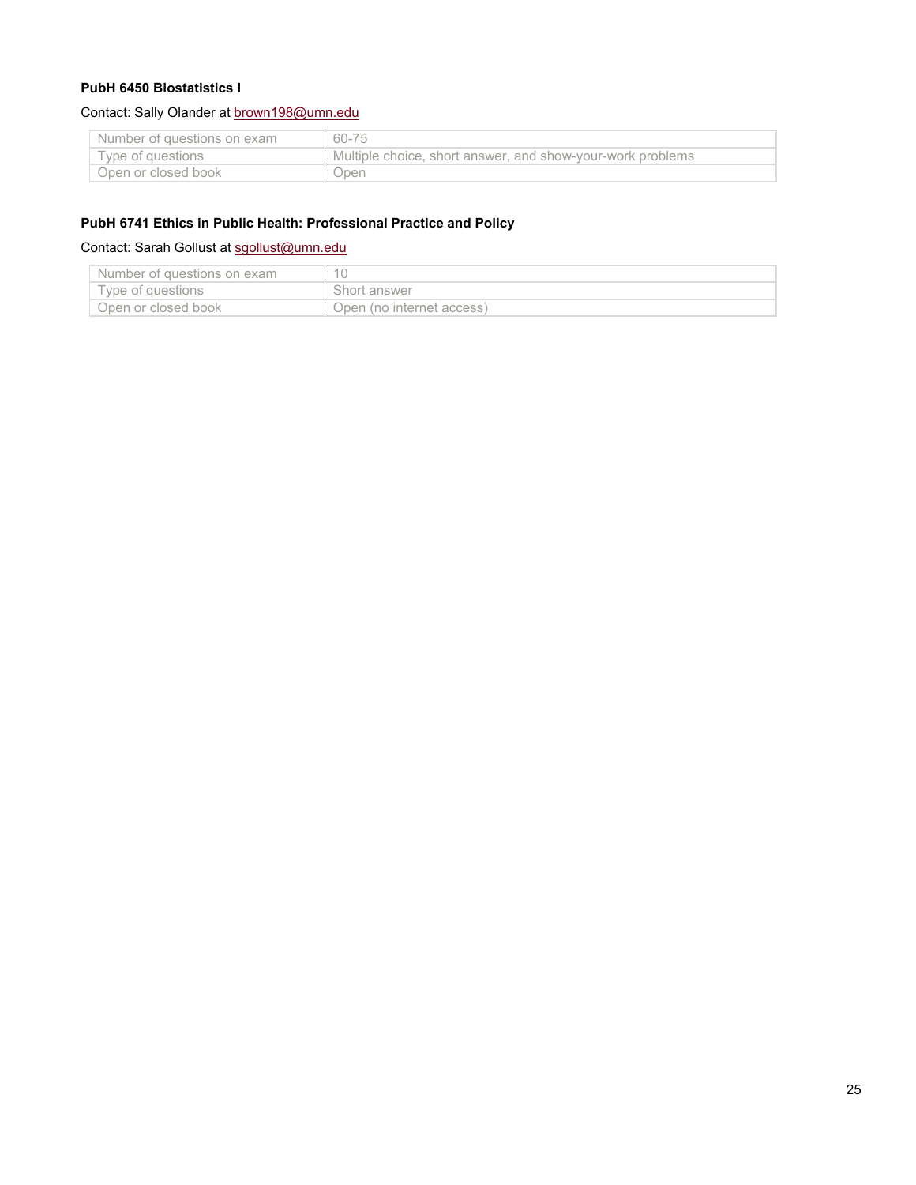**PubH 6450 Biostatistics I**

Contact: Sally Olander at brown198@umn.edu

| Number of questions on exam | 60-75 |
| --- | --- |
| Type of questions | Multiple choice, short answer, and show-your-work problems |
| Open or closed book | Open |

**PubH 6741 Ethics in Public Health: Professional Practice and Policy**

Contact: Sarah Gollust at sgollust@umn.edu

| Number of questions on exam | 10 |
| --- | --- |
| Type of questions | Short answer |
| Open or closed book | Open (no internet access) |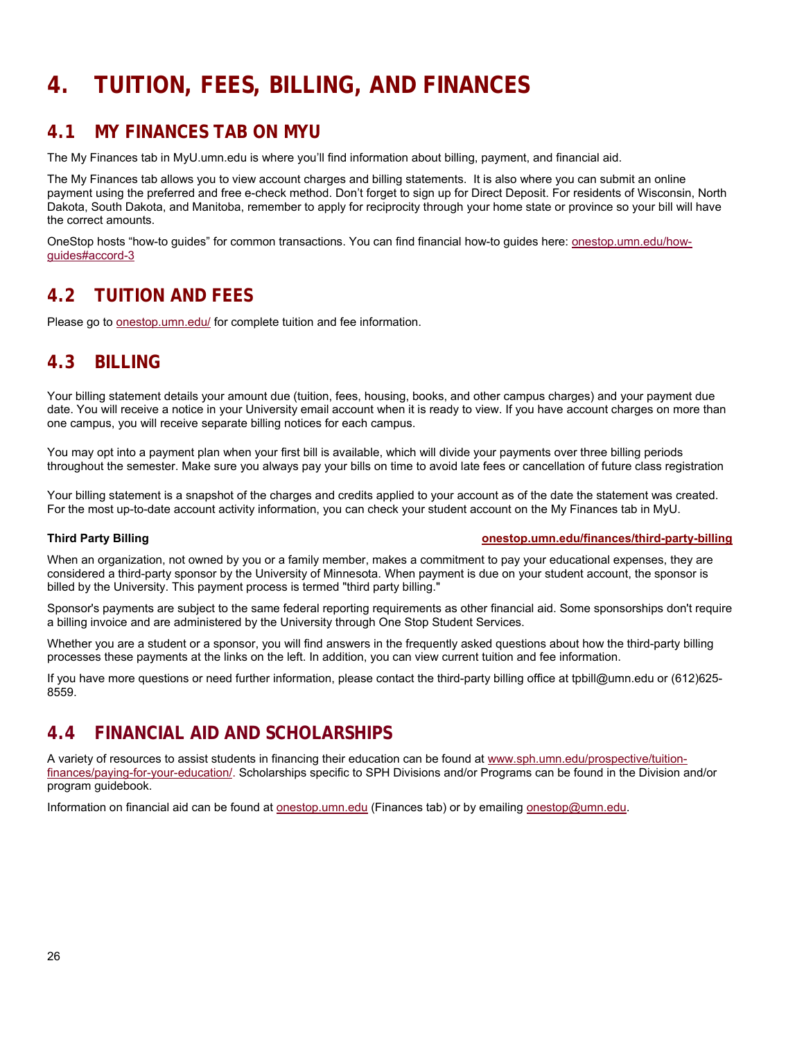# 4. TUITION, FEES, BILLING, AND FINANCES

## 4.1 MY FINANCES TAB ON MYU

The My Finances tab in MyU.umn.edu is where you'll find information about billing, payment, and financial aid.

The My Finances tab allows you to view account charges and billing statements. It is also where you can submit an online payment using the preferred and free e-check method. Don't forget to sign up for Direct Deposit. For residents of Wisconsin, North Dakota, South Dakota, and Manitoba, remember to apply for reciprocity through your home state or province so your bill will have the correct amounts.

OneStop hosts "how-to guides" for common transactions. You can find financial how-to guides here: onestop.umn.edu/how-guides#accord-3

## 4.2 TUITION AND FEES

Please go to onestop.umn.edu/ for complete tuition and fee information.

## 4.3 BILLING

Your billing statement details your amount due (tuition, fees, housing, books, and other campus charges) and your payment due date. You will receive a notice in your University email account when it is ready to view. If you have account charges on more than one campus, you will receive separate billing notices for each campus.

You may opt into a payment plan when your first bill is available, which will divide your payments over three billing periods throughout the semester. Make sure you always pay your bills on time to avoid late fees or cancellation of future class registration

Your billing statement is a snapshot of the charges and credits applied to your account as of the date the statement was created. For the most up-to-date account activity information, you can check your student account on the My Finances tab in MyU.

**Third Party Billing** **onestop.umn.edu/finances/third-party-billing**

When an organization, not owned by you or a family member, makes a commitment to pay your educational expenses, they are considered a third-party sponsor by the University of Minnesota. When payment is due on your student account, the sponsor is billed by the University. This payment process is termed "third party billing."

Sponsor's payments are subject to the same federal reporting requirements as other financial aid. Some sponsorships don't require a billing invoice and are administered by the University through One Stop Student Services.

Whether you are a student or a sponsor, you will find answers in the frequently asked questions about how the third-party billing processes these payments at the links on the left. In addition, you can view current tuition and fee information.

If you have more questions or need further information, please contact the third-party billing office at tpbill@umn.edu or (612)625-8559.

## 4.4 FINANCIAL AID AND SCHOLARSHIPS

A variety of resources to assist students in financing their education can be found at www.sph.umn.edu/prospective/tuition-finances/paying-for-your-education/. Scholarships specific to SPH Divisions and/or Programs can be found in the Division and/or program guidebook.

Information on financial aid can be found at onestop.umn.edu (Finances tab) or by emailing onestop@umn.edu.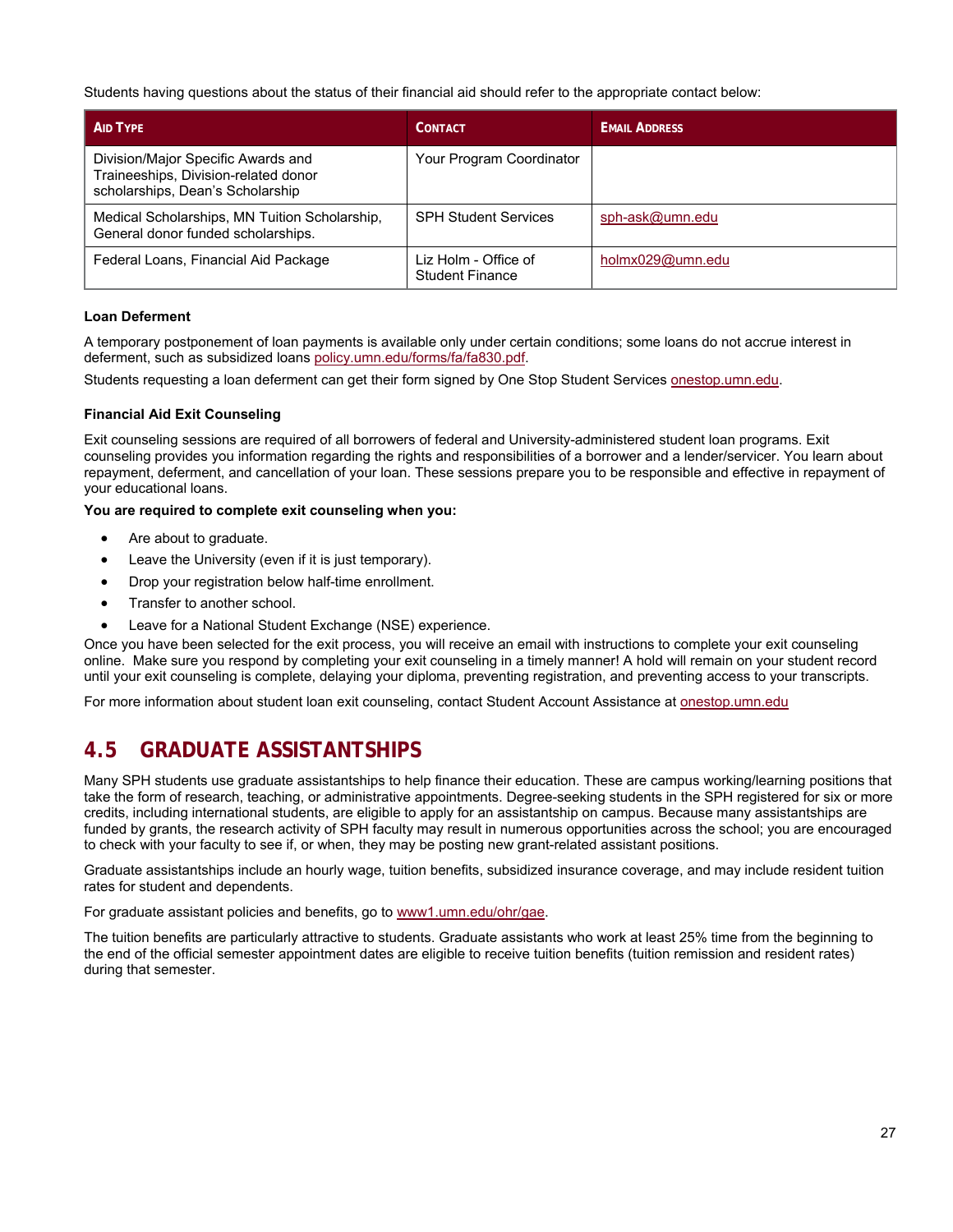Students having questions about the status of their financial aid should refer to the appropriate contact below:

| Aid Type | Contact | Email Address |
| --- | --- | --- |
| Division/Major Specific Awards and Traineeships, Division-related donor scholarships, Dean's Scholarship | Your Program Coordinator | |
| Medical Scholarships, MN Tuition Scholarship, General donor funded scholarships. | SPH Student Services | sph-ask@umn.edu |
| Federal Loans, Financial Aid Package | Liz Holm - Office of Student Finance | holmx029@umn.edu |

**Loan Deferment**

A temporary postponement of loan payments is available only under certain conditions; some loans do not accrue interest in deferment, such as subsidized loans policy.umn.edu/forms/fa/fa830.pdf.

Students requesting a loan deferment can get their form signed by One Stop Student Services onestop.umn.edu.

**Financial Aid Exit Counseling**

Exit counseling sessions are required of all borrowers of federal and University-administered student loan programs. Exit counseling provides you information regarding the rights and responsibilities of a borrower and a lender/servicer. You learn about repayment, deferment, and cancellation of your loan. These sessions prepare you to be responsible and effective in repayment of your educational loans.

**You are required to complete exit counseling when you:**

- Are about to graduate.
- Leave the University (even if it is just temporary).
- Drop your registration below half-time enrollment.
- Transfer to another school.
- Leave for a National Student Exchange (NSE) experience.

Once you have been selected for the exit process, you will receive an email with instructions to complete your exit counseling online. Make sure you respond by completing your exit counseling in a timely manner! A hold will remain on your student record until your exit counseling is complete, delaying your diploma, preventing registration, and preventing access to your transcripts.

For more information about student loan exit counseling, contact Student Account Assistance at onestop.umn.edu

## 4.5 GRADUATE ASSISTANTSHIPS

Many SPH students use graduate assistantships to help finance their education. These are campus working/learning positions that take the form of research, teaching, or administrative appointments. Degree-seeking students in the SPH registered for six or more credits, including international students, are eligible to apply for an assistantship on campus. Because many assistantships are funded by grants, the research activity of SPH faculty may result in numerous opportunities across the school; you are encouraged to check with your faculty to see if, or when, they may be posting new grant-related assistant positions.

Graduate assistantships include an hourly wage, tuition benefits, subsidized insurance coverage, and may include resident tuition rates for student and dependents.

For graduate assistant policies and benefits, go to www1.umn.edu/ohr/gae.

The tuition benefits are particularly attractive to students. Graduate assistants who work at least 25% time from the beginning to the end of the official semester appointment dates are eligible to receive tuition benefits (tuition remission and resident rates) during that semester.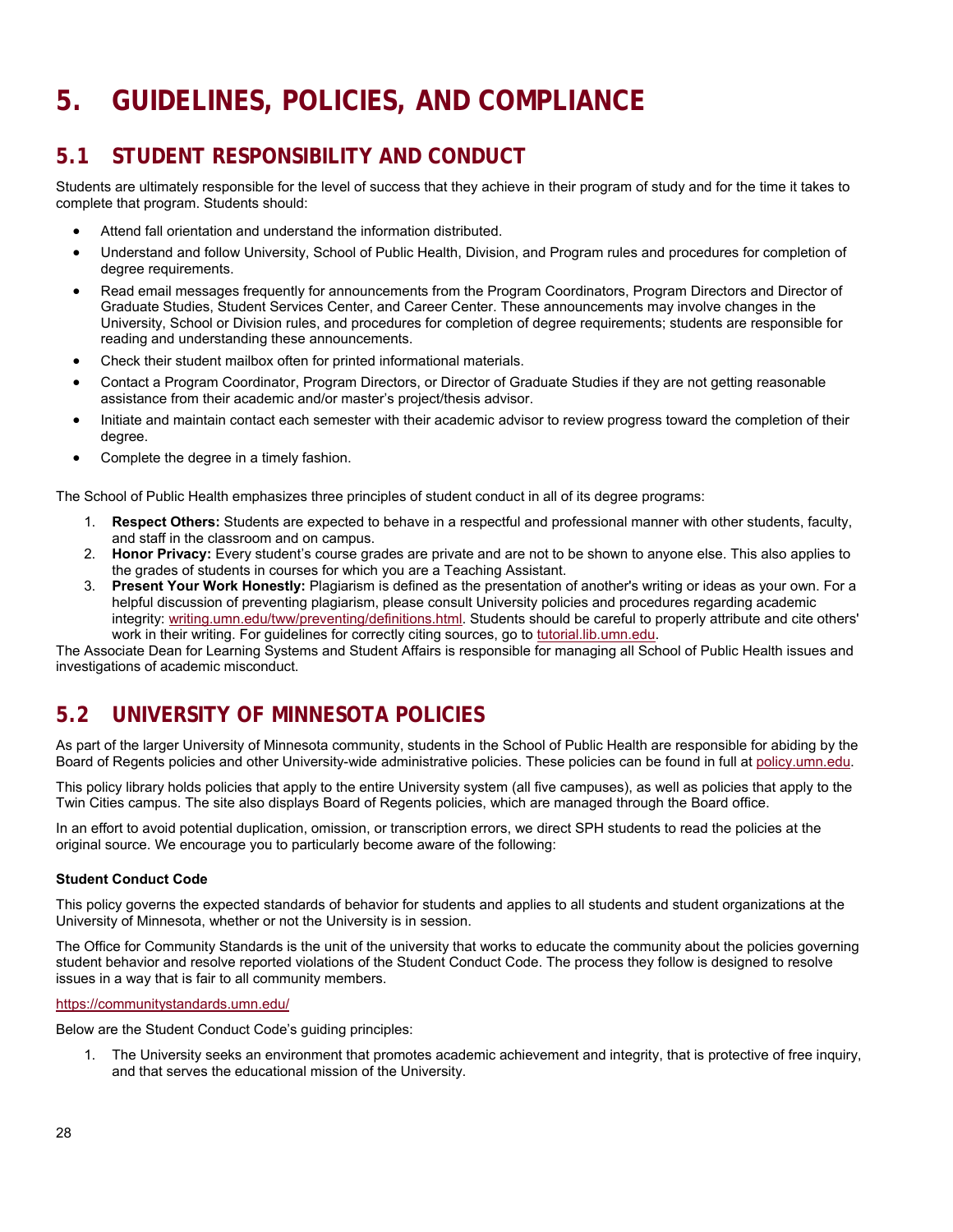# 5. GUIDELINES, POLICIES, AND COMPLIANCE

## 5.1 STUDENT RESPONSIBILITY AND CONDUCT

Students are ultimately responsible for the level of success that they achieve in their program of study and for the time it takes to complete that program. Students should:

- Attend fall orientation and understand the information distributed.
- Understand and follow University, School of Public Health, Division, and Program rules and procedures for completion of degree requirements.
- Read email messages frequently for announcements from the Program Coordinators, Program Directors and Director of Graduate Studies, Student Services Center, and Career Center. These announcements may involve changes in the University, School or Division rules, and procedures for completion of degree requirements; students are responsible for reading and understanding these announcements.
- Check their student mailbox often for printed informational materials.
- Contact a Program Coordinator, Program Directors, or Director of Graduate Studies if they are not getting reasonable assistance from their academic and/or master's project/thesis advisor.
- Initiate and maintain contact each semester with their academic advisor to review progress toward the completion of their degree.
- Complete the degree in a timely fashion.

The School of Public Health emphasizes three principles of student conduct in all of its degree programs:

1. **Respect Others:** Students are expected to behave in a respectful and professional manner with other students, faculty, and staff in the classroom and on campus.
2. **Honor Privacy:** Every student's course grades are private and are not to be shown to anyone else. This also applies to the grades of students in courses for which you are a Teaching Assistant.
3. **Present Your Work Honestly:** Plagiarism is defined as the presentation of another's writing or ideas as your own. For a helpful discussion of preventing plagiarism, please consult University policies and procedures regarding academic integrity: writing.umn.edu/tww/preventing/definitions.html. Students should be careful to properly attribute and cite others' work in their writing. For guidelines for correctly citing sources, go to tutorial.lib.umn.edu.

The Associate Dean for Learning Systems and Student Affairs is responsible for managing all School of Public Health issues and investigations of academic misconduct.

## 5.2 UNIVERSITY OF MINNESOTA POLICIES

As part of the larger University of Minnesota community, students in the School of Public Health are responsible for abiding by the Board of Regents policies and other University-wide administrative policies. These policies can be found in full at policy.umn.edu.

This policy library holds policies that apply to the entire University system (all five campuses), as well as policies that apply to the Twin Cities campus. The site also displays Board of Regents policies, which are managed through the Board office.

In an effort to avoid potential duplication, omission, or transcription errors, we direct SPH students to read the policies at the original source. We encourage you to particularly become aware of the following:

**Student Conduct Code**

This policy governs the expected standards of behavior for students and applies to all students and student organizations at the University of Minnesota, whether or not the University is in session.

The Office for Community Standards is the unit of the university that works to educate the community about the policies governing student behavior and resolve reported violations of the Student Conduct Code. The process they follow is designed to resolve issues in a way that is fair to all community members.

https://communitystandards.umn.edu/

Below are the Student Conduct Code's guiding principles:

1. The University seeks an environment that promotes academic achievement and integrity, that is protective of free inquiry, and that serves the educational mission of the University.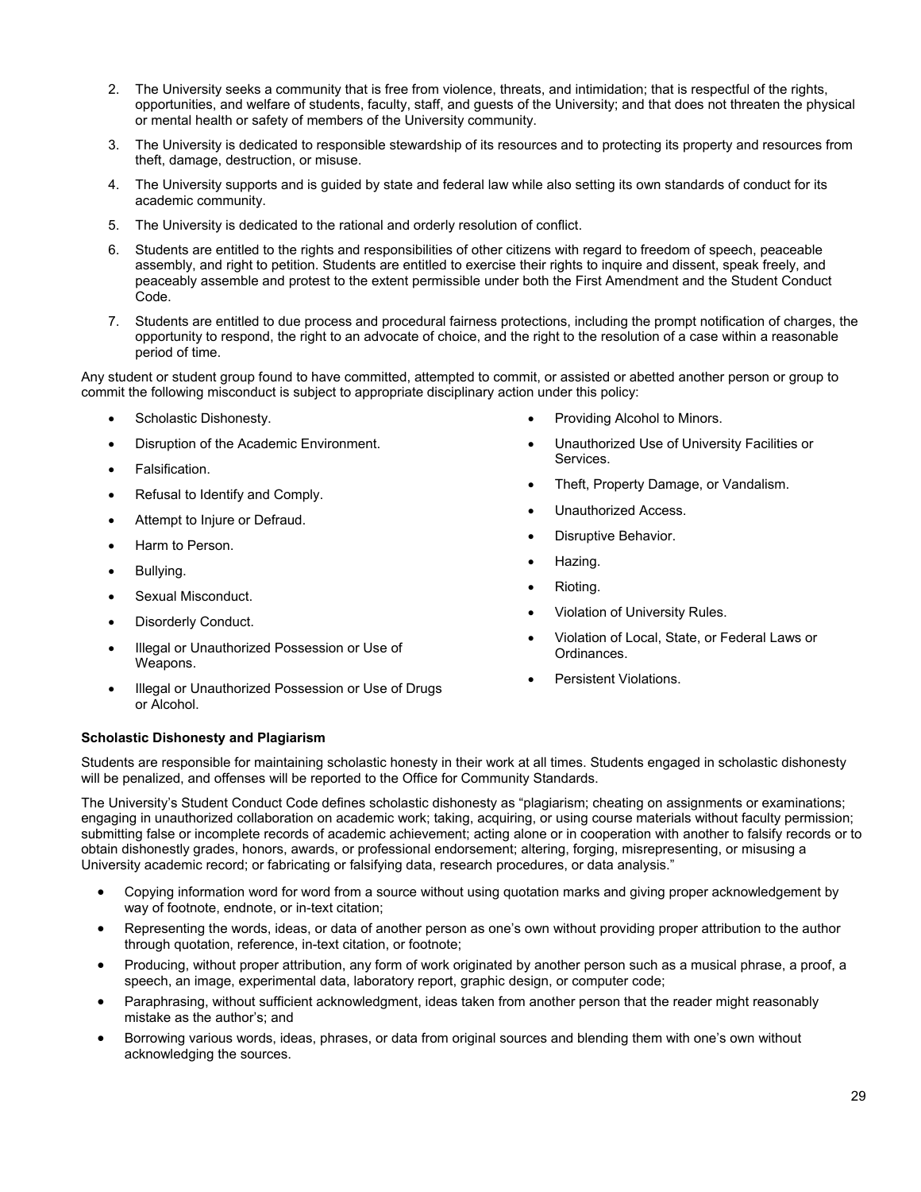2. The University seeks a community that is free from violence, threats, and intimidation; that is respectful of the rights, opportunities, and welfare of students, faculty, staff, and guests of the University; and that does not threaten the physical or mental health or safety of members of the University community.
3. The University is dedicated to responsible stewardship of its resources and to protecting its property and resources from theft, damage, destruction, or misuse.
4. The University supports and is guided by state and federal law while also setting its own standards of conduct for its academic community.
5. The University is dedicated to the rational and orderly resolution of conflict.
6. Students are entitled to the rights and responsibilities of other citizens with regard to freedom of speech, peaceable assembly, and right to petition. Students are entitled to exercise their rights to inquire and dissent, speak freely, and peaceably assemble and protest to the extent permissible under both the First Amendment and the Student Conduct Code.
7. Students are entitled to due process and procedural fairness protections, including the prompt notification of charges, the opportunity to respond, the right to an advocate of choice, and the right to the resolution of a case within a reasonable period of time.

Any student or student group found to have committed, attempted to commit, or assisted or abetted another person or group to commit the following misconduct is subject to appropriate disciplinary action under this policy:

- Scholastic Dishonesty.
- Disruption of the Academic Environment.
- Falsification.
- Refusal to Identify and Comply.
- Attempt to Injure or Defraud.
- Harm to Person.
- Bullying.
- Sexual Misconduct.
- Disorderly Conduct.
- Illegal or Unauthorized Possession or Use of Weapons.
- Illegal or Unauthorized Possession or Use of Drugs or Alcohol.
- Providing Alcohol to Minors.
- Unauthorized Use of University Facilities or Services.
- Theft, Property Damage, or Vandalism.
- Unauthorized Access.
- Disruptive Behavior.
- Hazing.
- Rioting.
- Violation of University Rules.
- Violation of Local, State, or Federal Laws or Ordinances.
- Persistent Violations.

**Scholastic Dishonesty and Plagiarism**

Students are responsible for maintaining scholastic honesty in their work at all times. Students engaged in scholastic dishonesty will be penalized, and offenses will be reported to the Office for Community Standards.

The University's Student Conduct Code defines scholastic dishonesty as "plagiarism; cheating on assignments or examinations; engaging in unauthorized collaboration on academic work; taking, acquiring, or using course materials without faculty permission; submitting false or incomplete records of academic achievement; acting alone or in cooperation with another to falsify records or to obtain dishonestly grades, honors, awards, or professional endorsement; altering, forging, misrepresenting, or misusing a University academic record; or fabricating or falsifying data, research procedures, or data analysis."

- Copying information word for word from a source without using quotation marks and giving proper acknowledgement by way of footnote, endnote, or in-text citation;
- Representing the words, ideas, or data of another person as one's own without providing proper attribution to the author through quotation, reference, in-text citation, or footnote;
- Producing, without proper attribution, any form of work originated by another person such as a musical phrase, a proof, a speech, an image, experimental data, laboratory report, graphic design, or computer code;
- Paraphrasing, without sufficient acknowledgment, ideas taken from another person that the reader might reasonably mistake as the author's; and
- Borrowing various words, ideas, phrases, or data from original sources and blending them with one's own without acknowledging the sources.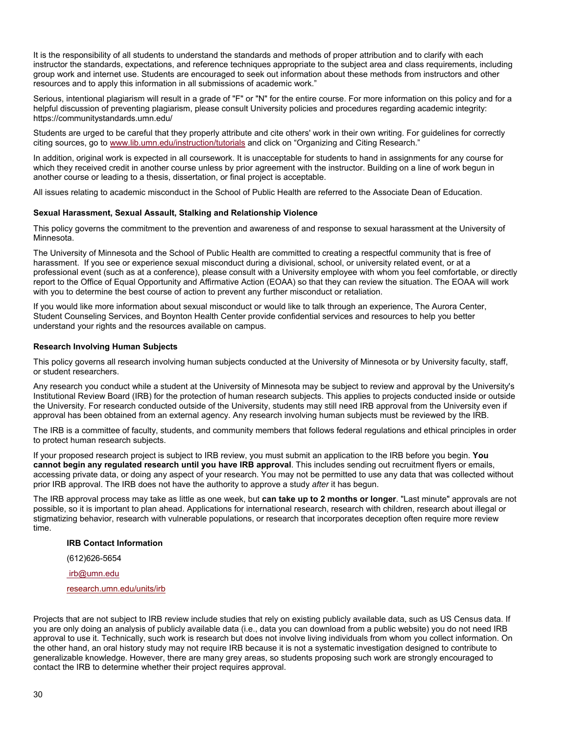It is the responsibility of all students to understand the standards and methods of proper attribution and to clarify with each instructor the standards, expectations, and reference techniques appropriate to the subject area and class requirements, including group work and internet use. Students are encouraged to seek out information about these methods from instructors and other resources and to apply this information in all submissions of academic work."

Serious, intentional plagiarism will result in a grade of "F" or "N" for the entire course. For more information on this policy and for a helpful discussion of preventing plagiarism, please consult University policies and procedures regarding academic integrity: https://communitystandards.umn.edu/

Students are urged to be careful that they properly attribute and cite others' work in their own writing. For guidelines for correctly citing sources, go to [www.lib.umn.edu/instruction/tutorials](www.lib.umn.edu/instruction/tutorials) and click on "Organizing and Citing Research."

In addition, original work is expected in all coursework. It is unacceptable for students to hand in assignments for any course for which they received credit in another course unless by prior agreement with the instructor. Building on a line of work begun in another course or leading to a thesis, dissertation, or final project is acceptable.

All issues relating to academic misconduct in the School of Public Health are referred to the Associate Dean of Education.

#### Sexual Harassment, Sexual Assault, Stalking and Relationship Violence

This policy governs the commitment to the prevention and awareness of and response to sexual harassment at the University of Minnesota.

The University of Minnesota and the School of Public Health are committed to creating a respectful community that is free of harassment. If you see or experience sexual misconduct during a divisional, school, or university related event, or at a professional event (such as at a conference), please consult with a University employee with whom you feel comfortable, or directly report to the Office of Equal Opportunity and Affirmative Action (EOAA) so that they can review the situation. The EOAA will work with you to determine the best course of action to prevent any further misconduct or retaliation.

If you would like more information about sexual misconduct or would like to talk through an experience, The Aurora Center, Student Counseling Services, and Boynton Health Center provide confidential services and resources to help you better understand your rights and the resources available on campus.

#### Research Involving Human Subjects

This policy governs all research involving human subjects conducted at the University of Minnesota or by University faculty, staff, or student researchers.

Any research you conduct while a student at the University of Minnesota may be subject to review and approval by the University's Institutional Review Board (IRB) for the protection of human research subjects. This applies to projects conducted inside or outside the University. For research conducted outside of the University, students may still need IRB approval from the University even if approval has been obtained from an external agency. Any research involving human subjects must be reviewed by the IRB.

The IRB is a committee of faculty, students, and community members that follows federal regulations and ethical principles in order to protect human research subjects.

If your proposed research project is subject to IRB review, you must submit an application to the IRB before you begin. **You cannot begin any regulated research until you have IRB approval**. This includes sending out recruitment flyers or emails, accessing private data, or doing any aspect of your research. You may not be permitted to use any data that was collected without prior IRB approval. The IRB does not have the authority to approve a study *after* it has begun.

The IRB approval process may take as little as one week, but **can take up to 2 months or longer**. "Last minute" approvals are not possible, so it is important to plan ahead. Applications for international research, research with children, research about illegal or stigmatizing behavior, research with vulnerable populations, or research that incorporates deception often require more review time.

> **IRB Contact Information**
>
> (612)626-5654
>
> [irb@umn.edu](mailto:irb@umn.edu)
>
> [research.umn.edu/units/irb](research.umn.edu/units/irb)

Projects that are not subject to IRB review include studies that rely on existing publicly available data, such as US Census data. If you are only doing an analysis of publicly available data (i.e., data you can download from a public website) you do not need IRB approval to use it. Technically, such work is research but does not involve living individuals from whom you collect information. On the other hand, an oral history study may not require IRB because it is not a systematic investigation designed to contribute to generalizable knowledge. However, there are many grey areas, so students proposing such work are strongly encouraged to contact the IRB to determine whether their project requires approval.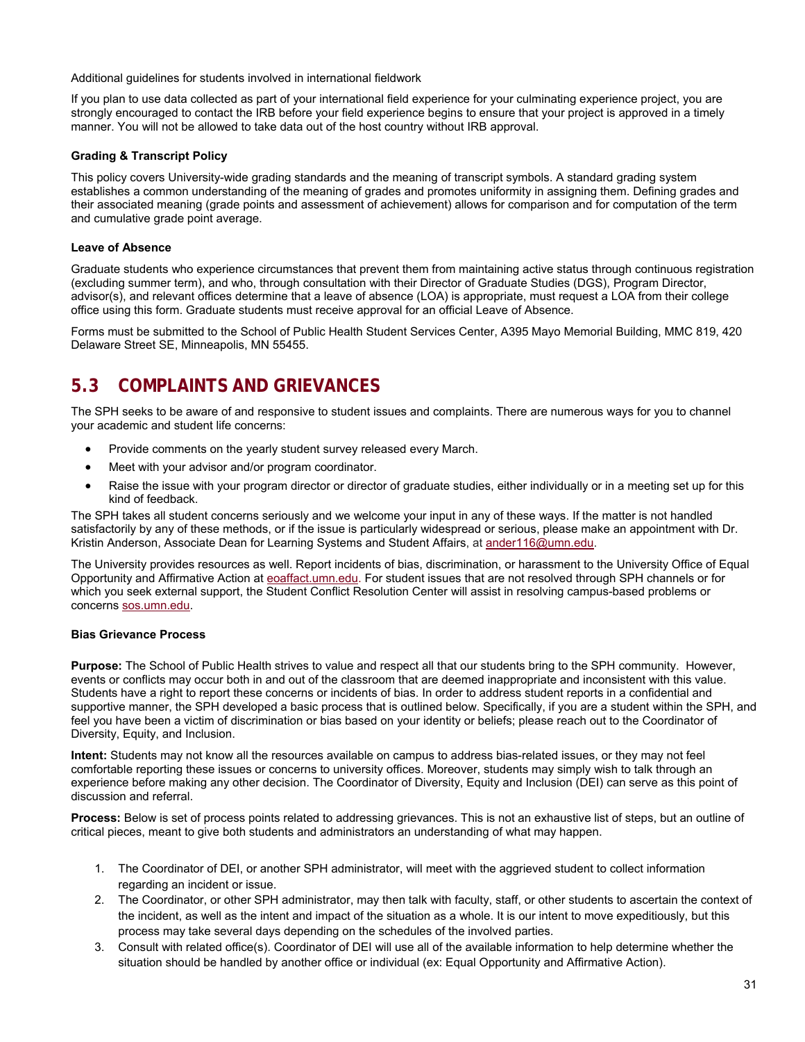Additional guidelines for students involved in international fieldwork

If you plan to use data collected as part of your international field experience for your culminating experience project, you are strongly encouraged to contact the IRB before your field experience begins to ensure that your project is approved in a timely manner. You will not be allowed to take data out of the host country without IRB approval.

**Grading & Transcript Policy**

This policy covers University-wide grading standards and the meaning of transcript symbols. A standard grading system establishes a common understanding of the meaning of grades and promotes uniformity in assigning them. Defining grades and their associated meaning (grade points and assessment of achievement) allows for comparison and for computation of the term and cumulative grade point average.

**Leave of Absence**

Graduate students who experience circumstances that prevent them from maintaining active status through continuous registration (excluding summer term), and who, through consultation with their Director of Graduate Studies (DGS), Program Director, advisor(s), and relevant offices determine that a leave of absence (LOA) is appropriate, must request a LOA from their college office using this form. Graduate students must receive approval for an official Leave of Absence.

Forms must be submitted to the School of Public Health Student Services Center, A395 Mayo Memorial Building, MMC 819, 420 Delaware Street SE, Minneapolis, MN 55455.

## 5.3 COMPLAINTS AND GRIEVANCES

The SPH seeks to be aware of and responsive to student issues and complaints. There are numerous ways for you to channel your academic and student life concerns:

- Provide comments on the yearly student survey released every March.
- Meet with your advisor and/or program coordinator.
- Raise the issue with your program director or director of graduate studies, either individually or in a meeting set up for this kind of feedback.

The SPH takes all student concerns seriously and we welcome your input in any of these ways. If the matter is not handled satisfactorily by any of these methods, or if the issue is particularly widespread or serious, please make an appointment with Dr. Kristin Anderson, Associate Dean for Learning Systems and Student Affairs, at ander116@umn.edu.

The University provides resources as well. Report incidents of bias, discrimination, or harassment to the University Office of Equal Opportunity and Affirmative Action at eoaffact.umn.edu. For student issues that are not resolved through SPH channels or for which you seek external support, the Student Conflict Resolution Center will assist in resolving campus-based problems or concerns sos.umn.edu.

**Bias Grievance Process**

**Purpose:** The School of Public Health strives to value and respect all that our students bring to the SPH community. However, events or conflicts may occur both in and out of the classroom that are deemed inappropriate and inconsistent with this value. Students have a right to report these concerns or incidents of bias. In order to address student reports in a confidential and supportive manner, the SPH developed a basic process that is outlined below. Specifically, if you are a student within the SPH, and feel you have been a victim of discrimination or bias based on your identity or beliefs; please reach out to the Coordinator of Diversity, Equity, and Inclusion.

**Intent:** Students may not know all the resources available on campus to address bias-related issues, or they may not feel comfortable reporting these issues or concerns to university offices. Moreover, students may simply wish to talk through an experience before making any other decision. The Coordinator of Diversity, Equity and Inclusion (DEI) can serve as this point of discussion and referral.

**Process:** Below is set of process points related to addressing grievances. This is not an exhaustive list of steps, but an outline of critical pieces, meant to give both students and administrators an understanding of what may happen.

1. The Coordinator of DEI, or another SPH administrator, will meet with the aggrieved student to collect information regarding an incident or issue.
2. The Coordinator, or other SPH administrator, may then talk with faculty, staff, or other students to ascertain the context of the incident, as well as the intent and impact of the situation as a whole. It is our intent to move expeditiously, but this process may take several days depending on the schedules of the involved parties.
3. Consult with related office(s). Coordinator of DEI will use all of the available information to help determine whether the situation should be handled by another office or individual (ex: Equal Opportunity and Affirmative Action).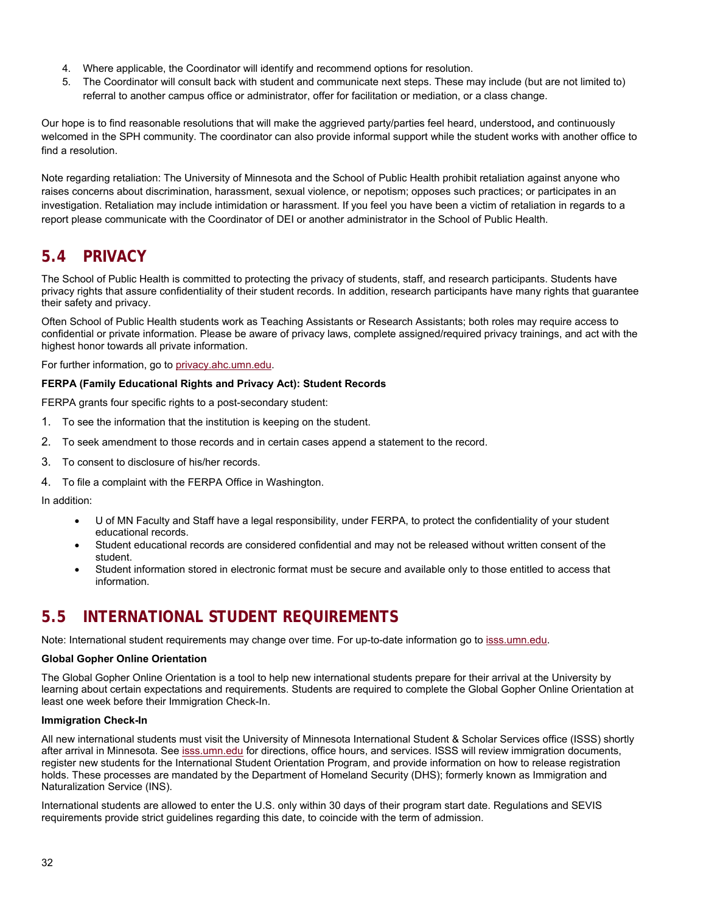4. Where applicable, the Coordinator will identify and recommend options for resolution.
5. The Coordinator will consult back with student and communicate next steps. These may include (but are not limited to) referral to another campus office or administrator, offer for facilitation or mediation, or a class change.

Our hope is to find reasonable resolutions that will make the aggrieved party/parties feel heard, understood**,** and continuously welcomed in the SPH community. The coordinator can also provide informal support while the student works with another office to find a resolution.

Note regarding retaliation: The University of Minnesota and the School of Public Health prohibit retaliation against anyone who raises concerns about discrimination, harassment, sexual violence, or nepotism; opposes such practices; or participates in an investigation. Retaliation may include intimidation or harassment. If you feel you have been a victim of retaliation in regards to a report please communicate with the Coordinator of DEI or another administrator in the School of Public Health.

## 5.4 PRIVACY

The School of Public Health is committed to protecting the privacy of students, staff, and research participants. Students have privacy rights that assure confidentiality of their student records. In addition, research participants have many rights that guarantee their safety and privacy.

Often School of Public Health students work as Teaching Assistants or Research Assistants; both roles may require access to confidential or private information. Please be aware of privacy laws, complete assigned/required privacy trainings, and act with the highest honor towards all private information.

For further information, go to [privacy.ahc.umn.edu](privacy.ahc.umn.edu).

**FERPA (Family Educational Rights and Privacy Act): Student Records**

FERPA grants four specific rights to a post-secondary student:

1. To see the information that the institution is keeping on the student.
2. To seek amendment to those records and in certain cases append a statement to the record.
3. To consent to disclosure of his/her records.
4. To file a complaint with the FERPA Office in Washington.

In addition:

- U of MN Faculty and Staff have a legal responsibility, under FERPA, to protect the confidentiality of your student educational records.
- Student educational records are considered confidential and may not be released without written consent of the student.
- Student information stored in electronic format must be secure and available only to those entitled to access that information.

## 5.5 INTERNATIONAL STUDENT REQUIREMENTS

Note: International student requirements may change over time. For up-to-date information go to [isss.umn.edu](isss.umn.edu).

**Global Gopher Online Orientation**

The Global Gopher Online Orientation is a tool to help new international students prepare for their arrival at the University by learning about certain expectations and requirements. Students are required to complete the Global Gopher Online Orientation at least one week before their Immigration Check-In.

**Immigration Check-In**

All new international students must visit the University of Minnesota International Student & Scholar Services office (ISSS) shortly after arrival in Minnesota. See [isss.umn.edu](isss.umn.edu) for directions, office hours, and services. ISSS will review immigration documents, register new students for the International Student Orientation Program, and provide information on how to release registration holds. These processes are mandated by the Department of Homeland Security (DHS); formerly known as Immigration and Naturalization Service (INS).

International students are allowed to enter the U.S. only within 30 days of their program start date. Regulations and SEVIS requirements provide strict guidelines regarding this date, to coincide with the term of admission.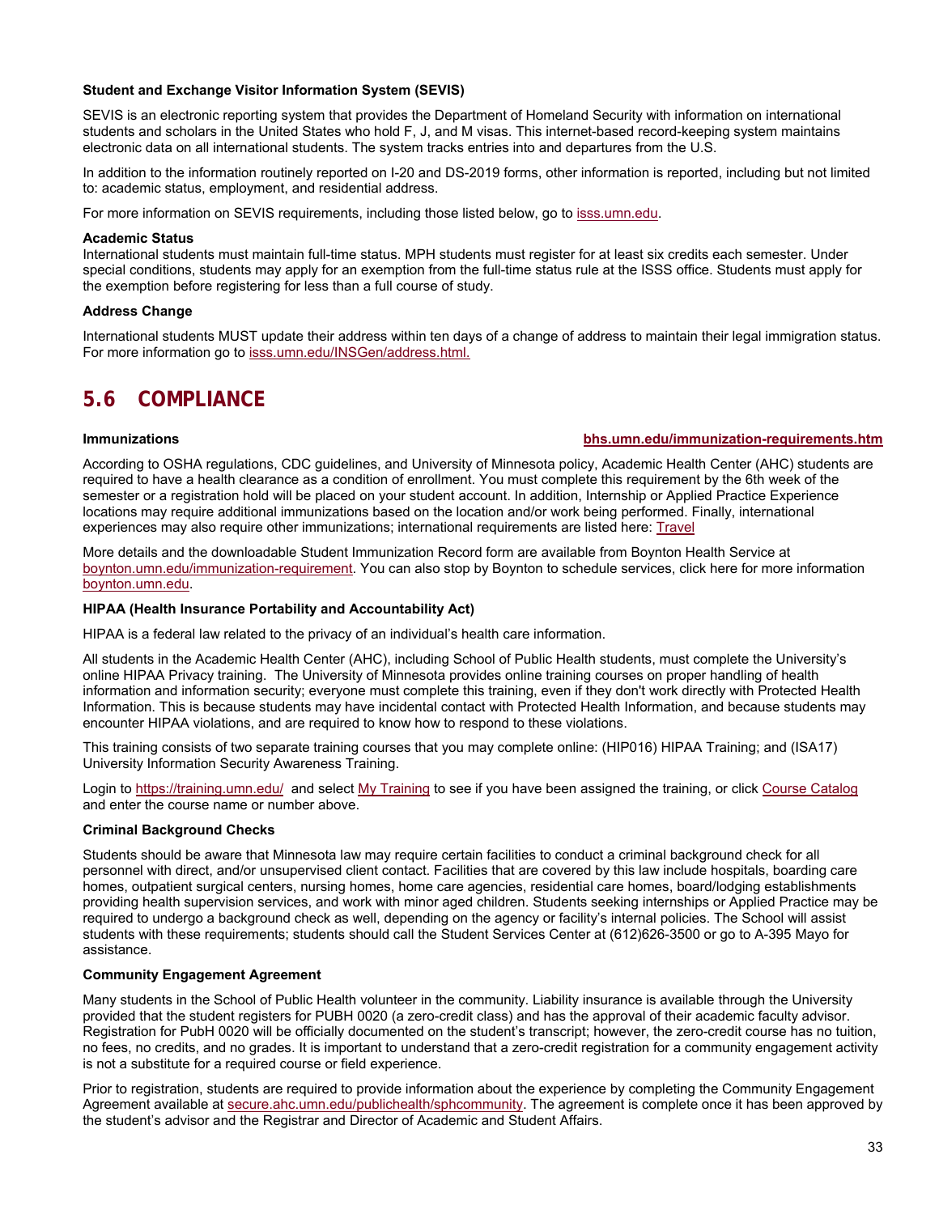**Student and Exchange Visitor Information System (SEVIS)**

SEVIS is an electronic reporting system that provides the Department of Homeland Security with information on international students and scholars in the United States who hold F, J, and M visas. This internet-based record-keeping system maintains electronic data on all international students. The system tracks entries into and departures from the U.S.

In addition to the information routinely reported on I-20 and DS-2019 forms, other information is reported, including but not limited to: academic status, employment, and residential address.

For more information on SEVIS requirements, including those listed below, go to isss.umn.edu.

**Academic Status**
International students must maintain full-time status. MPH students must register for at least six credits each semester. Under special conditions, students may apply for an exemption from the full-time status rule at the ISSS office. Students must apply for the exemption before registering for less than a full course of study.

**Address Change**

International students MUST update their address within ten days of a change of address to maintain their legal immigration status. For more information go to isss.umn.edu/INSGen/address.html.

## 5.6 COMPLIANCE

**Immunizations** **bhs.umn.edu/immunization-requirements.htm**

According to OSHA regulations, CDC guidelines, and University of Minnesota policy, Academic Health Center (AHC) students are required to have a health clearance as a condition of enrollment. You must complete this requirement by the 6th week of the semester or a registration hold will be placed on your student account. In addition, Internship or Applied Practice Experience locations may require additional immunizations based on the location and/or work being performed. Finally, international experiences may also require other immunizations; international requirements are listed here: Travel

More details and the downloadable Student Immunization Record form are available from Boynton Health Service at boynton.umn.edu/immunization-requirement. You can also stop by Boynton to schedule services, click here for more information boynton.umn.edu.

**HIPAA (Health Insurance Portability and Accountability Act)**

HIPAA is a federal law related to the privacy of an individual's health care information.

All students in the Academic Health Center (AHC), including School of Public Health students, must complete the University's online HIPAA Privacy training. The University of Minnesota provides online training courses on proper handling of health information and information security; everyone must complete this training, even if they don't work directly with Protected Health Information. This is because students may have incidental contact with Protected Health Information, and because students may encounter HIPAA violations, and are required to know how to respond to these violations.

This training consists of two separate training courses that you may complete online: (HIP016) HIPAA Training; and (ISA17) University Information Security Awareness Training.

Login to https://training.umn.edu/ and select My Training to see if you have been assigned the training, or click Course Catalog and enter the course name or number above.

**Criminal Background Checks**

Students should be aware that Minnesota law may require certain facilities to conduct a criminal background check for all personnel with direct, and/or unsupervised client contact. Facilities that are covered by this law include hospitals, boarding care homes, outpatient surgical centers, nursing homes, home care agencies, residential care homes, board/lodging establishments providing health supervision services, and work with minor aged children. Students seeking internships or Applied Practice may be required to undergo a background check as well, depending on the agency or facility's internal policies. The School will assist students with these requirements; students should call the Student Services Center at (612)626-3500 or go to A-395 Mayo for assistance.

**Community Engagement Agreement**

Many students in the School of Public Health volunteer in the community. Liability insurance is available through the University provided that the student registers for PUBH 0020 (a zero-credit class) and has the approval of their academic faculty advisor. Registration for PubH 0020 will be officially documented on the student's transcript; however, the zero-credit course has no tuition, no fees, no credits, and no grades. It is important to understand that a zero-credit registration for a community engagement activity is not a substitute for a required course or field experience.

Prior to registration, students are required to provide information about the experience by completing the Community Engagement Agreement available at secure.ahc.umn.edu/publichealth/sphcommunity. The agreement is complete once it has been approved by the student's advisor and the Registrar and Director of Academic and Student Affairs.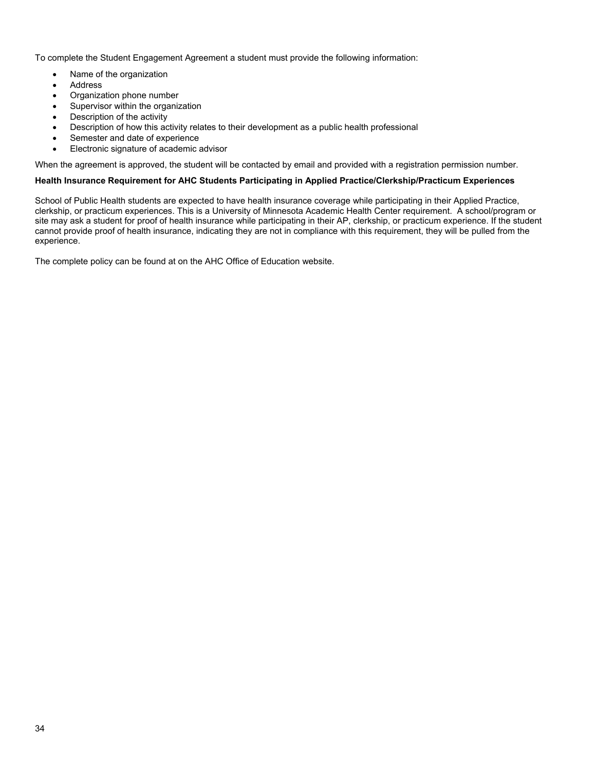To complete the Student Engagement Agreement a student must provide the following information:

- Name of the organization
- Address
- Organization phone number
- Supervisor within the organization
- Description of the activity
- Description of how this activity relates to their development as a public health professional
- Semester and date of experience
- Electronic signature of academic advisor

When the agreement is approved, the student will be contacted by email and provided with a registration permission number.

**Health Insurance Requirement for AHC Students Participating in Applied Practice/Clerkship/Practicum Experiences**

School of Public Health students are expected to have health insurance coverage while participating in their Applied Practice, clerkship, or practicum experiences. This is a University of Minnesota Academic Health Center requirement. A school/program or site may ask a student for proof of health insurance while participating in their AP, clerkship, or practicum experience. If the student cannot provide proof of health insurance, indicating they are not in compliance with this requirement, they will be pulled from the experience.

The complete policy can be found at on the AHC Office of Education website.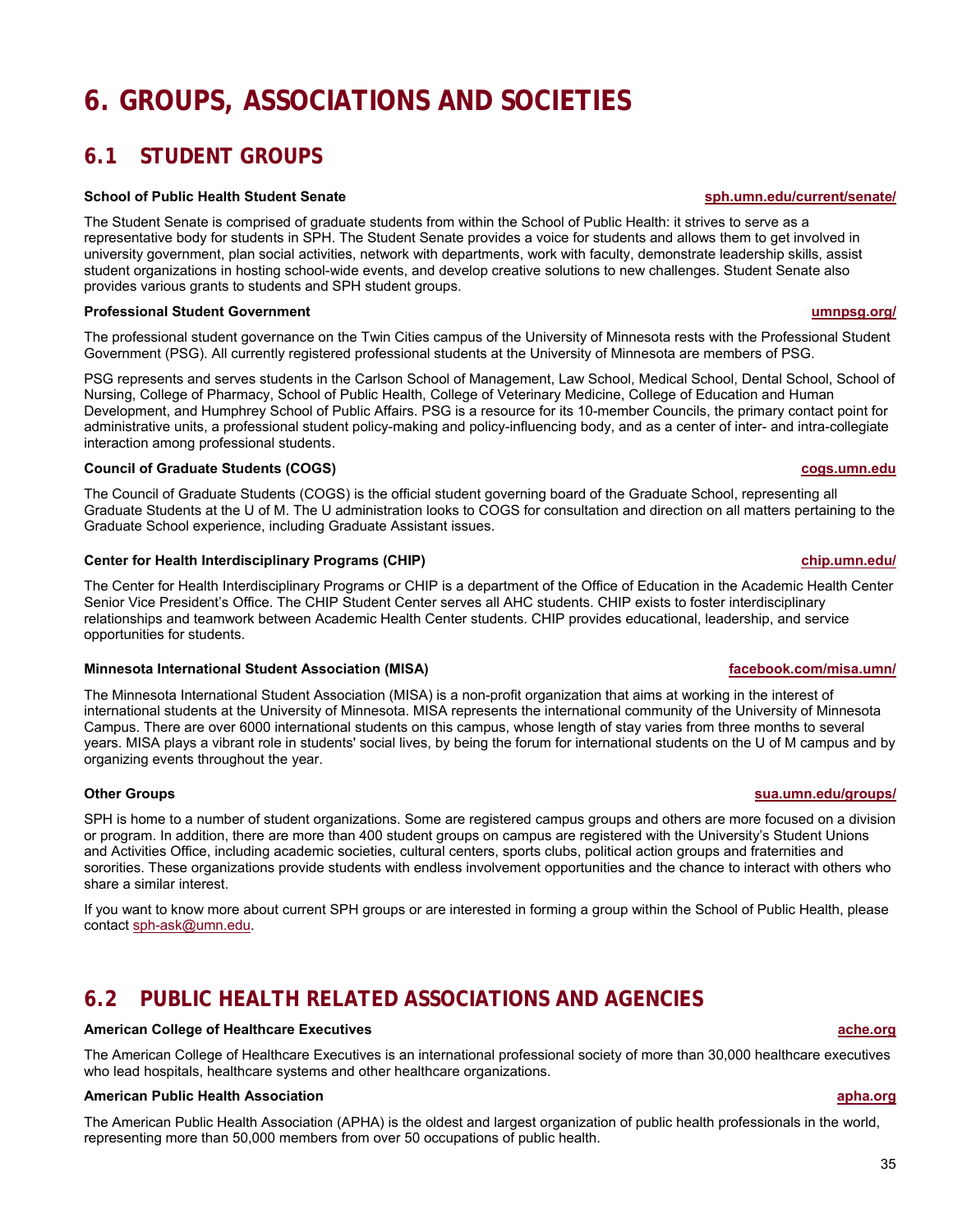# 6. GROUPS, ASSOCIATIONS AND SOCIETIES

## 6.1 STUDENT GROUPS

**School of Public Health Student Senate** **sph.umn.edu/current/senate/**

The Student Senate is comprised of graduate students from within the School of Public Health: it strives to serve as a representative body for students in SPH. The Student Senate provides a voice for students and allows them to get involved in university government, plan social activities, network with departments, work with faculty, demonstrate leadership skills, assist student organizations in hosting school-wide events, and develop creative solutions to new challenges. Student Senate also provides various grants to students and SPH student groups.

**Professional Student Government** **umnpsg.org/**

The professional student governance on the Twin Cities campus of the University of Minnesota rests with the Professional Student Government (PSG). All currently registered professional students at the University of Minnesota are members of PSG.

PSG represents and serves students in the Carlson School of Management, Law School, Medical School, Dental School, School of Nursing, College of Pharmacy, School of Public Health, College of Veterinary Medicine, College of Education and Human Development, and Humphrey School of Public Affairs. PSG is a resource for its 10-member Councils, the primary contact point for administrative units, a professional student policy-making and policy-influencing body, and as a center of inter- and intra-collegiate interaction among professional students.

**Council of Graduate Students (COGS)** **cogs.umn.edu**

The Council of Graduate Students (COGS) is the official student governing board of the Graduate School, representing all Graduate Students at the U of M. The U administration looks to COGS for consultation and direction on all matters pertaining to the Graduate School experience, including Graduate Assistant issues.

**Center for Health Interdisciplinary Programs (CHIP)** **chip.umn.edu/**

The Center for Health Interdisciplinary Programs or CHIP is a department of the Office of Education in the Academic Health Center Senior Vice President's Office. The CHIP Student Center serves all AHC students. CHIP exists to foster interdisciplinary relationships and teamwork between Academic Health Center students. CHIP provides educational, leadership, and service opportunities for students.

**Minnesota International Student Association (MISA)** **facebook.com/misa.umn/**

The Minnesota International Student Association (MISA) is a non-profit organization that aims at working in the interest of international students at the University of Minnesota. MISA represents the international community of the University of Minnesota Campus. There are over 6000 international students on this campus, whose length of stay varies from three months to several years. MISA plays a vibrant role in students' social lives, by being the forum for international students on the U of M campus and by organizing events throughout the year.

**Other Groups** **sua.umn.edu/groups/**

SPH is home to a number of student organizations. Some are registered campus groups and others are more focused on a division or program. In addition, there are more than 400 student groups on campus are registered with the University's Student Unions and Activities Office, including academic societies, cultural centers, sports clubs, political action groups and fraternities and sororities. These organizations provide students with endless involvement opportunities and the chance to interact with others who share a similar interest.

If you want to know more about current SPH groups or are interested in forming a group within the School of Public Health, please contact sph-ask@umn.edu.

## 6.2 PUBLIC HEALTH RELATED ASSOCIATIONS AND AGENCIES

**American College of Healthcare Executives** **ache.org**

The American College of Healthcare Executives is an international professional society of more than 30,000 healthcare executives who lead hospitals, healthcare systems and other healthcare organizations.

**American Public Health Association** **apha.org**

The American Public Health Association (APHA) is the oldest and largest organization of public health professionals in the world, representing more than 50,000 members from over 50 occupations of public health.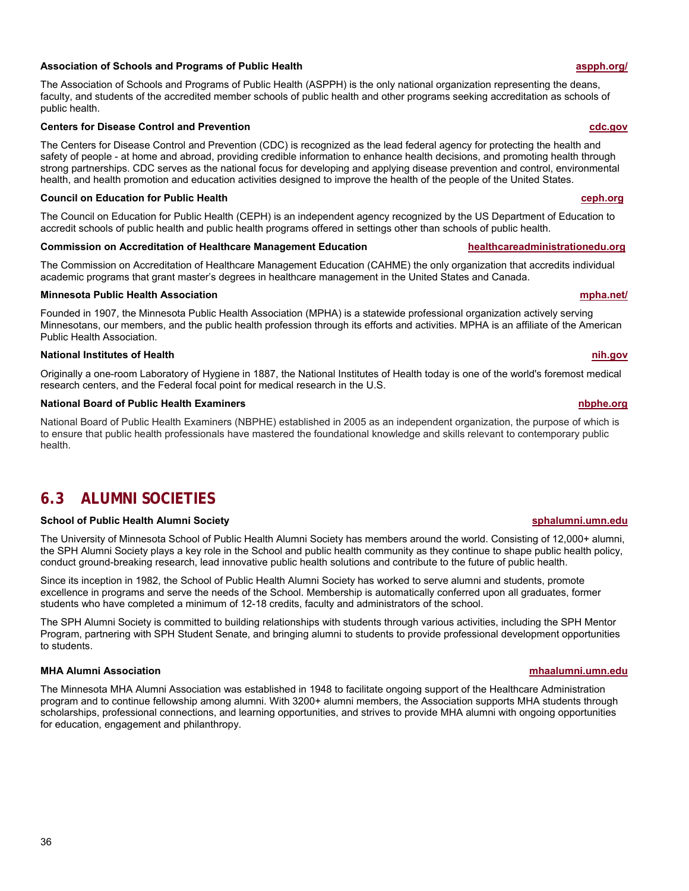**Association of Schools and Programs of Public Health** aspph.org/

The Association of Schools and Programs of Public Health (ASPPH) is the only national organization representing the deans, faculty, and students of the accredited member schools of public health and other programs seeking accreditation as schools of public health.

**Centers for Disease Control and Prevention** cdc.gov

The Centers for Disease Control and Prevention (CDC) is recognized as the lead federal agency for protecting the health and safety of people - at home and abroad, providing credible information to enhance health decisions, and promoting health through strong partnerships. CDC serves as the national focus for developing and applying disease prevention and control, environmental health, and health promotion and education activities designed to improve the health of the people of the United States.

**Council on Education for Public Health** ceph.org

The Council on Education for Public Health (CEPH) is an independent agency recognized by the US Department of Education to accredit schools of public health and public health programs offered in settings other than schools of public health.

**Commission on Accreditation of Healthcare Management Education** healthcareadministrationedu.org

The Commission on Accreditation of Healthcare Management Education (CAHME) the only organization that accredits individual academic programs that grant master's degrees in healthcare management in the United States and Canada.

**Minnesota Public Health Association** mpha.net/

Founded in 1907, the Minnesota Public Health Association (MPHA) is a statewide professional organization actively serving Minnesotans, our members, and the public health profession through its efforts and activities. MPHA is an affiliate of the American Public Health Association.

**National Institutes of Health** nih.gov

Originally a one-room Laboratory of Hygiene in 1887, the National Institutes of Health today is one of the world's foremost medical research centers, and the Federal focal point for medical research in the U.S.

**National Board of Public Health Examiners** nbphe.org

National Board of Public Health Examiners (NBPHE) established in 2005 as an independent organization, the purpose of which is to ensure that public health professionals have mastered the foundational knowledge and skills relevant to contemporary public health.

## 6.3 ALUMNI SOCIETIES

**School of Public Health Alumni Society** sphalumni.umn.edu

The University of Minnesota School of Public Health Alumni Society has members around the world. Consisting of 12,000+ alumni, the SPH Alumni Society plays a key role in the School and public health community as they continue to shape public health policy, conduct ground-breaking research, lead innovative public health solutions and contribute to the future of public health.

Since its inception in 1982, the School of Public Health Alumni Society has worked to serve alumni and students, promote excellence in programs and serve the needs of the School. Membership is automatically conferred upon all graduates, former students who have completed a minimum of 12-18 credits, faculty and administrators of the school.

The SPH Alumni Society is committed to building relationships with students through various activities, including the SPH Mentor Program, partnering with SPH Student Senate, and bringing alumni to students to provide professional development opportunities to students.

**MHA Alumni Association** mhaalumni.umn.edu

The Minnesota MHA Alumni Association was established in 1948 to facilitate ongoing support of the Healthcare Administration program and to continue fellowship among alumni. With 3200+ alumni members, the Association supports MHA students through scholarships, professional connections, and learning opportunities, and strives to provide MHA alumni with ongoing opportunities for education, engagement and philanthropy.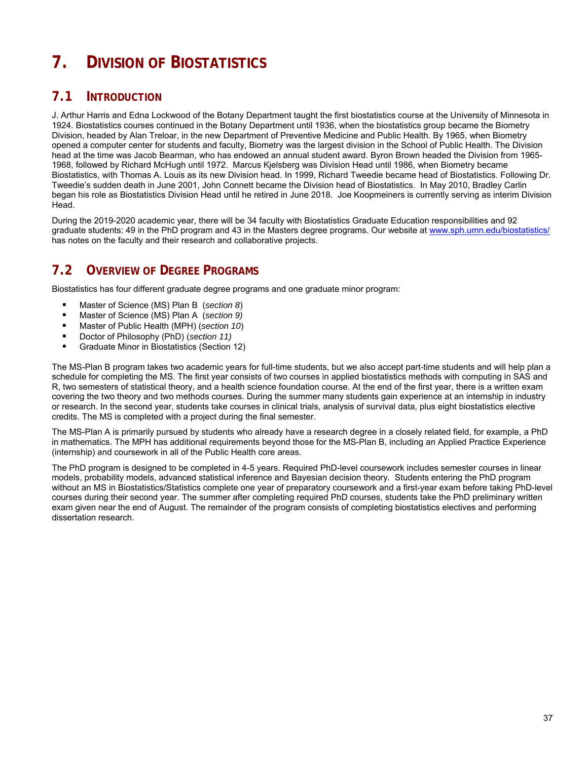# 7. DIVISION OF BIOSTATISTICS

## 7.1 INTRODUCTION

J. Arthur Harris and Edna Lockwood of the Botany Department taught the first biostatistics course at the University of Minnesota in 1924. Biostatistics courses continued in the Botany Department until 1936, when the biostatistics group became the Biometry Division, headed by Alan Treloar, in the new Department of Preventive Medicine and Public Health. By 1965, when Biometry opened a computer center for students and faculty, Biometry was the largest division in the School of Public Health. The Division head at the time was Jacob Bearman, who has endowed an annual student award. Byron Brown headed the Division from 1965-1968, followed by Richard McHugh until 1972. Marcus Kjelsberg was Division Head until 1986, when Biometry became Biostatistics, with Thomas A. Louis as its new Division head. In 1999, Richard Tweedie became head of Biostatistics. Following Dr. Tweedie's sudden death in June 2001, John Connett became the Division head of Biostatistics. In May 2010, Bradley Carlin began his role as Biostatistics Division Head until he retired in June 2018. Joe Koopmeiners is currently serving as interim Division Head.

During the 2019-2020 academic year, there will be 34 faculty with Biostatistics Graduate Education responsibilities and 92 graduate students: 49 in the PhD program and 43 in the Masters degree programs. Our website at www.sph.umn.edu/biostatistics/ has notes on the faculty and their research and collaborative projects.

## 7.2 OVERVIEW OF DEGREE PROGRAMS

Biostatistics has four different graduate degree programs and one graduate minor program:

- Master of Science (MS) Plan B (*section 8*)
- Master of Science (MS) Plan A (*section 9)*
- Master of Public Health (MPH) (*section 10*)
- Doctor of Philosophy (PhD) (*section 11)*
- Graduate Minor in Biostatistics (Section 12)

The MS-Plan B program takes two academic years for full-time students, but we also accept part-time students and will help plan a schedule for completing the MS. The first year consists of two courses in applied biostatistics methods with computing in SAS and R, two semesters of statistical theory, and a health science foundation course. At the end of the first year, there is a written exam covering the two theory and two methods courses. During the summer many students gain experience at an internship in industry or research. In the second year, students take courses in clinical trials, analysis of survival data, plus eight biostatistics elective credits. The MS is completed with a project during the final semester.

The MS-Plan A is primarily pursued by students who already have a research degree in a closely related field, for example, a PhD in mathematics. The MPH has additional requirements beyond those for the MS-Plan B, including an Applied Practice Experience (internship) and coursework in all of the Public Health core areas.

The PhD program is designed to be completed in 4-5 years. Required PhD-level coursework includes semester courses in linear models, probability models, advanced statistical inference and Bayesian decision theory. Students entering the PhD program without an MS in Biostatistics/Statistics complete one year of preparatory coursework and a first-year exam before taking PhD-level courses during their second year. The summer after completing required PhD courses, students take the PhD preliminary written exam given near the end of August. The remainder of the program consists of completing biostatistics electives and performing dissertation research.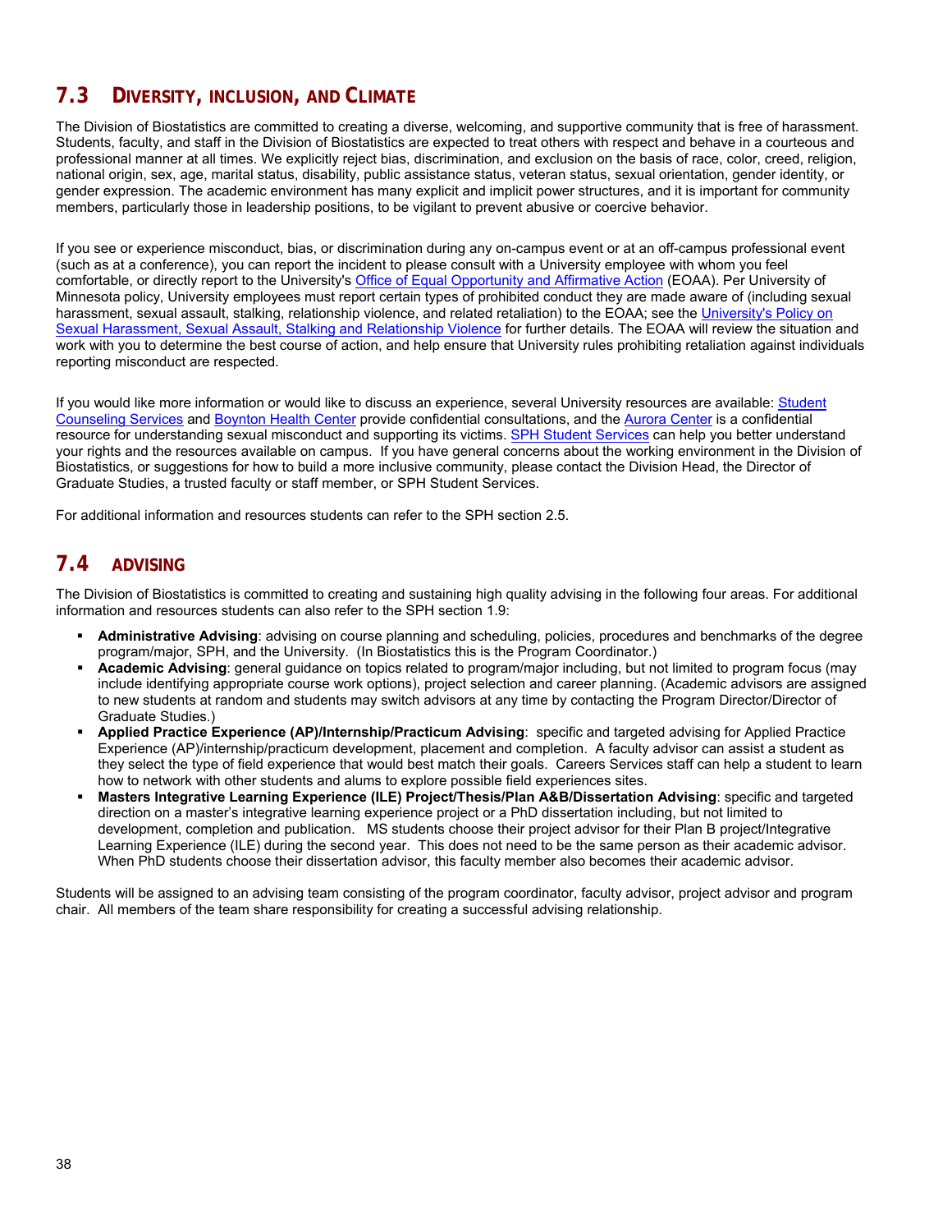## 7.3 DIVERSITY, INCLUSION, AND CLIMATE

The Division of Biostatistics are committed to creating a diverse, welcoming, and supportive community that is free of harassment. Students, faculty, and staff in the Division of Biostatistics are expected to treat others with respect and behave in a courteous and professional manner at all times. We explicitly reject bias, discrimination, and exclusion on the basis of race, color, creed, religion, national origin, sex, age, marital status, disability, public assistance status, veteran status, sexual orientation, gender identity, or gender expression. The academic environment has many explicit and implicit power structures, and it is important for community members, particularly those in leadership positions, to be vigilant to prevent abusive or coercive behavior.

If you see or experience misconduct, bias, or discrimination during any on-campus event or at an off-campus professional event (such as at a conference), you can report the incident to please consult with a University employee with whom you feel comfortable, or directly report to the University's Office of Equal Opportunity and Affirmative Action (EOAA). Per University of Minnesota policy, University employees must report certain types of prohibited conduct they are made aware of (including sexual harassment, sexual assault, stalking, relationship violence, and related retaliation) to the EOAA; see the University's Policy on Sexual Harassment, Sexual Assault, Stalking and Relationship Violence for further details. The EOAA will review the situation and work with you to determine the best course of action, and help ensure that University rules prohibiting retaliation against individuals reporting misconduct are respected.

If you would like more information or would like to discuss an experience, several University resources are available: Student Counseling Services and Boynton Health Center provide confidential consultations, and the Aurora Center is a confidential resource for understanding sexual misconduct and supporting its victims. SPH Student Services can help you better understand your rights and the resources available on campus. If you have general concerns about the working environment in the Division of Biostatistics, or suggestions for how to build a more inclusive community, please contact the Division Head, the Director of Graduate Studies, a trusted faculty or staff member, or SPH Student Services.

For additional information and resources students can refer to the SPH section 2.5.

## 7.4 ADVISING

The Division of Biostatistics is committed to creating and sustaining high quality advising in the following four areas. For additional information and resources students can also refer to the SPH section 1.9:

- **Administrative Advising**: advising on course planning and scheduling, policies, procedures and benchmarks of the degree program/major, SPH, and the University. (In Biostatistics this is the Program Coordinator.)
- **Academic Advising**: general guidance on topics related to program/major including, but not limited to program focus (may include identifying appropriate course work options), project selection and career planning. (Academic advisors are assigned to new students at random and students may switch advisors at any time by contacting the Program Director/Director of Graduate Studies.)
- **Applied Practice Experience (AP)/Internship/Practicum Advising**: specific and targeted advising for Applied Practice Experience (AP)/internship/practicum development, placement and completion. A faculty advisor can assist a student as they select the type of field experience that would best match their goals. Careers Services staff can help a student to learn how to network with other students and alums to explore possible field experiences sites.
- **Masters Integrative Learning Experience (ILE) Project/Thesis/Plan A&B/Dissertation Advising**: specific and targeted direction on a master's integrative learning experience project or a PhD dissertation including, but not limited to development, completion and publication. MS students choose their project advisor for their Plan B project/Integrative Learning Experience (ILE) during the second year. This does not need to be the same person as their academic advisor. When PhD students choose their dissertation advisor, this faculty member also becomes their academic advisor.

Students will be assigned to an advising team consisting of the program coordinator, faculty advisor, project advisor and program chair. All members of the team share responsibility for creating a successful advising relationship.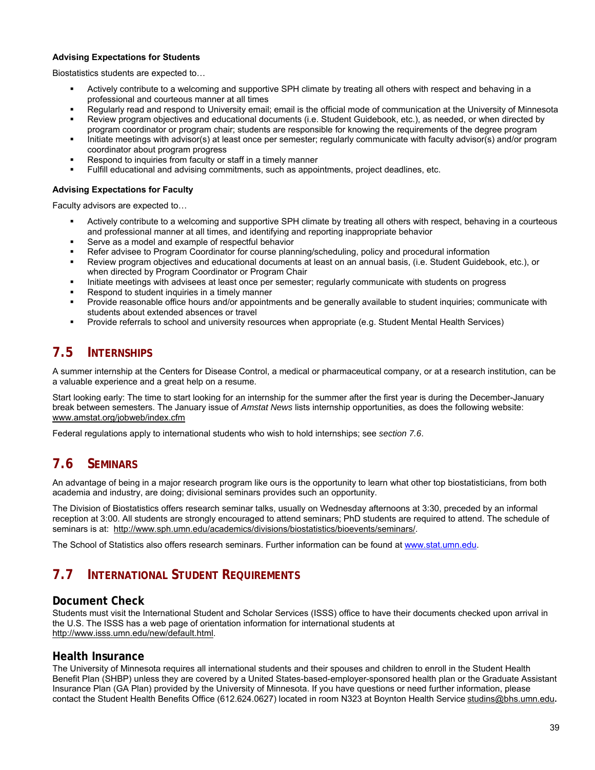#### Advising Expectations for Students

Biostatistics students are expected to…

- Actively contribute to a welcoming and supportive SPH climate by treating all others with respect and behaving in a professional and courteous manner at all times
- Regularly read and respond to University email; email is the official mode of communication at the University of Minnesota
- Review program objectives and educational documents (i.e. Student Guidebook, etc.), as needed, or when directed by program coordinator or program chair; students are responsible for knowing the requirements of the degree program
- Initiate meetings with advisor(s) at least once per semester; regularly communicate with faculty advisor(s) and/or program coordinator about program progress
- Respond to inquiries from faculty or staff in a timely manner
- Fulfill educational and advising commitments, such as appointments, project deadlines, etc.

#### Advising Expectations for Faculty

Faculty advisors are expected to…

- Actively contribute to a welcoming and supportive SPH climate by treating all others with respect, behaving in a courteous and professional manner at all times, and identifying and reporting inappropriate behavior
- Serve as a model and example of respectful behavior
- Refer advisee to Program Coordinator for course planning/scheduling, policy and procedural information
- Review program objectives and educational documents at least on an annual basis, (i.e. Student Guidebook, etc.), or when directed by Program Coordinator or Program Chair
- Initiate meetings with advisees at least once per semester; regularly communicate with students on progress
- Respond to student inquiries in a timely manner
- Provide reasonable office hours and/or appointments and be generally available to student inquiries; communicate with students about extended absences or travel
- Provide referrals to school and university resources when appropriate (e.g. Student Mental Health Services)

## 7.5 INTERNSHIPS

A summer internship at the Centers for Disease Control, a medical or pharmaceutical company, or at a research institution, can be a valuable experience and a great help on a resume.

Start looking early: The time to start looking for an internship for the summer after the first year is during the December-January break between semesters. The January issue of *Amstat News* lists internship opportunities, as does the following website: www.amstat.org/jobweb/index.cfm

Federal regulations apply to international students who wish to hold internships; see *section 7.6*.

## 7.6 SEMINARS

An advantage of being in a major research program like ours is the opportunity to learn what other top biostatisticians, from both academia and industry, are doing; divisional seminars provides such an opportunity.

The Division of Biostatistics offers research seminar talks, usually on Wednesday afternoons at 3:30, preceded by an informal reception at 3:00. All students are strongly encouraged to attend seminars; PhD students are required to attend. The schedule of seminars is at: http://www.sph.umn.edu/academics/divisions/biostatistics/bioevents/seminars/.

The School of Statistics also offers research seminars. Further information can be found at www.stat.umn.edu.

## 7.7 INTERNATIONAL STUDENT REQUIREMENTS

### Document Check

Students must visit the International Student and Scholar Services (ISSS) office to have their documents checked upon arrival in the U.S. The ISSS has a web page of orientation information for international students at http://www.isss.umn.edu/new/default.html.

### Health Insurance

The University of Minnesota requires all international students and their spouses and children to enroll in the Student Health Benefit Plan (SHBP) unless they are covered by a United States-based-employer-sponsored health plan or the Graduate Assistant Insurance Plan (GA Plan) provided by the University of Minnesota. If you have questions or need further information, please contact the Student Health Benefits Office (612.624.0627) located in room N323 at Boynton Health Service studins@bhs.umn.edu.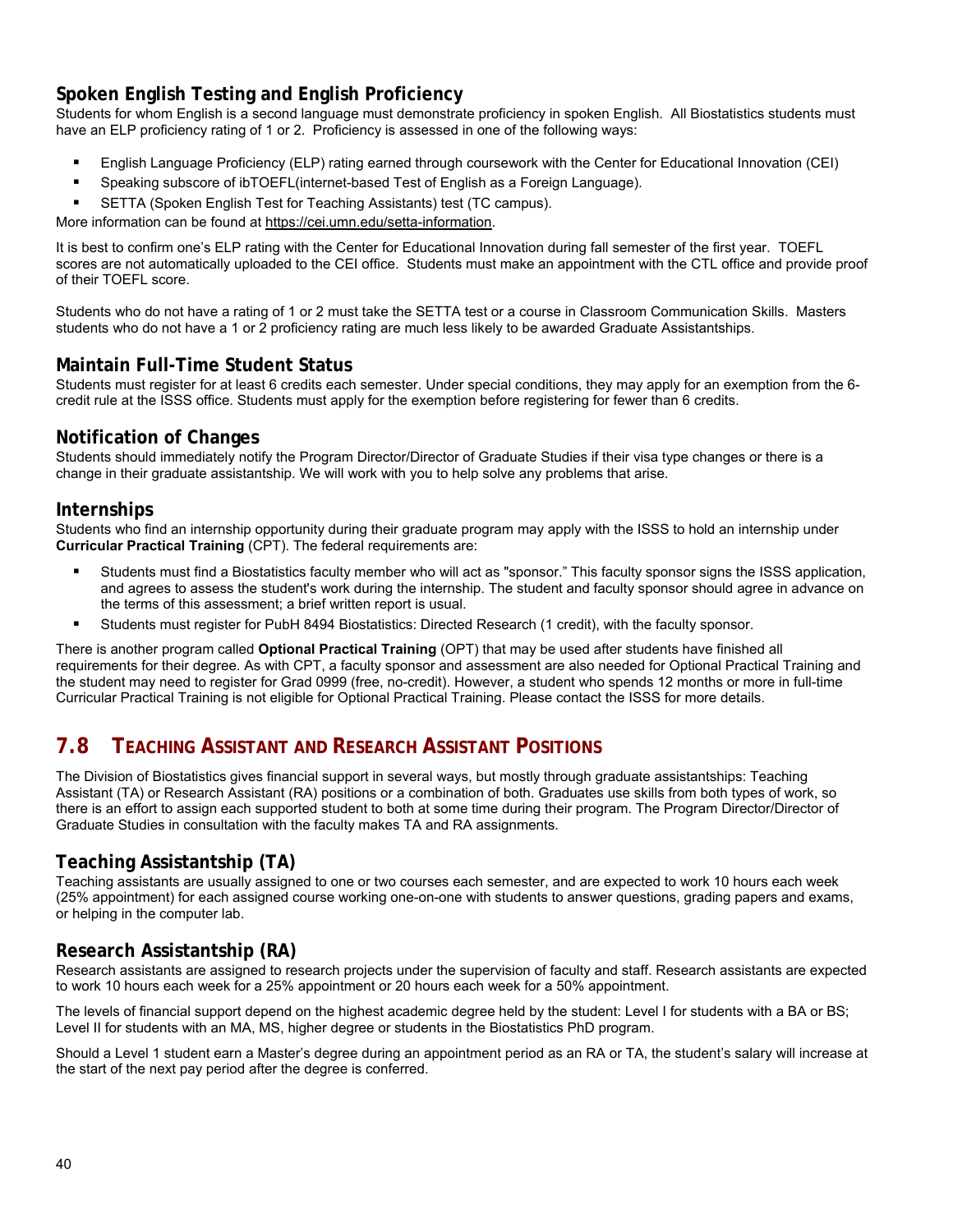### Spoken English Testing and English Proficiency

Students for whom English is a second language must demonstrate proficiency in spoken English. All Biostatistics students must have an ELP proficiency rating of 1 or 2. Proficiency is assessed in one of the following ways:

- English Language Proficiency (ELP) rating earned through coursework with the Center for Educational Innovation (CEI)
- Speaking subscore of ibTOEFL(internet-based Test of English as a Foreign Language).
- SETTA (Spoken English Test for Teaching Assistants) test (TC campus).

More information can be found at https://cei.umn.edu/setta-information.

It is best to confirm one's ELP rating with the Center for Educational Innovation during fall semester of the first year. TOEFL scores are not automatically uploaded to the CEI office. Students must make an appointment with the CTL office and provide proof of their TOEFL score.

Students who do not have a rating of 1 or 2 must take the SETTA test or a course in Classroom Communication Skills. Masters students who do not have a 1 or 2 proficiency rating are much less likely to be awarded Graduate Assistantships.

### Maintain Full-Time Student Status

Students must register for at least 6 credits each semester. Under special conditions, they may apply for an exemption from the 6-credit rule at the ISSS office. Students must apply for the exemption before registering for fewer than 6 credits.

### Notification of Changes

Students should immediately notify the Program Director/Director of Graduate Studies if their visa type changes or there is a change in their graduate assistantship. We will work with you to help solve any problems that arise.

### Internships

Students who find an internship opportunity during their graduate program may apply with the ISSS to hold an internship under **Curricular Practical Training** (CPT). The federal requirements are:

- Students must find a Biostatistics faculty member who will act as "sponsor." This faculty sponsor signs the ISSS application, and agrees to assess the student's work during the internship. The student and faculty sponsor should agree in advance on the terms of this assessment; a brief written report is usual.
- Students must register for PubH 8494 Biostatistics: Directed Research (1 credit), with the faculty sponsor.

There is another program called **Optional Practical Training** (OPT) that may be used after students have finished all requirements for their degree. As with CPT, a faculty sponsor and assessment are also needed for Optional Practical Training and the student may need to register for Grad 0999 (free, no-credit). However, a student who spends 12 months or more in full-time Curricular Practical Training is not eligible for Optional Practical Training. Please contact the ISSS for more details.

## 7.8 Teaching Assistant and Research Assistant Positions

The Division of Biostatistics gives financial support in several ways, but mostly through graduate assistantships: Teaching Assistant (TA) or Research Assistant (RA) positions or a combination of both. Graduates use skills from both types of work, so there is an effort to assign each supported student to both at some time during their program. The Program Director/Director of Graduate Studies in consultation with the faculty makes TA and RA assignments.

### Teaching Assistantship (TA)

Teaching assistants are usually assigned to one or two courses each semester, and are expected to work 10 hours each week (25% appointment) for each assigned course working one-on-one with students to answer questions, grading papers and exams, or helping in the computer lab.

### Research Assistantship (RA)

Research assistants are assigned to research projects under the supervision of faculty and staff. Research assistants are expected to work 10 hours each week for a 25% appointment or 20 hours each week for a 50% appointment.

The levels of financial support depend on the highest academic degree held by the student: Level I for students with a BA or BS; Level II for students with an MA, MS, higher degree or students in the Biostatistics PhD program.

Should a Level 1 student earn a Master's degree during an appointment period as an RA or TA, the student's salary will increase at the start of the next pay period after the degree is conferred.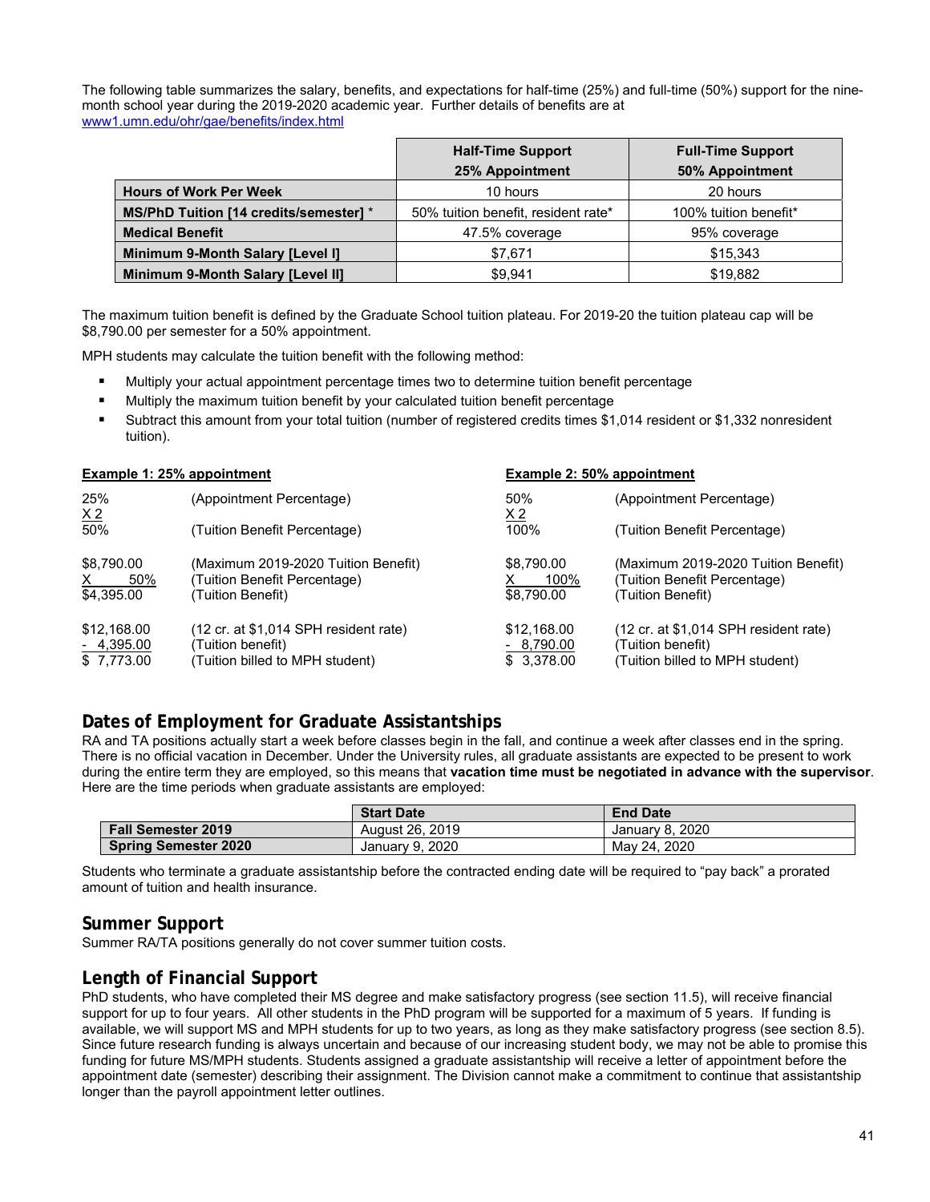The following table summarizes the salary, benefits, and expectations for half-time (25%) and full-time (50%) support for the nine-month school year during the 2019-2020 academic year. Further details of benefits are at www1.umn.edu/ohr/gae/benefits/index.html

| | Half-Time Support 25% Appointment | Full-Time Support 50% Appointment |
|---|---|---|
| **Hours of Work Per Week** | 10 hours | 20 hours |
| **MS/PhD Tuition [14 credits/semester] *** | 50% tuition benefit, resident rate* | 100% tuition benefit* |
| **Medical Benefit** | 47.5% coverage | 95% coverage |
| **Minimum 9-Month Salary [Level I]** | $7,671 | $15,343 |
| **Minimum 9-Month Salary [Level II]** | $9,941 | $19,882 |

The maximum tuition benefit is defined by the Graduate School tuition plateau. For 2019-20 the tuition plateau cap will be $8,790.00 per semester for a 50% appointment.

MPH students may calculate the tuition benefit with the following method:

- Multiply your actual appointment percentage times two to determine tuition benefit percentage
- Multiply the maximum tuition benefit by your calculated tuition benefit percentage
- Subtract this amount from your total tuition (number of registered credits times $1,014 resident or $1,332 nonresident tuition).

**Example 1: 25% appointment**

| | |
|---|---|
| 25% | (Appointment Percentage) |
| X 2 | |
| 50% | (Tuition Benefit Percentage) |
| $8,790.00 | (Maximum 2019-2020 Tuition Benefit) |
| X 50% | (Tuition Benefit Percentage) |
| $4,395.00 | (Tuition Benefit) |
| $12,168.00 | (12 cr. at $1,014 SPH resident rate) |
| - 4,395.00 | (Tuition benefit) |
| $ 7,773.00 | (Tuition billed to MPH student) |

**Example 2: 50% appointment**

| | |
|---|---|
| 50% | (Appointment Percentage) |
| X 2 | |
| 100% | (Tuition Benefit Percentage) |
| $8,790.00 | (Maximum 2019-2020 Tuition Benefit) |
| X 100% | (Tuition Benefit Percentage) |
| $8,790.00 | (Tuition Benefit) |
| $12,168.00 | (12 cr. at $1,014 SPH resident rate) |
| - 8,790.00 | (Tuition benefit) |
| $ 3,378.00 | (Tuition billed to MPH student) |

## Dates of Employment for Graduate Assistantships

RA and TA positions actually start a week before classes begin in the fall, and continue a week after classes end in the spring. There is no official vacation in December. Under the University rules, all graduate assistants are expected to be present to work during the entire term they are employed, so this means that **vacation time must be negotiated in advance with the supervisor**. Here are the time periods when graduate assistants are employed:

| | Start Date | End Date |
|---|---|---|
| **Fall Semester 2019** | August 26, 2019 | January 8, 2020 |
| **Spring Semester 2020** | January 9, 2020 | May 24, 2020 |

Students who terminate a graduate assistantship before the contracted ending date will be required to "pay back" a prorated amount of tuition and health insurance.

## Summer Support

Summer RA/TA positions generally do not cover summer tuition costs.

## Length of Financial Support

PhD students, who have completed their MS degree and make satisfactory progress (see section 11.5), will receive financial support for up to four years. All other students in the PhD program will be supported for a maximum of 5 years. If funding is available, we will support MS and MPH students for up to two years, as long as they make satisfactory progress (see section 8.5). Since future research funding is always uncertain and because of our increasing student body, we may not be able to promise this funding for future MS/MPH students. Students assigned a graduate assistantship will receive a letter of appointment before the appointment date (semester) describing their assignment. The Division cannot make a commitment to continue that assistantship longer than the payroll appointment letter outlines.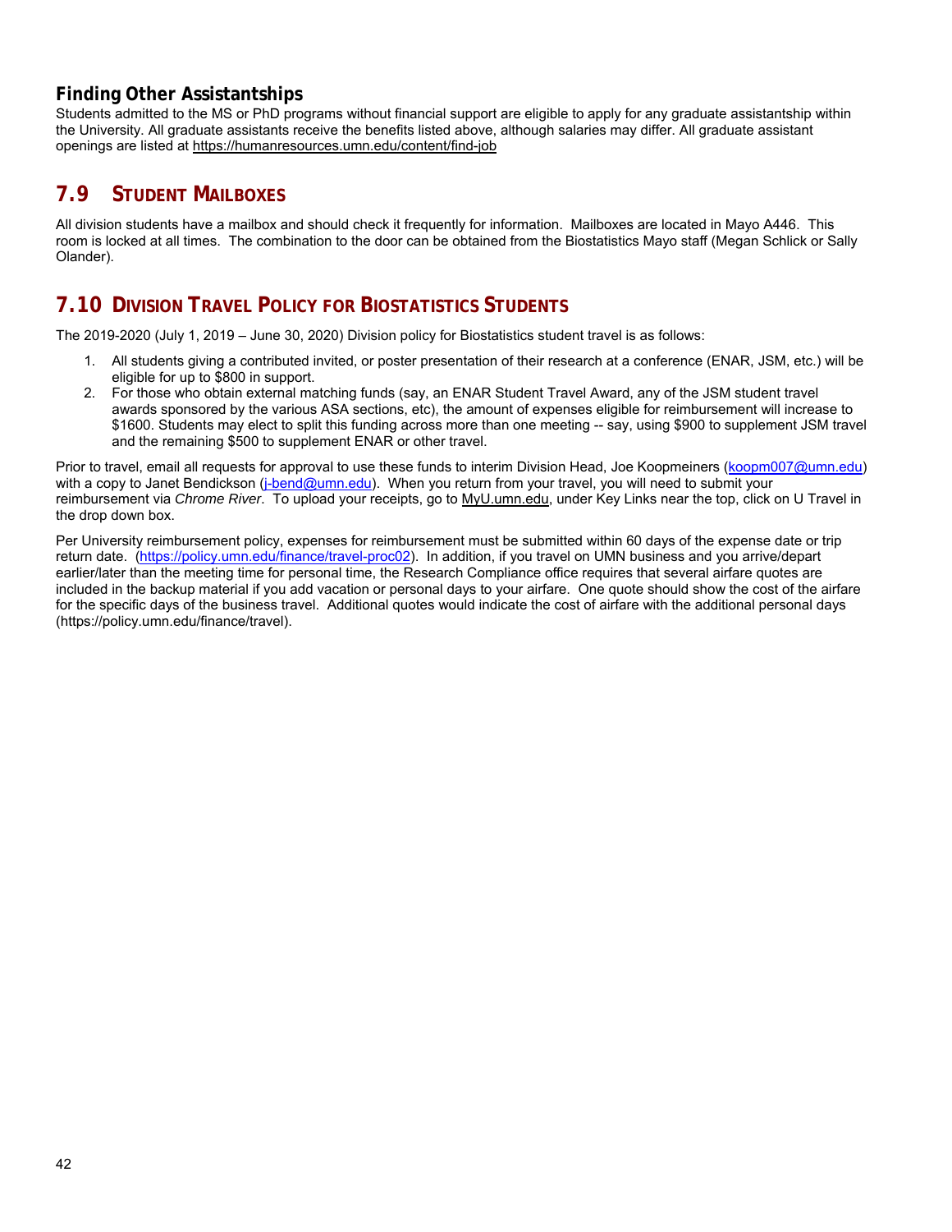### Finding Other Assistantships

Students admitted to the MS or PhD programs without financial support are eligible to apply for any graduate assistantship within the University. All graduate assistants receive the benefits listed above, although salaries may differ. All graduate assistant openings are listed at https://humanresources.umn.edu/content/find-job

## 7.9 STUDENT MAILBOXES

All division students have a mailbox and should check it frequently for information. Mailboxes are located in Mayo A446. This room is locked at all times. The combination to the door can be obtained from the Biostatistics Mayo staff (Megan Schlick or Sally Olander).

## 7.10 DIVISION TRAVEL POLICY FOR BIOSTATISTICS STUDENTS

The 2019-2020 (July 1, 2019 – June 30, 2020) Division policy for Biostatistics student travel is as follows:

1. All students giving a contributed invited, or poster presentation of their research at a conference (ENAR, JSM, etc.) will be eligible for up to $800 in support.
2. For those who obtain external matching funds (say, an ENAR Student Travel Award, any of the JSM student travel awards sponsored by the various ASA sections, etc), the amount of expenses eligible for reimbursement will increase to $1600. Students may elect to split this funding across more than one meeting -- say, using $900 to supplement JSM travel and the remaining $500 to supplement ENAR or other travel.

Prior to travel, email all requests for approval to use these funds to interim Division Head, Joe Koopmeiners (koopm007@umn.edu) with a copy to Janet Bendickson (j-bend@umn.edu). When you return from your travel, you will need to submit your reimbursement via *Chrome River*. To upload your receipts, go to MyU.umn.edu, under Key Links near the top, click on U Travel in the drop down box.

Per University reimbursement policy, expenses for reimbursement must be submitted within 60 days of the expense date or trip return date. (https://policy.umn.edu/finance/travel-proc02). In addition, if you travel on UMN business and you arrive/depart earlier/later than the meeting time for personal time, the Research Compliance office requires that several airfare quotes are included in the backup material if you add vacation or personal days to your airfare. One quote should show the cost of the airfare for the specific days of the business travel. Additional quotes would indicate the cost of airfare with the additional personal days (https://policy.umn.edu/finance/travel).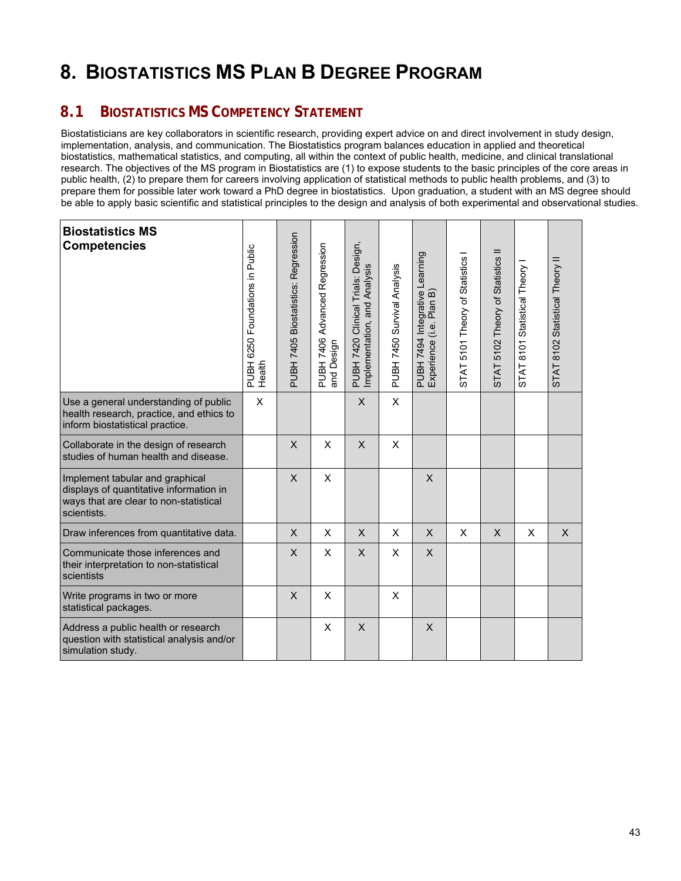# 8. BIOSTATISTICS MS PLAN B DEGREE PROGRAM

## 8.1 BIOSTATISTICS MS COMPETENCY STATEMENT

Biostatisticians are key collaborators in scientific research, providing expert advice on and direct involvement in study design, implementation, analysis, and communication. The Biostatistics program balances education in applied and theoretical biostatistics, mathematical statistics, and computing, all within the context of public health, medicine, and clinical translational research. The objectives of the MS program in Biostatistics are (1) to expose students to the basic principles of the core areas in public health, (2) to prepare them for careers involving application of statistical methods to public health problems, and (3) to prepare them for possible later work toward a PhD degree in biostatistics. Upon graduation, a student with an MS degree should be able to apply basic scientific and statistical principles to the design and analysis of both experimental and observational studies.

| Biostatistics MS Competencies | PUBH 6250 Foundations in Public Health | PUBH 7405 Biostatistics: Regression | PUBH 7406 Advanced Regression and Design | PUBH 7420 Clinical Trials: Design, Implementation, and Analysis | PUBH 7450 Survival Analysis | PUBH 7494 Integrative Learning Experience (i.e. Plan B) | STAT 5101 Theory of Statistics I | STAT 5102 Theory of Statistics II | STAT 8101 Statistical Theory I | STAT 8102 Statistical Theory II |
|---|---|---|---|---|---|---|---|---|---|---|
| Use a general understanding of public health research, practice, and ethics to inform biostatistical practice. | X | | | X | X | | | | | |
| Collaborate in the design of research studies of human health and disease. | | X | X | X | X | | | | | |
| Implement tabular and graphical displays of quantitative information in ways that are clear to non-statistical scientists. | | X | X | | | X | | | | |
| Draw inferences from quantitative data. | | X | X | X | X | X | X | X | X | X |
| Communicate those inferences and their interpretation to non-statistical scientists | | X | X | X | X | X | | | | |
| Write programs in two or more statistical packages. | | X | X | | X | | | | | |
| Address a public health or research question with statistical analysis and/or simulation study. | | | X | X | | X | | | | |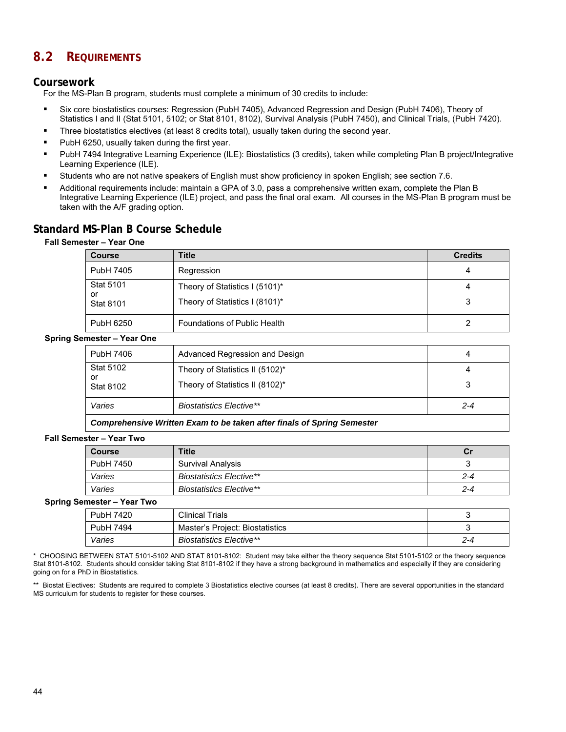## 8.2 Requirements

### Coursework

For the MS-Plan B program, students must complete a minimum of 30 credits to include:

- Six core biostatistics courses: Regression (PubH 7405), Advanced Regression and Design (PubH 7406), Theory of Statistics I and II (Stat 5101, 5102; or Stat 8101, 8102), Survival Analysis (PubH 7450), and Clinical Trials, (PubH 7420).
- Three biostatistics electives (at least 8 credits total), usually taken during the second year.
- PubH 6250, usually taken during the first year.
- PubH 7494 Integrative Learning Experience (ILE): Biostatistics (3 credits), taken while completing Plan B project/Integrative Learning Experience (ILE).
- Students who are not native speakers of English must show proficiency in spoken English; see section 7.6.
- Additional requirements include: maintain a GPA of 3.0, pass a comprehensive written exam, complete the Plan B Integrative Learning Experience (ILE) project, and pass the final oral exam. All courses in the MS-Plan B program must be taken with the A/F grading option.

### Standard MS-Plan B Course Schedule

**Fall Semester – Year One**

| Course | Title | Credits |
|---|---|---|
| PubH 7405 | Regression | 4 |
| Stat 5101<br>or<br>Stat 8101 | Theory of Statistics I (5101)*<br>Theory of Statistics I (8101)* | 4<br>3 |
| PubH 6250 | Foundations of Public Health | 2 |

**Spring Semester – Year One**

| Course | Title | Credits |
|---|---|---|
| PubH 7406 | Advanced Regression and Design | 4 |
| Stat 5102<br>or<br>Stat 8102 | Theory of Statistics II (5102)*<br>Theory of Statistics II (8102)* | 4<br>3 |
| *Varies* | *Biostatistics Elective\*\** | *2-4* |
| ***Comprehensive Written Exam to be taken after finals of Spring Semester*** | | |

**Fall Semester – Year Two**

| Course | Title | Cr |
|---|---|---|
| PubH 7450 | Survival Analysis | 3 |
| *Varies* | *Biostatistics Elective\*\** | *2-4* |
| *Varies* | *Biostatistics Elective\*\** | *2-4* |

**Spring Semester – Year Two**

| Course | Title | Cr |
|---|---|---|
| PubH 7420 | Clinical Trials | 3 |
| PubH 7494 | Master's Project: Biostatistics | 3 |
| *Varies* | *Biostatistics Elective\*\** | *2-4* |

\* CHOOSING BETWEEN STAT 5101-5102 AND STAT 8101-8102: Student may take either the theory sequence Stat 5101-5102 or the theory sequence Stat 8101-8102. Students should consider taking Stat 8101-8102 if they have a strong background in mathematics and especially if they are considering going on for a PhD in Biostatistics.

\*\* Biostat Electives: Students are required to complete 3 Biostatistics elective courses (at least 8 credits). There are several opportunities in the standard MS curriculum for students to register for these courses.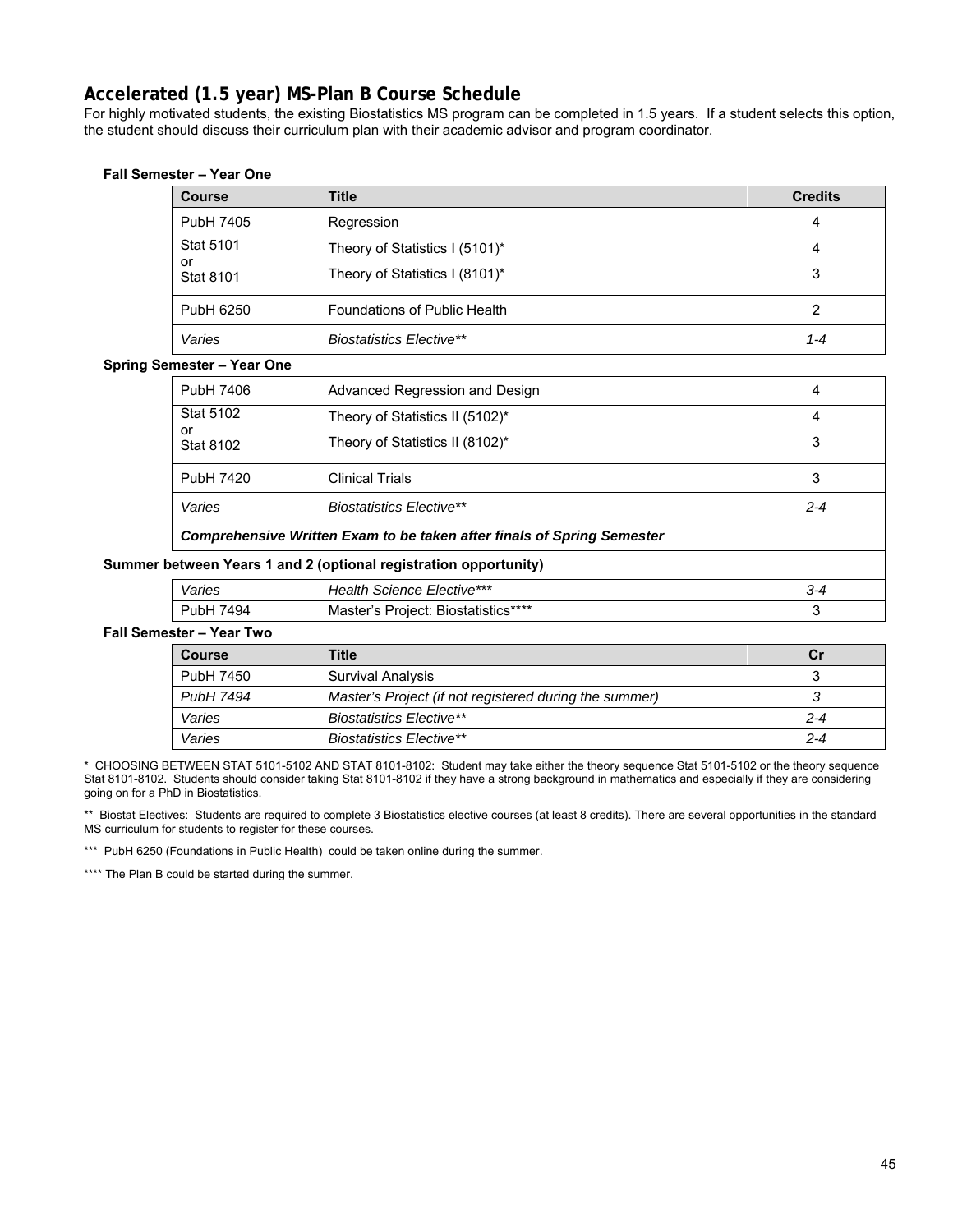## Accelerated (1.5 year) MS-Plan B Course Schedule

For highly motivated students, the existing Biostatistics MS program can be completed in 1.5 years. If a student selects this option, the student should discuss their curriculum plan with their academic advisor and program coordinator.

**Fall Semester – Year One**

| Course | Title | Credits |
|---|---|---|
| PubH 7405 | Regression | 4 |
| Stat 5101 or Stat 8101 | Theory of Statistics I (5101)* / Theory of Statistics I (8101)* | 4 / 3 |
| PubH 6250 | Foundations of Public Health | 2 |
| *Varies* | *Biostatistics Elective*** | *1-4* |

**Spring Semester – Year One**

| Course | Title | Credits |
|---|---|---|
| PubH 7406 | Advanced Regression and Design | 4 |
| Stat 5102 or Stat 8102 | Theory of Statistics II (5102)* / Theory of Statistics II (8102)* | 4 / 3 |
| PubH 7420 | Clinical Trials | 3 |
| *Varies* | *Biostatistics Elective*** | *2-4* |
| ***Comprehensive Written Exam to be taken after finals of Spring Semester*** | | |

**Summer between Years 1 and 2 (optional registration opportunity)**

| Course | Title | Credits |
|---|---|---|
| *Varies* | *Health Science Elective**** | *3-4* |
| PubH 7494 | Master's Project: Biostatistics**** | 3 |

**Fall Semester – Year Two**

| Course | Title | Cr |
|---|---|---|
| PubH 7450 | Survival Analysis | 3 |
| *PubH 7494* | *Master's Project (if not registered during the summer)* | *3* |
| *Varies* | *Biostatistics Elective*** | *2-4* |
| *Varies* | *Biostatistics Elective*** | *2-4* |

\* CHOOSING BETWEEN STAT 5101-5102 AND STAT 8101-8102: Student may take either the theory sequence Stat 5101-5102 or the theory sequence Stat 8101-8102. Students should consider taking Stat 8101-8102 if they have a strong background in mathematics and especially if they are considering going on for a PhD in Biostatistics.

** Biostat Electives: Students are required to complete 3 Biostatistics elective courses (at least 8 credits). There are several opportunities in the standard MS curriculum for students to register for these courses.

*** PubH 6250 (Foundations in Public Health) could be taken online during the summer.

**** The Plan B could be started during the summer.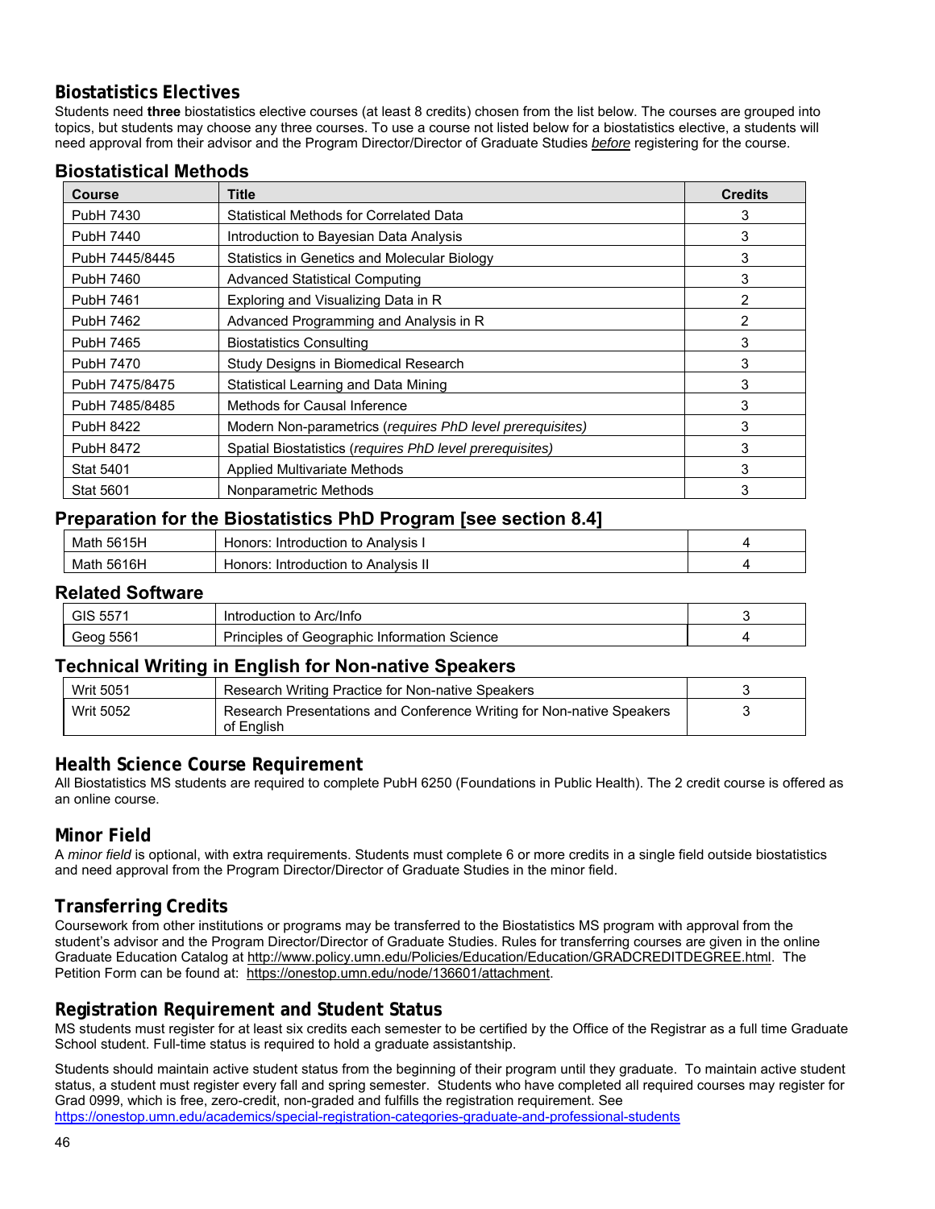## Biostatistics Electives

Students need **three** biostatistics elective courses (at least 8 credits) chosen from the list below. The courses are grouped into topics, but students may choose any three courses. To use a course not listed below for a biostatistics elective, a students will need approval from their advisor and the Program Director/Director of Graduate Studies *before* registering for the course.

### Biostatistical Methods

| Course | Title | Credits |
|---|---|---|
| PubH 7430 | Statistical Methods for Correlated Data | 3 |
| PubH 7440 | Introduction to Bayesian Data Analysis | 3 |
| PubH 7445/8445 | Statistics in Genetics and Molecular Biology | 3 |
| PubH 7460 | Advanced Statistical Computing | 3 |
| PubH 7461 | Exploring and Visualizing Data in R | 2 |
| PubH 7462 | Advanced Programming and Analysis in R | 2 |
| PubH 7465 | Biostatistics Consulting | 3 |
| PubH 7470 | Study Designs in Biomedical Research | 3 |
| PubH 7475/8475 | Statistical Learning and Data Mining | 3 |
| PubH 7485/8485 | Methods for Causal Inference | 3 |
| PubH 8422 | Modern Non-parametrics (*requires PhD level prerequisites)* | 3 |
| PubH 8472 | Spatial Biostatistics (*requires PhD level prerequisites)* | 3 |
| Stat 5401 | Applied Multivariate Methods | 3 |
| Stat 5601 | Nonparametric Methods | 3 |

### Preparation for the Biostatistics PhD Program [see section 8.4]

| Course | Title | Credits |
|---|---|---|
| Math 5615H | Honors: Introduction to Analysis I | 4 |
| Math 5616H | Honors: Introduction to Analysis II | 4 |

### Related Software

| Course | Title | Credits |
|---|---|---|
| GIS 5571 | Introduction to Arc/Info | 3 |
| Geog 5561 | Principles of Geographic Information Science | 4 |

### Technical Writing in English for Non-native Speakers

| Course | Title | Credits |
|---|---|---|
| Writ 5051 | Research Writing Practice for Non-native Speakers | 3 |
| Writ 5052 | Research Presentations and Conference Writing for Non-native Speakers of English | 3 |

## Health Science Course Requirement

All Biostatistics MS students are required to complete PubH 6250 (Foundations in Public Health). The 2 credit course is offered as an online course.

## Minor Field

A *minor field* is optional, with extra requirements. Students must complete 6 or more credits in a single field outside biostatistics and need approval from the Program Director/Director of Graduate Studies in the minor field.

## Transferring Credits

Coursework from other institutions or programs may be transferred to the Biostatistics MS program with approval from the student's advisor and the Program Director/Director of Graduate Studies. Rules for transferring courses are given in the online Graduate Education Catalog at http://www.policy.umn.edu/Policies/Education/Education/GRADCREDITDEGREE.html. The Petition Form can be found at: https://onestop.umn.edu/node/136601/attachment.

## Registration Requirement and Student Status

MS students must register for at least six credits each semester to be certified by the Office of the Registrar as a full time Graduate School student. Full-time status is required to hold a graduate assistantship.

Students should maintain active student status from the beginning of their program until they graduate. To maintain active student status, a student must register every fall and spring semester. Students who have completed all required courses may register for Grad 0999, which is free, zero-credit, non-graded and fulfills the registration requirement. See https://onestop.umn.edu/academics/special-registration-categories-graduate-and-professional-students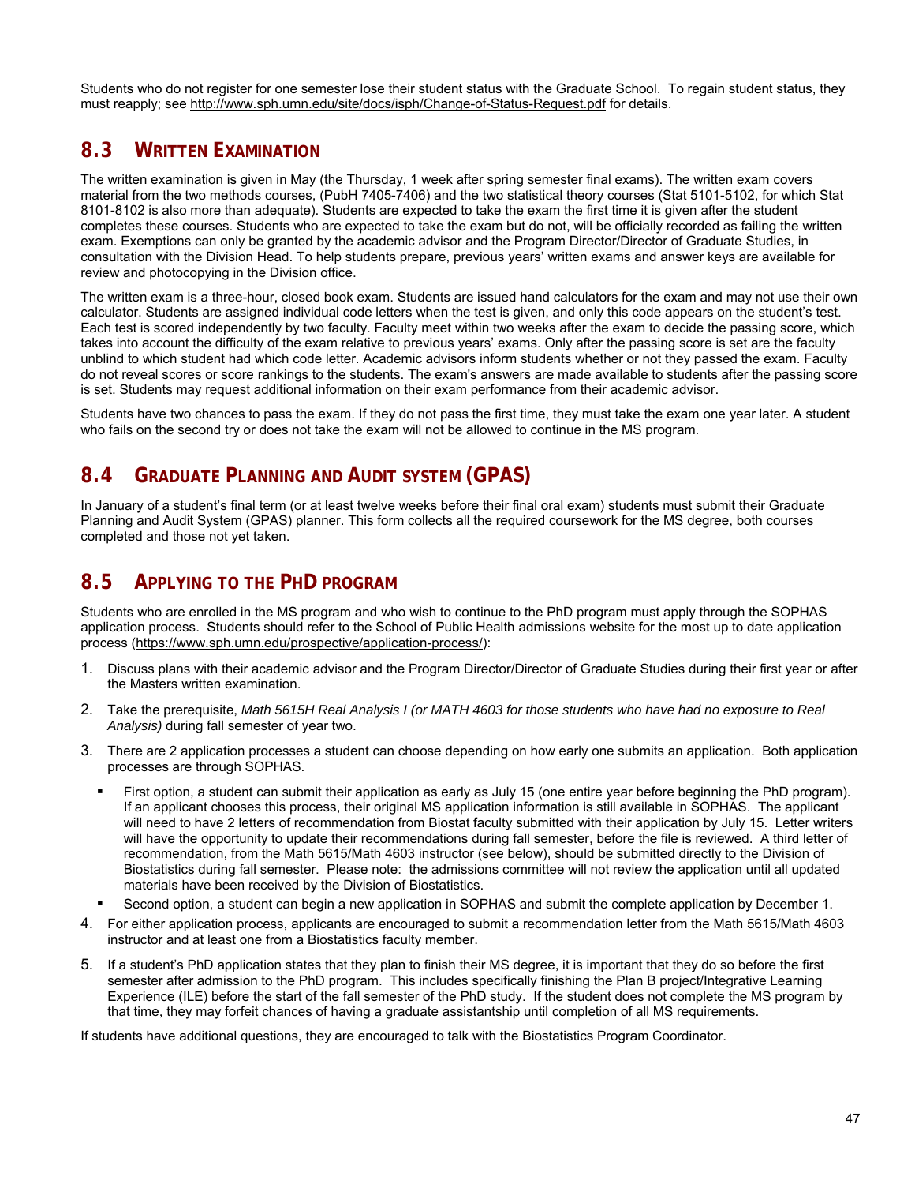Students who do not register for one semester lose their student status with the Graduate School. To regain student status, they must reapply; see http://www.sph.umn.edu/site/docs/isph/Change-of-Status-Request.pdf for details.

## 8.3 WRITTEN EXAMINATION

The written examination is given in May (the Thursday, 1 week after spring semester final exams). The written exam covers material from the two methods courses, (PubH 7405-7406) and the two statistical theory courses (Stat 5101-5102, for which Stat 8101-8102 is also more than adequate). Students are expected to take the exam the first time it is given after the student completes these courses. Students who are expected to take the exam but do not, will be officially recorded as failing the written exam. Exemptions can only be granted by the academic advisor and the Program Director/Director of Graduate Studies, in consultation with the Division Head. To help students prepare, previous years' written exams and answer keys are available for review and photocopying in the Division office.

The written exam is a three-hour, closed book exam. Students are issued hand calculators for the exam and may not use their own calculator. Students are assigned individual code letters when the test is given, and only this code appears on the student's test. Each test is scored independently by two faculty. Faculty meet within two weeks after the exam to decide the passing score, which takes into account the difficulty of the exam relative to previous years' exams. Only after the passing score is set are the faculty unblind to which student had which code letter. Academic advisors inform students whether or not they passed the exam. Faculty do not reveal scores or score rankings to the students. The exam's answers are made available to students after the passing score is set. Students may request additional information on their exam performance from their academic advisor.

Students have two chances to pass the exam. If they do not pass the first time, they must take the exam one year later. A student who fails on the second try or does not take the exam will not be allowed to continue in the MS program.

## 8.4 GRADUATE PLANNING AND AUDIT SYSTEM (GPAS)

In January of a student's final term (or at least twelve weeks before their final oral exam) students must submit their Graduate Planning and Audit System (GPAS) planner. This form collects all the required coursework for the MS degree, both courses completed and those not yet taken.

## 8.5 APPLYING TO THE PHD PROGRAM

Students who are enrolled in the MS program and who wish to continue to the PhD program must apply through the SOPHAS application process. Students should refer to the School of Public Health admissions website for the most up to date application process (https://www.sph.umn.edu/prospective/application-process/):

1. Discuss plans with their academic advisor and the Program Director/Director of Graduate Studies during their first year or after the Masters written examination.
2. Take the prerequisite, *Math 5615H Real Analysis I (or MATH 4603 for those students who have had no exposure to Real Analysis)* during fall semester of year two.
3. There are 2 application processes a student can choose depending on how early one submits an application. Both application processes are through SOPHAS.
   - First option, a student can submit their application as early as July 15 (one entire year before beginning the PhD program). If an applicant chooses this process, their original MS application information is still available in SOPHAS. The applicant will need to have 2 letters of recommendation from Biostat faculty submitted with their application by July 15. Letter writers will have the opportunity to update their recommendations during fall semester, before the file is reviewed. A third letter of recommendation, from the Math 5615/Math 4603 instructor (see below), should be submitted directly to the Division of Biostatistics during fall semester. Please note: the admissions committee will not review the application until all updated materials have been received by the Division of Biostatistics.
   - Second option, a student can begin a new application in SOPHAS and submit the complete application by December 1.
4. For either application process, applicants are encouraged to submit a recommendation letter from the Math 5615/Math 4603 instructor and at least one from a Biostatistics faculty member.
5. If a student's PhD application states that they plan to finish their MS degree, it is important that they do so before the first semester after admission to the PhD program. This includes specifically finishing the Plan B project/Integrative Learning Experience (ILE) before the start of the fall semester of the PhD study. If the student does not complete the MS program by that time, they may forfeit chances of having a graduate assistantship until completion of all MS requirements.

If students have additional questions, they are encouraged to talk with the Biostatistics Program Coordinator.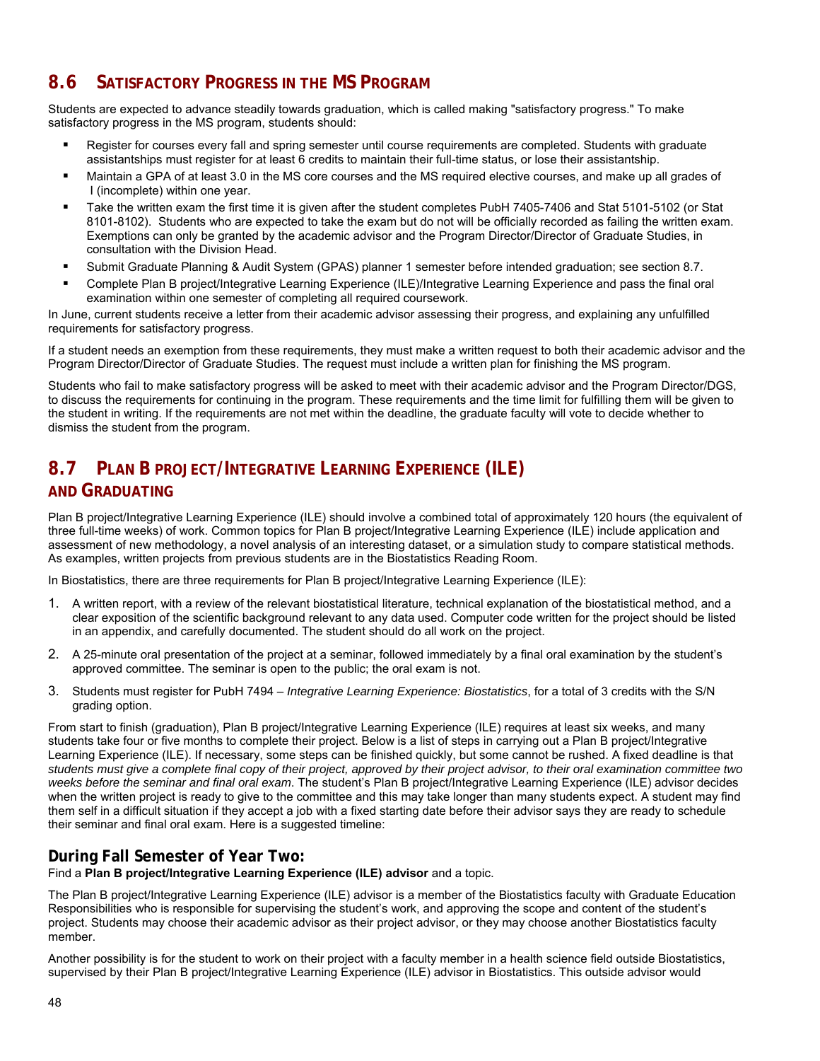## 8.6 Satisfactory Progress in the MS Program

Students are expected to advance steadily towards graduation, which is called making "satisfactory progress." To make satisfactory progress in the MS program, students should:

- Register for courses every fall and spring semester until course requirements are completed. Students with graduate assistantships must register for at least 6 credits to maintain their full-time status, or lose their assistantship.
- Maintain a GPA of at least 3.0 in the MS core courses and the MS required elective courses, and make up all grades of I (incomplete) within one year.
- Take the written exam the first time it is given after the student completes PubH 7405-7406 and Stat 5101-5102 (or Stat 8101-8102). Students who are expected to take the exam but do not will be officially recorded as failing the written exam. Exemptions can only be granted by the academic advisor and the Program Director/Director of Graduate Studies, in consultation with the Division Head.
- Submit Graduate Planning & Audit System (GPAS) planner 1 semester before intended graduation; see section 8.7.
- Complete Plan B project/Integrative Learning Experience (ILE)/Integrative Learning Experience and pass the final oral examination within one semester of completing all required coursework.

In June, current students receive a letter from their academic advisor assessing their progress, and explaining any unfulfilled requirements for satisfactory progress.

If a student needs an exemption from these requirements, they must make a written request to both their academic advisor and the Program Director/Director of Graduate Studies. The request must include a written plan for finishing the MS program.

Students who fail to make satisfactory progress will be asked to meet with their academic advisor and the Program Director/DGS, to discuss the requirements for continuing in the program. These requirements and the time limit for fulfilling them will be given to the student in writing. If the requirements are not met within the deadline, the graduate faculty will vote to decide whether to dismiss the student from the program.

## 8.7 Plan B project/Integrative Learning Experience (ILE) and Graduating

Plan B project/Integrative Learning Experience (ILE) should involve a combined total of approximately 120 hours (the equivalent of three full-time weeks) of work. Common topics for Plan B project/Integrative Learning Experience (ILE) include application and assessment of new methodology, a novel analysis of an interesting dataset, or a simulation study to compare statistical methods. As examples, written projects from previous students are in the Biostatistics Reading Room.

In Biostatistics, there are three requirements for Plan B project/Integrative Learning Experience (ILE):

1. A written report, with a review of the relevant biostatistical literature, technical explanation of the biostatistical method, and a clear exposition of the scientific background relevant to any data used. Computer code written for the project should be listed in an appendix, and carefully documented. The student should do all work on the project.
2. A 25-minute oral presentation of the project at a seminar, followed immediately by a final oral examination by the student's approved committee. The seminar is open to the public; the oral exam is not.
3. Students must register for PubH 7494 – *Integrative Learning Experience: Biostatistics*, for a total of 3 credits with the S/N grading option.

From start to finish (graduation), Plan B project/Integrative Learning Experience (ILE) requires at least six weeks, and many students take four or five months to complete their project. Below is a list of steps in carrying out a Plan B project/Integrative Learning Experience (ILE). If necessary, some steps can be finished quickly, but some cannot be rushed. A fixed deadline is that *students must give a complete final copy of their project, approved by their project advisor, to their oral examination committee two weeks before the seminar and final oral exam*. The student's Plan B project/Integrative Learning Experience (ILE) advisor decides when the written project is ready to give to the committee and this may take longer than many students expect. A student may find them self in a difficult situation if they accept a job with a fixed starting date before their advisor says they are ready to schedule their seminar and final oral exam. Here is a suggested timeline:

### During Fall Semester of Year Two:

Find a **Plan B project/Integrative Learning Experience (ILE) advisor** and a topic.

The Plan B project/Integrative Learning Experience (ILE) advisor is a member of the Biostatistics faculty with Graduate Education Responsibilities who is responsible for supervising the student's work, and approving the scope and content of the student's project. Students may choose their academic advisor as their project advisor, or they may choose another Biostatistics faculty member.

Another possibility is for the student to work on their project with a faculty member in a health science field outside Biostatistics, supervised by their Plan B project/Integrative Learning Experience (ILE) advisor in Biostatistics. This outside advisor would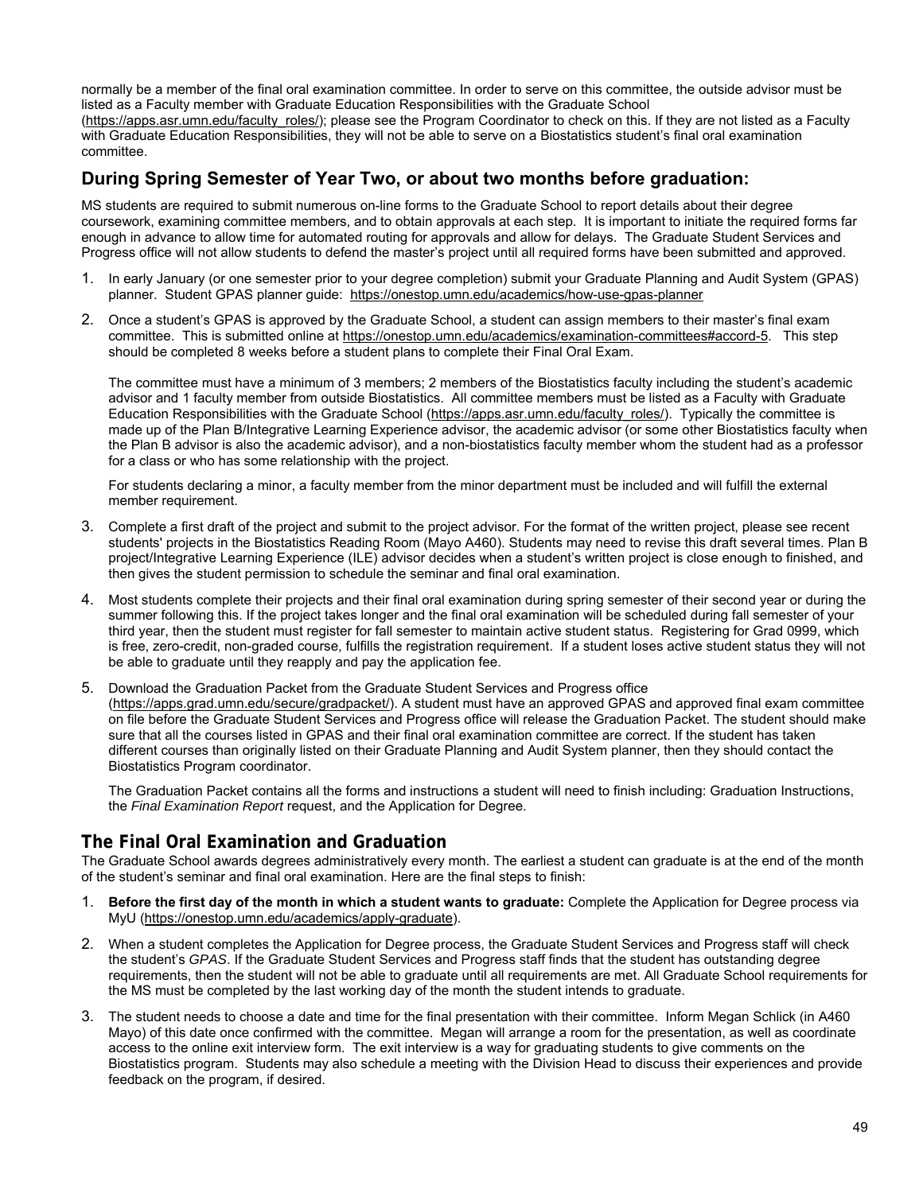normally be a member of the final oral examination committee. In order to serve on this committee, the outside advisor must be listed as a Faculty member with Graduate Education Responsibilities with the Graduate School (https://apps.asr.umn.edu/faculty_roles/); please see the Program Coordinator to check on this. If they are not listed as a Faculty with Graduate Education Responsibilities, they will not be able to serve on a Biostatistics student's final oral examination committee.

## During Spring Semester of Year Two, or about two months before graduation:

MS students are required to submit numerous on-line forms to the Graduate School to report details about their degree coursework, examining committee members, and to obtain approvals at each step. It is important to initiate the required forms far enough in advance to allow time for automated routing for approvals and allow for delays. The Graduate Student Services and Progress office will not allow students to defend the master's project until all required forms have been submitted and approved.

1. In early January (or one semester prior to your degree completion) submit your Graduate Planning and Audit System (GPAS) planner. Student GPAS planner guide: https://onestop.umn.edu/academics/how-use-gpas-planner

2. Once a student's GPAS is approved by the Graduate School, a student can assign members to their master's final exam committee. This is submitted online at https://onestop.umn.edu/academics/examination-committees#accord-5. This step should be completed 8 weeks before a student plans to complete their Final Oral Exam.

   The committee must have a minimum of 3 members; 2 members of the Biostatistics faculty including the student's academic advisor and 1 faculty member from outside Biostatistics. All committee members must be listed as a Faculty with Graduate Education Responsibilities with the Graduate School (https://apps.asr.umn.edu/faculty_roles/). Typically the committee is made up of the Plan B/Integrative Learning Experience advisor, the academic advisor (or some other Biostatistics faculty when the Plan B advisor is also the academic advisor), and a non-biostatistics faculty member whom the student had as a professor for a class or who has some relationship with the project.

   For students declaring a minor, a faculty member from the minor department must be included and will fulfill the external member requirement.

3. Complete a first draft of the project and submit to the project advisor. For the format of the written project, please see recent students' projects in the Biostatistics Reading Room (Mayo A460). Students may need to revise this draft several times. Plan B project/Integrative Learning Experience (ILE) advisor decides when a student's written project is close enough to finished, and then gives the student permission to schedule the seminar and final oral examination.

4. Most students complete their projects and their final oral examination during spring semester of their second year or during the summer following this. If the project takes longer and the final oral examination will be scheduled during fall semester of your third year, then the student must register for fall semester to maintain active student status. Registering for Grad 0999, which is free, zero-credit, non-graded course, fulfills the registration requirement. If a student loses active student status they will not be able to graduate until they reapply and pay the application fee.

5. Download the Graduation Packet from the Graduate Student Services and Progress office (https://apps.grad.umn.edu/secure/gradpacket/). A student must have an approved GPAS and approved final exam committee on file before the Graduate Student Services and Progress office will release the Graduation Packet. The student should make sure that all the courses listed in GPAS and their final oral examination committee are correct. If the student has taken different courses than originally listed on their Graduate Planning and Audit System planner, then they should contact the Biostatistics Program coordinator.

   The Graduation Packet contains all the forms and instructions a student will need to finish including: Graduation Instructions, the *Final Examination Report* request, and the Application for Degree.

## The Final Oral Examination and Graduation

The Graduate School awards degrees administratively every month. The earliest a student can graduate is at the end of the month of the student's seminar and final oral examination. Here are the final steps to finish:

1. **Before the first day of the month in which a student wants to graduate:** Complete the Application for Degree process via MyU (https://onestop.umn.edu/academics/apply-graduate).

2. When a student completes the Application for Degree process, the Graduate Student Services and Progress staff will check the student's *GPAS*. If the Graduate Student Services and Progress staff finds that the student has outstanding degree requirements, then the student will not be able to graduate until all requirements are met. All Graduate School requirements for the MS must be completed by the last working day of the month the student intends to graduate.

3. The student needs to choose a date and time for the final presentation with their committee. Inform Megan Schlick (in A460 Mayo) of this date once confirmed with the committee. Megan will arrange a room for the presentation, as well as coordinate access to the online exit interview form. The exit interview is a way for graduating students to give comments on the Biostatistics program. Students may also schedule a meeting with the Division Head to discuss their experiences and provide feedback on the program, if desired.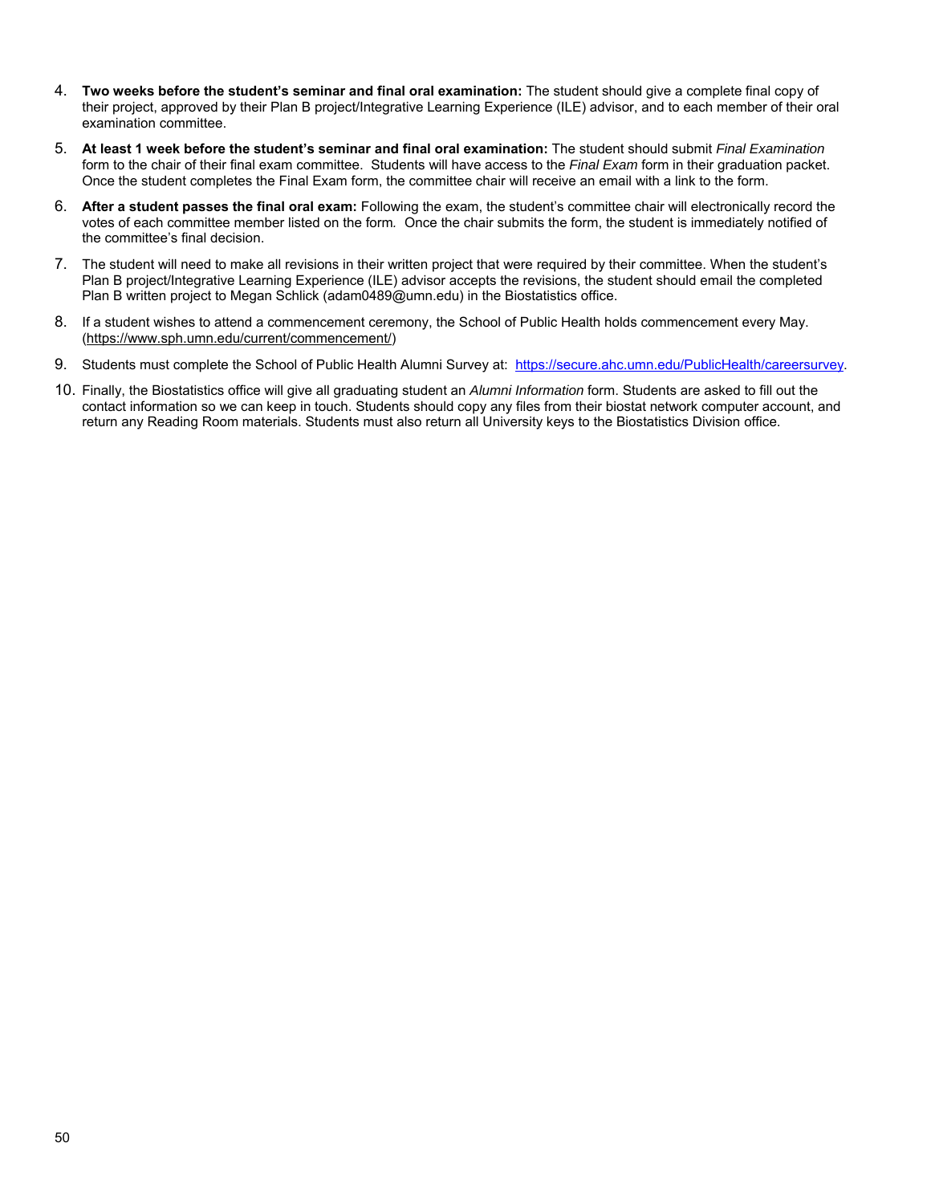4. **Two weeks before the student's seminar and final oral examination:** The student should give a complete final copy of their project, approved by their Plan B project/Integrative Learning Experience (ILE) advisor, and to each member of their oral examination committee.
5. **At least 1 week before the student's seminar and final oral examination:** The student should submit *Final Examination* form to the chair of their final exam committee. Students will have access to the *Final Exam* form in their graduation packet. Once the student completes the Final Exam form, the committee chair will receive an email with a link to the form.
6. **After a student passes the final oral exam:** Following the exam, the student's committee chair will electronically record the votes of each committee member listed on the form. Once the chair submits the form, the student is immediately notified of the committee's final decision.
7. The student will need to make all revisions in their written project that were required by their committee. When the student's Plan B project/Integrative Learning Experience (ILE) advisor accepts the revisions, the student should email the completed Plan B written project to Megan Schlick (adam0489@umn.edu) in the Biostatistics office.
8. If a student wishes to attend a commencement ceremony, the School of Public Health holds commencement every May. (https://www.sph.umn.edu/current/commencement/)
9. Students must complete the School of Public Health Alumni Survey at: https://secure.ahc.umn.edu/PublicHealth/careersurvey.
10. Finally, the Biostatistics office will give all graduating student an *Alumni Information* form. Students are asked to fill out the contact information so we can keep in touch. Students should copy any files from their biostat network computer account, and return any Reading Room materials. Students must also return all University keys to the Biostatistics Division office.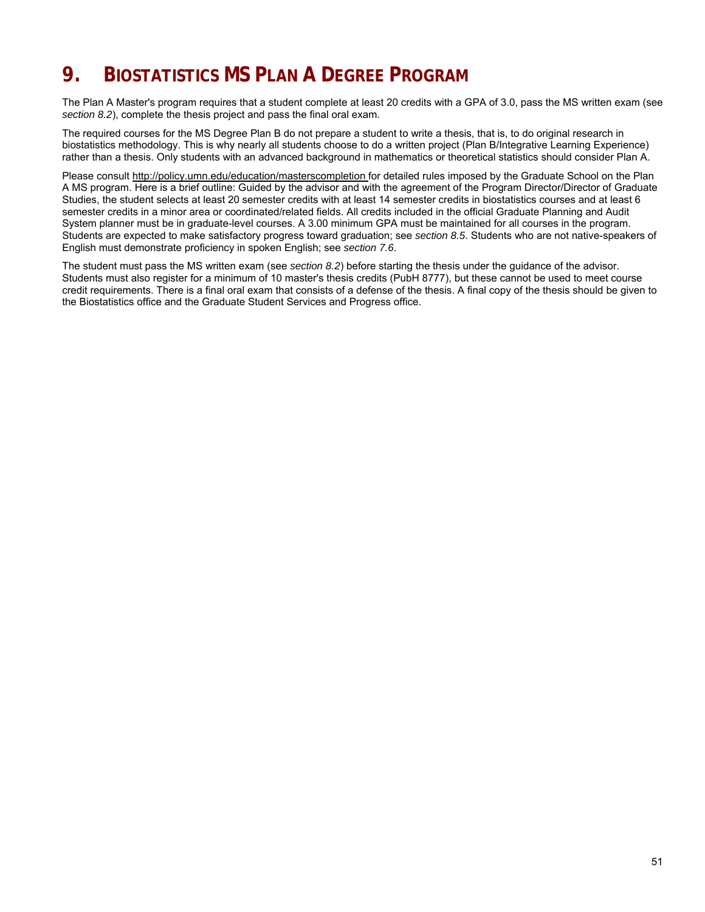# 9. BIOSTATISTICS MS PLAN A DEGREE PROGRAM

The Plan A Master's program requires that a student complete at least 20 credits with a GPA of 3.0, pass the MS written exam (see *section 8.2*), complete the thesis project and pass the final oral exam.

The required courses for the MS Degree Plan B do not prepare a student to write a thesis, that is, to do original research in biostatistics methodology. This is why nearly all students choose to do a written project (Plan B/Integrative Learning Experience) rather than a thesis. Only students with an advanced background in mathematics or theoretical statistics should consider Plan A.

Please consult http://policy.umn.edu/education/masterscompletion for detailed rules imposed by the Graduate School on the Plan A MS program. Here is a brief outline: Guided by the advisor and with the agreement of the Program Director/Director of Graduate Studies, the student selects at least 20 semester credits with at least 14 semester credits in biostatistics courses and at least 6 semester credits in a minor area or coordinated/related fields. All credits included in the official Graduate Planning and Audit System planner must be in graduate-level courses. A 3.00 minimum GPA must be maintained for all courses in the program. Students are expected to make satisfactory progress toward graduation; see *section 8.5*. Students who are not native-speakers of English must demonstrate proficiency in spoken English; see *section 7.6*.

The student must pass the MS written exam (see *section 8.2*) before starting the thesis under the guidance of the advisor. Students must also register for a minimum of 10 master's thesis credits (PubH 8777), but these cannot be used to meet course credit requirements. There is a final oral exam that consists of a defense of the thesis. A final copy of the thesis should be given to the Biostatistics office and the Graduate Student Services and Progress office.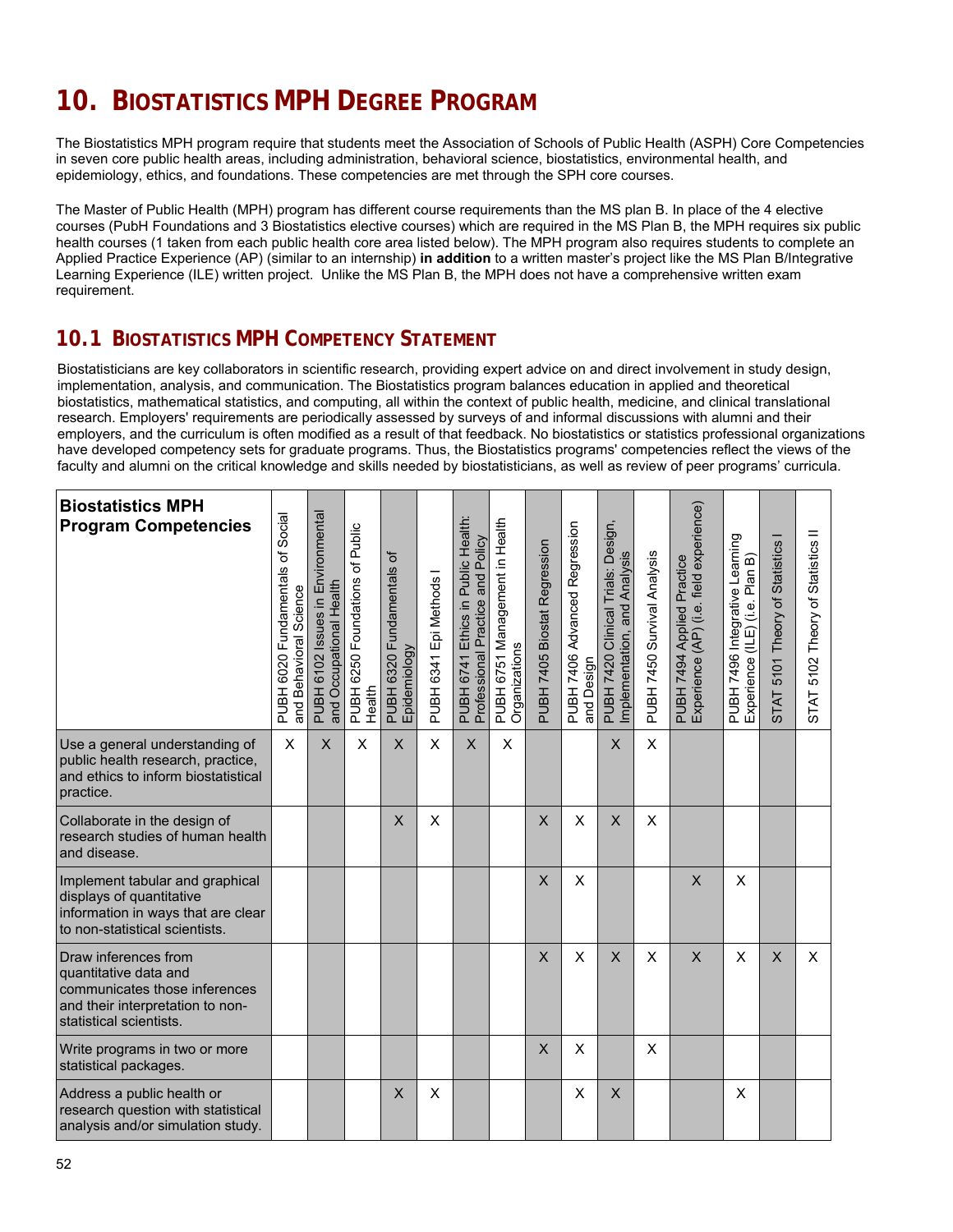# 10. BIOSTATISTICS MPH DEGREE PROGRAM

The Biostatistics MPH program require that students meet the Association of Schools of Public Health (ASPH) Core Competencies in seven core public health areas, including administration, behavioral science, biostatistics, environmental health, and epidemiology, ethics, and foundations. These competencies are met through the SPH core courses.

The Master of Public Health (MPH) program has different course requirements than the MS plan B. In place of the 4 elective courses (PubH Foundations and 3 Biostatistics elective courses) which are required in the MS Plan B, the MPH requires six public health courses (1 taken from each public health core area listed below). The MPH program also requires students to complete an Applied Practice Experience (AP) (similar to an internship) **in addition** to a written master's project like the MS Plan B/Integrative Learning Experience (ILE) written project. Unlike the MS Plan B, the MPH does not have a comprehensive written exam requirement.

## 10.1 BIOSTATISTICS MPH COMPETENCY STATEMENT

Biostatisticians are key collaborators in scientific research, providing expert advice on and direct involvement in study design, implementation, analysis, and communication. The Biostatistics program balances education in applied and theoretical biostatistics, mathematical statistics, and computing, all within the context of public health, medicine, and clinical translational research. Employers' requirements are periodically assessed by surveys of and informal discussions with alumni and their employers, and the curriculum is often modified as a result of that feedback. No biostatistics or statistics professional organizations have developed competency sets for graduate programs. Thus, the Biostatistics programs' competencies reflect the views of the faculty and alumni on the critical knowledge and skills needed by biostatisticians, as well as review of peer programs' curricula.

| Biostatistics MPH Program Competencies | PUBH 6020 Fundamentals of Social and Behavioral Science | PUBH 6102 Issues in Environmental and Occupational Health | PUBH 6250 Foundations of Public Health | PUBH 6320 Fundamentals of Epidemiology | PUBH 6341 Epi Methods I | PUBH 6741 Ethics in Public Health: Professional Practice and Policy | PUBH 6751 Management in Health Organizations | PUBH 7405 Biostat Regression | PUBH 7406 Advanced Regression and Design | PUBH 7420 Clinical Trials: Design, Implementation, and Analysis | PUBH 7450 Survival Analysis | PUBH 7494 Applied Practice Experience (AP) (i.e. field experience) | PUBH 7496 Integrative Learning Experience (ILE) (i.e. Plan B) | STAT 5101 Theory of Statistics I | STAT 5102 Theory of Statistics II |
|---|---|---|---|---|---|---|---|---|---|---|---|---|---|---|---|
| Use a general understanding of public health research, practice, and ethics to inform biostatistical practice. | X | X | X | X | X | X | X | | | X | X | | | | |
| Collaborate in the design of research studies of human health and disease. | | | | X | X | | | X | X | X | X | | | | |
| Implement tabular and graphical displays of quantitative information in ways that are clear to non-statistical scientists. | | | | | | | | X | X | | | X | X | | |
| Draw inferences from quantitative data and communicates those inferences and their interpretation to non-statistical scientists. | | | | | | | | X | X | X | X | X | X | X | X |
| Write programs in two or more statistical packages. | | | | | | | | X | X | | X | | | | |
| Address a public health or research question with statistical analysis and/or simulation study. | | | | X | X | | | | X | X | | | X | | |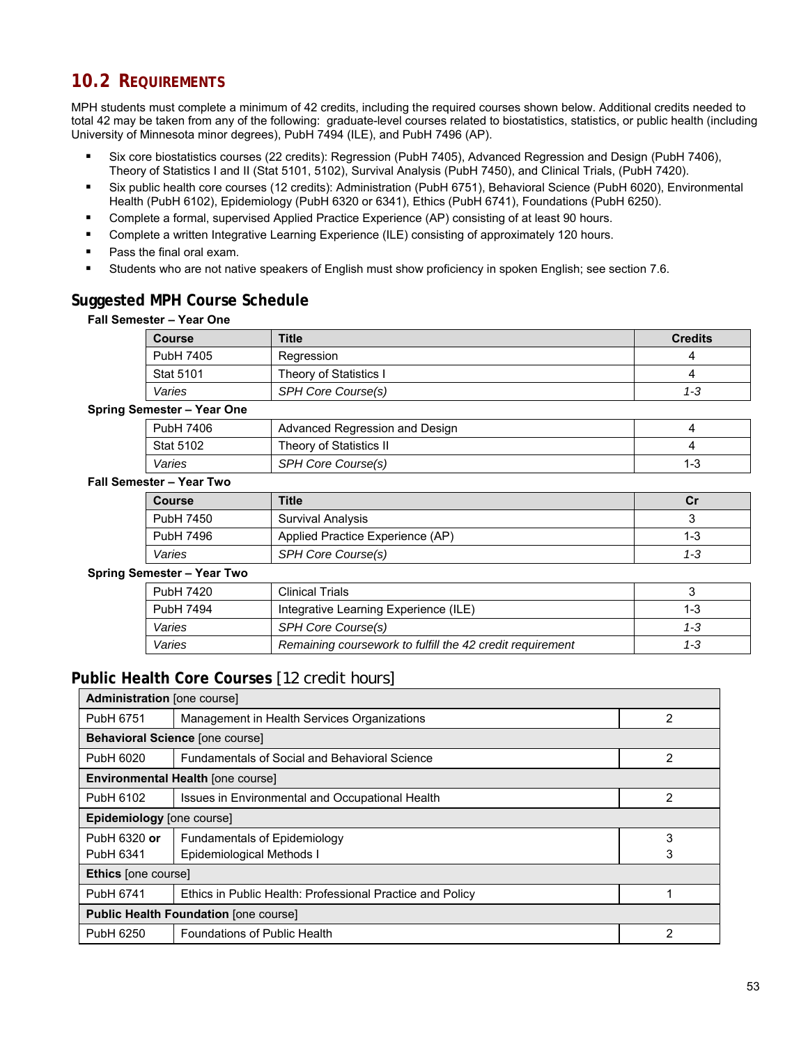## 10.2 REQUIREMENTS

MPH students must complete a minimum of 42 credits, including the required courses shown below. Additional credits needed to total 42 may be taken from any of the following: graduate-level courses related to biostatistics, statistics, or public health (including University of Minnesota minor degrees), PubH 7494 (ILE), and PubH 7496 (AP).

- Six core biostatistics courses (22 credits): Regression (PubH 7405), Advanced Regression and Design (PubH 7406), Theory of Statistics I and II (Stat 5101, 5102), Survival Analysis (PubH 7450), and Clinical Trials, (PubH 7420).
- Six public health core courses (12 credits): Administration (PubH 6751), Behavioral Science (PubH 6020), Environmental Health (PubH 6102), Epidemiology (PubH 6320 or 6341), Ethics (PubH 6741), Foundations (PubH 6250).
- Complete a formal, supervised Applied Practice Experience (AP) consisting of at least 90 hours.
- Complete a written Integrative Learning Experience (ILE) consisting of approximately 120 hours.
- Pass the final oral exam.
- Students who are not native speakers of English must show proficiency in spoken English; see section 7.6.

### Suggested MPH Course Schedule

**Fall Semester – Year One**

| Course | Title | Credits |
|---|---|---|
| PubH 7405 | Regression | 4 |
| Stat 5101 | Theory of Statistics I | 4 |
| *Varies* | *SPH Core Course(s)* | *1-3* |

**Spring Semester – Year One**

| Course | Title | Credits |
|---|---|---|
| PubH 7406 | Advanced Regression and Design | 4 |
| Stat 5102 | Theory of Statistics II | 4 |
| *Varies* | *SPH Core Course(s)* | 1-3 |

**Fall Semester – Year Two**

| Course | Title | Cr |
|---|---|---|
| PubH 7450 | Survival Analysis | 3 |
| PubH 7496 | Applied Practice Experience (AP) | 1-3 |
| *Varies* | *SPH Core Course(s)* | *1-3* |

**Spring Semester – Year Two**

| Course | Title | Cr |
|---|---|---|
| PubH 7420 | Clinical Trials | 3 |
| PubH 7494 | Integrative Learning Experience (ILE) | 1-3 |
| *Varies* | *SPH Core Course(s)* | *1-3* |
| *Varies* | *Remaining coursework to fulfill the 42 credit requirement* | *1-3* |

### Public Health Core Courses [12 credit hours]

| Course | Title | Credits |
|---|---|---|
| **Administration** [one course] | | |
| PubH 6751 | Management in Health Services Organizations | 2 |
| **Behavioral Science** [one course] | | |
| PubH 6020 | Fundamentals of Social and Behavioral Science | 2 |
| **Environmental Health** [one course] | | |
| PubH 6102 | Issues in Environmental and Occupational Health | 2 |
| **Epidemiology** [one course] | | |
| PubH 6320 **or** | Fundamentals of Epidemiology | 3 |
| PubH 6341 | Epidemiological Methods I | 3 |
| **Ethics** [one course] | | |
| PubH 6741 | Ethics in Public Health: Professional Practice and Policy | 1 |
| **Public Health Foundation** [one course] | | |
| PubH 6250 | Foundations of Public Health | 2 |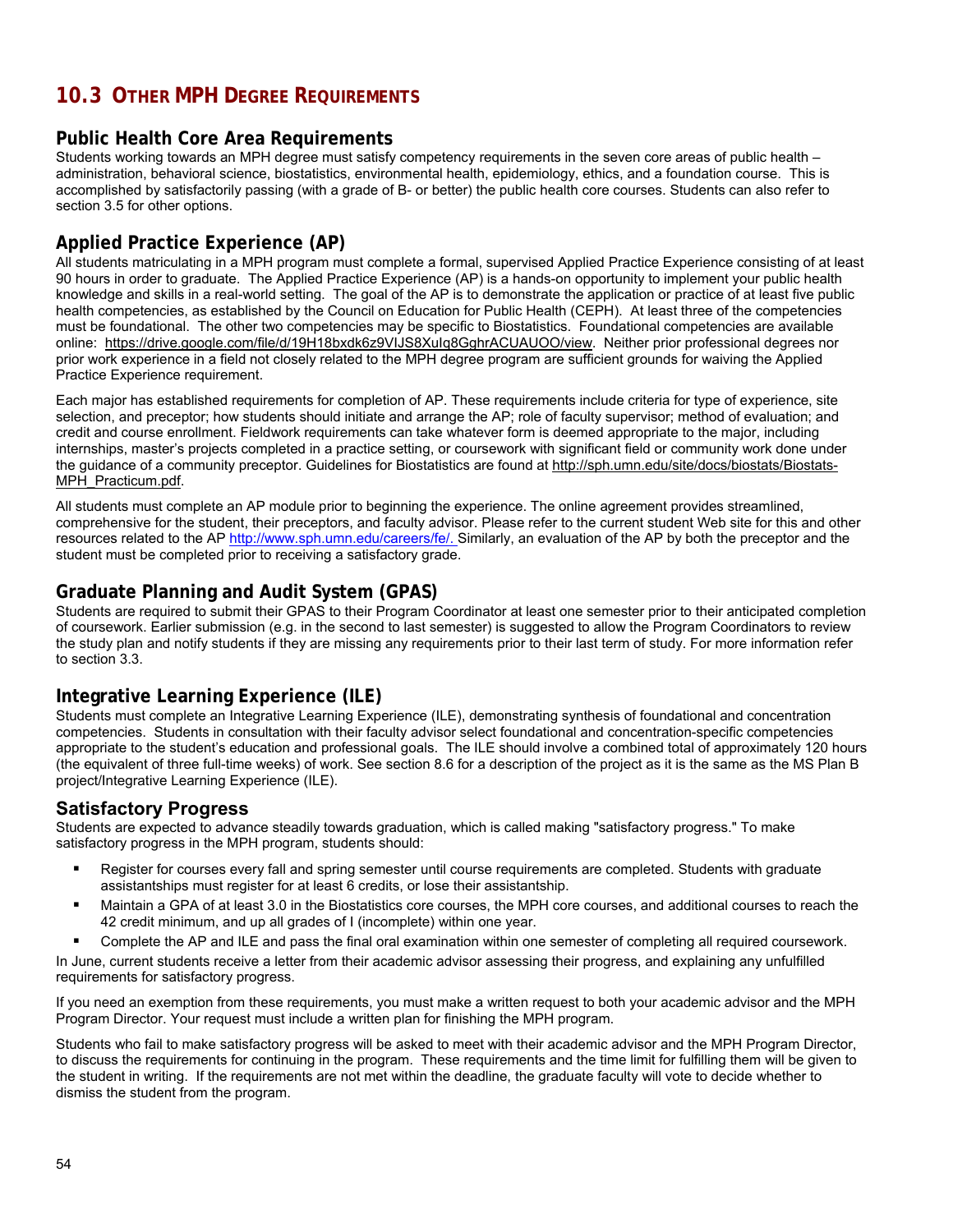## 10.3 OTHER MPH DEGREE REQUIREMENTS

### Public Health Core Area Requirements

Students working towards an MPH degree must satisfy competency requirements in the seven core areas of public health – administration, behavioral science, biostatistics, environmental health, epidemiology, ethics, and a foundation course. This is accomplished by satisfactorily passing (with a grade of B- or better) the public health core courses. Students can also refer to section 3.5 for other options.

### Applied Practice Experience (AP)

All students matriculating in a MPH program must complete a formal, supervised Applied Practice Experience consisting of at least 90 hours in order to graduate. The Applied Practice Experience (AP) is a hands-on opportunity to implement your public health knowledge and skills in a real-world setting. The goal of the AP is to demonstrate the application or practice of at least five public health competencies, as established by the Council on Education for Public Health (CEPH). At least three of the competencies must be foundational. The other two competencies may be specific to Biostatistics. Foundational competencies are available online: https://drive.google.com/file/d/19H18bxdk6z9VIJS8XuIq8GghrACUAUOO/view. Neither prior professional degrees nor prior work experience in a field not closely related to the MPH degree program are sufficient grounds for waiving the Applied Practice Experience requirement.

Each major has established requirements for completion of AP. These requirements include criteria for type of experience, site selection, and preceptor; how students should initiate and arrange the AP; role of faculty supervisor; method of evaluation; and credit and course enrollment. Fieldwork requirements can take whatever form is deemed appropriate to the major, including internships, master's projects completed in a practice setting, or coursework with significant field or community work done under the guidance of a community preceptor. Guidelines for Biostatistics are found at http://sph.umn.edu/site/docs/biostats/Biostats-MPH_Practicum.pdf.

All students must complete an AP module prior to beginning the experience. The online agreement provides streamlined, comprehensive for the student, their preceptors, and faculty advisor. Please refer to the current student Web site for this and other resources related to the AP http://www.sph.umn.edu/careers/fe/. Similarly, an evaluation of the AP by both the preceptor and the student must be completed prior to receiving a satisfactory grade.

### Graduate Planning and Audit System (GPAS)

Students are required to submit their GPAS to their Program Coordinator at least one semester prior to their anticipated completion of coursework. Earlier submission (e.g. in the second to last semester) is suggested to allow the Program Coordinators to review the study plan and notify students if they are missing any requirements prior to their last term of study. For more information refer to section 3.3.

### Integrative Learning Experience (ILE)

Students must complete an Integrative Learning Experience (ILE), demonstrating synthesis of foundational and concentration competencies. Students in consultation with their faculty advisor select foundational and concentration-specific competencies appropriate to the student's education and professional goals. The ILE should involve a combined total of approximately 120 hours (the equivalent of three full-time weeks) of work. See section 8.6 for a description of the project as it is the same as the MS Plan B project/Integrative Learning Experience (ILE).

### Satisfactory Progress

Students are expected to advance steadily towards graduation, which is called making "satisfactory progress." To make satisfactory progress in the MPH program, students should:

- Register for courses every fall and spring semester until course requirements are completed. Students with graduate assistantships must register for at least 6 credits, or lose their assistantship.
- Maintain a GPA of at least 3.0 in the Biostatistics core courses, the MPH core courses, and additional courses to reach the 42 credit minimum, and up all grades of I (incomplete) within one year.
- Complete the AP and ILE and pass the final oral examination within one semester of completing all required coursework.

In June, current students receive a letter from their academic advisor assessing their progress, and explaining any unfulfilled requirements for satisfactory progress.

If you need an exemption from these requirements, you must make a written request to both your academic advisor and the MPH Program Director. Your request must include a written plan for finishing the MPH program.

Students who fail to make satisfactory progress will be asked to meet with their academic advisor and the MPH Program Director, to discuss the requirements for continuing in the program. These requirements and the time limit for fulfilling them will be given to the student in writing. If the requirements are not met within the deadline, the graduate faculty will vote to decide whether to dismiss the student from the program.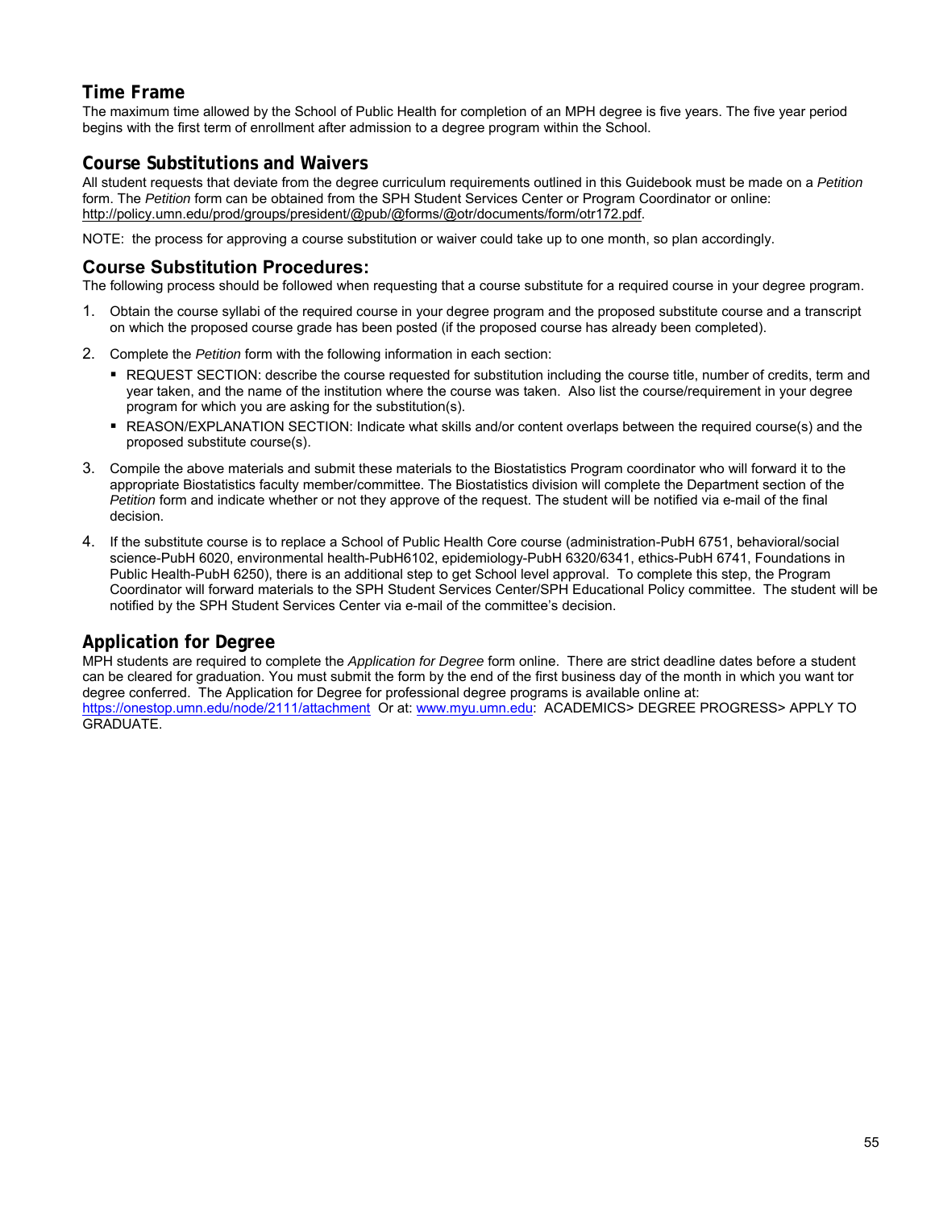## Time Frame

The maximum time allowed by the School of Public Health for completion of an MPH degree is five years. The five year period begins with the first term of enrollment after admission to a degree program within the School.

## Course Substitutions and Waivers

All student requests that deviate from the degree curriculum requirements outlined in this Guidebook must be made on a *Petition* form. The *Petition* form can be obtained from the SPH Student Services Center or Program Coordinator or online: http://policy.umn.edu/prod/groups/president/@pub/@forms/@otr/documents/form/otr172.pdf.

NOTE: the process for approving a course substitution or waiver could take up to one month, so plan accordingly.

## Course Substitution Procedures:

The following process should be followed when requesting that a course substitute for a required course in your degree program.

1. Obtain the course syllabi of the required course in your degree program and the proposed substitute course and a transcript on which the proposed course grade has been posted (if the proposed course has already been completed).
2. Complete the *Petition* form with the following information in each section:
   - REQUEST SECTION: describe the course requested for substitution including the course title, number of credits, term and year taken, and the name of the institution where the course was taken. Also list the course/requirement in your degree program for which you are asking for the substitution(s).
   - REASON/EXPLANATION SECTION: Indicate what skills and/or content overlaps between the required course(s) and the proposed substitute course(s).
3. Compile the above materials and submit these materials to the Biostatistics Program coordinator who will forward it to the appropriate Biostatistics faculty member/committee. The Biostatistics division will complete the Department section of the *Petition* form and indicate whether or not they approve of the request. The student will be notified via e-mail of the final decision.
4. If the substitute course is to replace a School of Public Health Core course (administration-PubH 6751, behavioral/social science-PubH 6020, environmental health-PubH6102, epidemiology-PubH 6320/6341, ethics-PubH 6741, Foundations in Public Health-PubH 6250), there is an additional step to get School level approval. To complete this step, the Program Coordinator will forward materials to the SPH Student Services Center/SPH Educational Policy committee. The student will be notified by the SPH Student Services Center via e-mail of the committee's decision.

## Application for Degree

MPH students are required to complete the *Application for Degree* form online. There are strict deadline dates before a student can be cleared for graduation. You must submit the form by the end of the first business day of the month in which you want tor degree conferred. The Application for Degree for professional degree programs is available online at: https://onestop.umn.edu/node/2111/attachment Or at: www.myu.umn.edu: ACADEMICS> DEGREE PROGRESS> APPLY TO GRADUATE.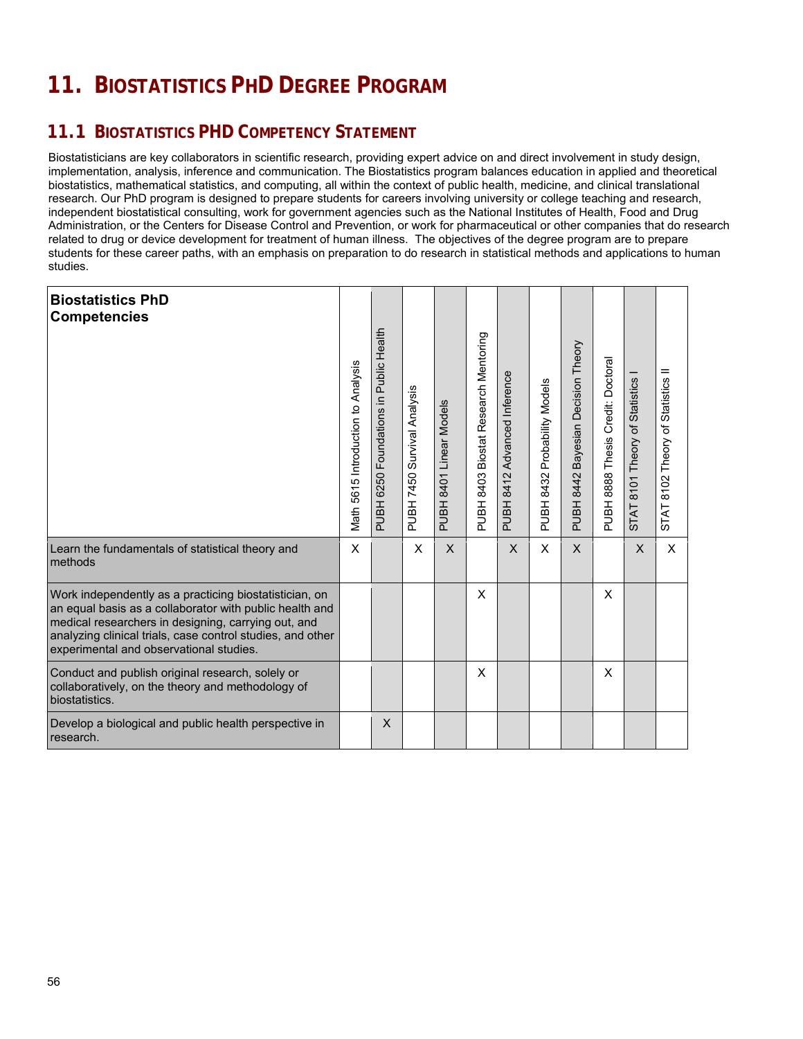# 11. BIOSTATISTICS PHD DEGREE PROGRAM

## 11.1 BIOSTATISTICS PHD COMPETENCY STATEMENT

Biostatisticians are key collaborators in scientific research, providing expert advice on and direct involvement in study design, implementation, analysis, inference and communication. The Biostatistics program balances education in applied and theoretical biostatistics, mathematical statistics, and computing, all within the context of public health, medicine, and clinical translational research. Our PhD program is designed to prepare students for careers involving university or college teaching and research, independent biostatistical consulting, work for government agencies such as the National Institutes of Health, Food and Drug Administration, or the Centers for Disease Control and Prevention, or work for pharmaceutical or other companies that do research related to drug or device development for treatment of human illness. The objectives of the degree program are to prepare students for these career paths, with an emphasis on preparation to do research in statistical methods and applications to human studies.

| Biostatistics PhD Competencies | Math 5615 Introduction to Analysis | PUBH 6250 Foundations in Public Health | PUBH 7450 Survival Analysis | PUBH 8401 Linear Models | PUBH 8403 Biostat Research Mentoring | PUBH 8412 Advanced Inference | PUBH 8432 Probability Models | PUBH 8442 Bayesian Decision Theory | PUBH 8888 Thesis Credit: Doctoral | STAT 8101 Theory of Statistics I | STAT 8102 Theory of Statistics II |
|---|---|---|---|---|---|---|---|---|---|---|---|
| Learn the fundamentals of statistical theory and methods | X | | X | X | | X | X | X | | X | X |
| Work independently as a practicing biostatistician, on an equal basis as a collaborator with public health and medical researchers in designing, carrying out, and analyzing clinical trials, case control studies, and other experimental and observational studies. | | | | | X | | | | X | | |
| Conduct and publish original research, solely or collaboratively, on the theory and methodology of biostatistics. | | | | | X | | | | X | | |
| Develop a biological and public health perspective in research. | | X | | | | | | | | | |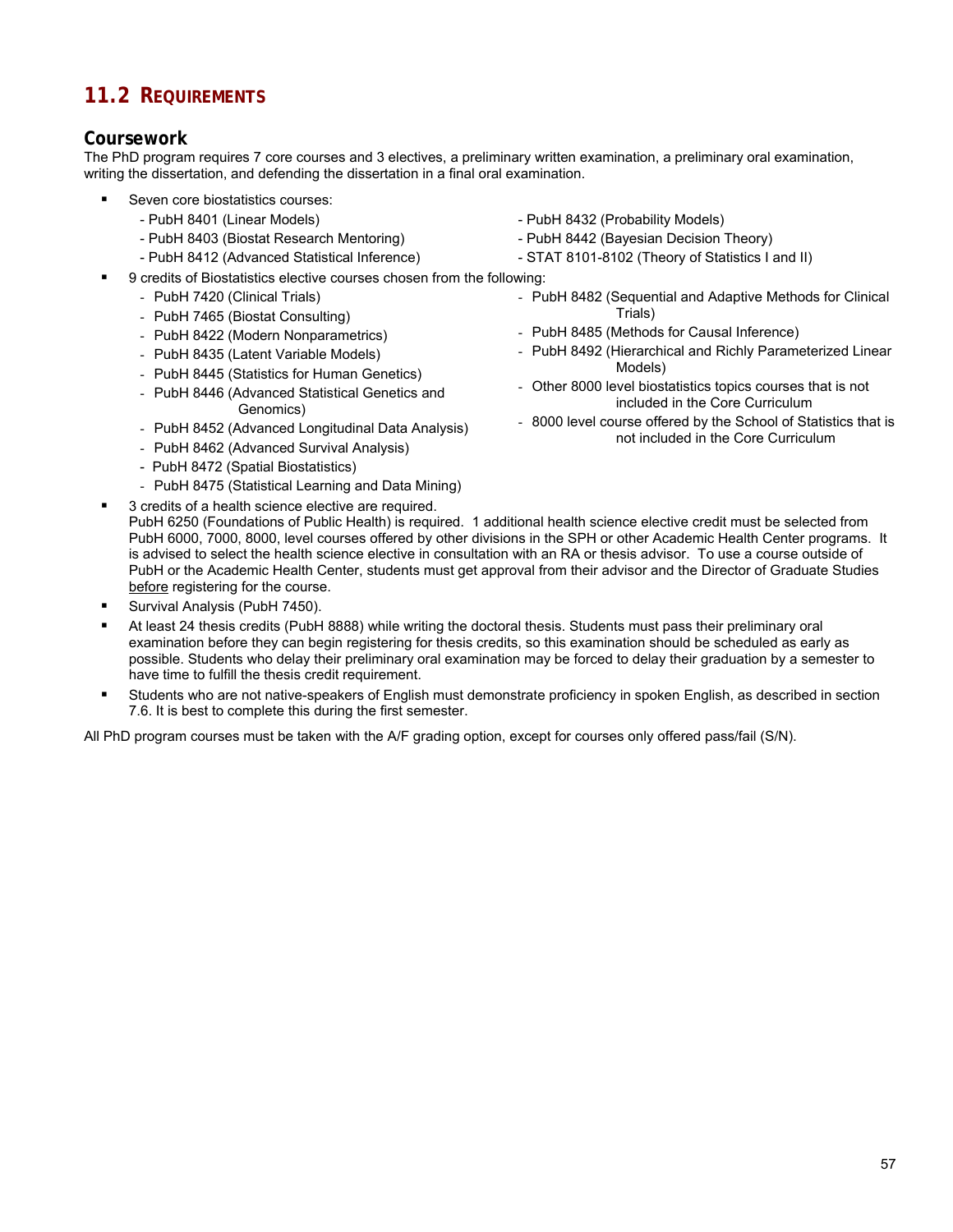## 11.2 REQUIREMENTS

### Coursework

The PhD program requires 7 core courses and 3 electives, a preliminary written examination, a preliminary oral examination, writing the dissertation, and defending the dissertation in a final oral examination.

- Seven core biostatistics courses:
  - PubH 8401 (Linear Models)
  - PubH 8403 (Biostat Research Mentoring)
  - PubH 8412 (Advanced Statistical Inference)
  - PubH 8432 (Probability Models)
  - PubH 8442 (Bayesian Decision Theory)
  - STAT 8101-8102 (Theory of Statistics I and II)
- 9 credits of Biostatistics elective courses chosen from the following:
  - PubH 7420 (Clinical Trials)
  - PubH 7465 (Biostat Consulting)
  - PubH 8422 (Modern Nonparametrics)
  - PubH 8435 (Latent Variable Models)
  - PubH 8445 (Statistics for Human Genetics)
  - PubH 8446 (Advanced Statistical Genetics and Genomics)
  - PubH 8452 (Advanced Longitudinal Data Analysis)
  - PubH 8462 (Advanced Survival Analysis)
  - PubH 8472 (Spatial Biostatistics)
  - PubH 8475 (Statistical Learning and Data Mining)
  - PubH 8482 (Sequential and Adaptive Methods for Clinical Trials)
  - PubH 8485 (Methods for Causal Inference)
  - PubH 8492 (Hierarchical and Richly Parameterized Linear Models)
  - Other 8000 level biostatistics topics courses that is not included in the Core Curriculum
  - 8000 level course offered by the School of Statistics that is not included in the Core Curriculum
- 3 credits of a health science elective are required. PubH 6250 (Foundations of Public Health) is required. 1 additional health science elective credit must be selected from PubH 6000, 7000, 8000, level courses offered by other divisions in the SPH or other Academic Health Center programs. It is advised to select the health science elective in consultation with an RA or thesis advisor. To use a course outside of PubH or the Academic Health Center, students must get approval from their advisor and the Director of Graduate Studies <u>before</u> registering for the course.
- Survival Analysis (PubH 7450).
- At least 24 thesis credits (PubH 8888) while writing the doctoral thesis. Students must pass their preliminary oral examination before they can begin registering for thesis credits, so this examination should be scheduled as early as possible. Students who delay their preliminary oral examination may be forced to delay their graduation by a semester to have time to fulfill the thesis credit requirement.
- Students who are not native-speakers of English must demonstrate proficiency in spoken English, as described in section 7.6. It is best to complete this during the first semester.

All PhD program courses must be taken with the A/F grading option, except for courses only offered pass/fail (S/N).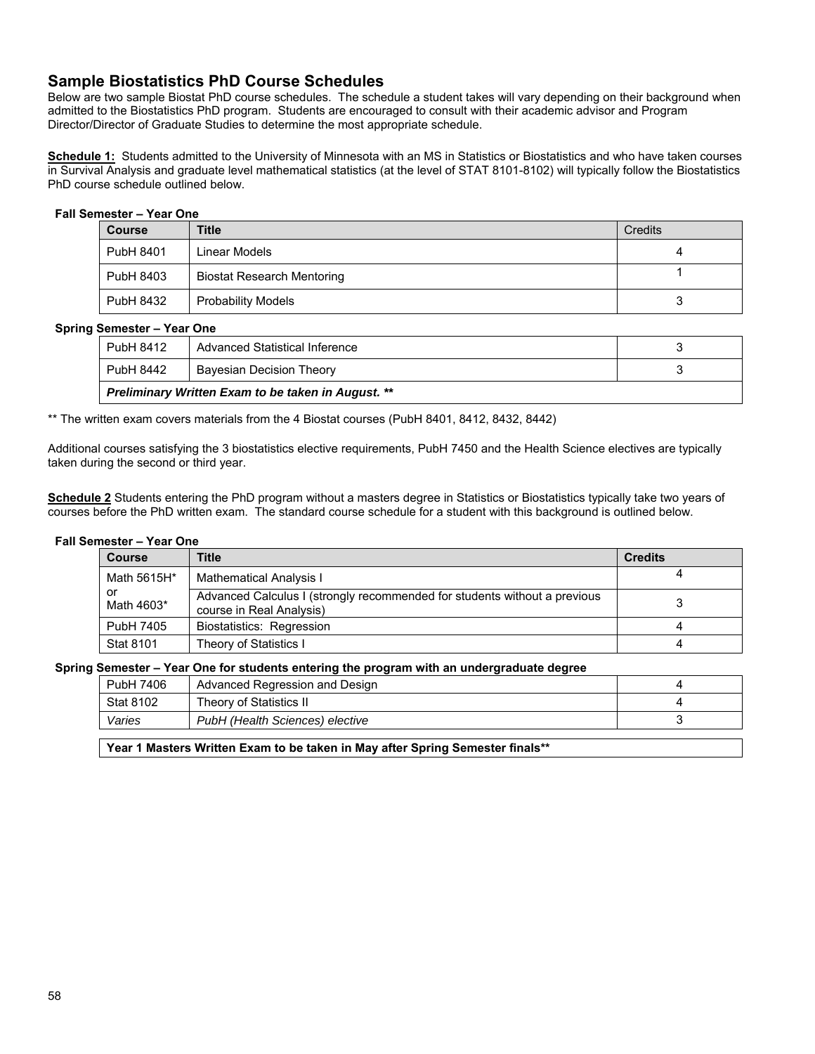## Sample Biostatistics PhD Course Schedules

Below are two sample Biostat PhD course schedules. The schedule a student takes will vary depending on their background when admitted to the Biostatistics PhD program. Students are encouraged to consult with their academic advisor and Program Director/Director of Graduate Studies to determine the most appropriate schedule.

**Schedule 1:** Students admitted to the University of Minnesota with an MS in Statistics or Biostatistics and who have taken courses in Survival Analysis and graduate level mathematical statistics (at the level of STAT 8101-8102) will typically follow the Biostatistics PhD course schedule outlined below.

**Fall Semester – Year One**

| Course | Title | Credits |
|---|---|---|
| PubH 8401 | Linear Models | 4 |
| PubH 8403 | Biostat Research Mentoring | 1 |
| PubH 8432 | Probability Models | 3 |

**Spring Semester – Year One**

| Course | Title | Credits |
|---|---|---|
| PubH 8412 | Advanced Statistical Inference | 3 |
| PubH 8442 | Bayesian Decision Theory | 3 |
| ***Preliminary Written Exam to be taken in August. \*\**** | | |

** The written exam covers materials from the 4 Biostat courses (PubH 8401, 8412, 8432, 8442)

Additional courses satisfying the 3 biostatistics elective requirements, PubH 7450 and the Health Science electives are typically taken during the second or third year.

**Schedule 2** Students entering the PhD program without a masters degree in Statistics or Biostatistics typically take two years of courses before the PhD written exam. The standard course schedule for a student with this background is outlined below.

**Fall Semester – Year One**

| Course | Title | Credits |
|---|---|---|
| Math 5615H* | Mathematical Analysis I | 4 |
| or Math 4603* | Advanced Calculus I (strongly recommended for students without a previous course in Real Analysis) | 3 |
| PubH 7405 | Biostatistics: Regression | 4 |
| Stat 8101 | Theory of Statistics I | 4 |

**Spring Semester – Year One for students entering the program with an undergraduate degree**

| Course | Title | Credits |
|---|---|---|
| PubH 7406 | Advanced Regression and Design | 4 |
| Stat 8102 | Theory of Statistics II | 4 |
| *Varies* | *PubH (Health Sciences) elective* | 3 |

**Year 1 Masters Written Exam to be taken in May after Spring Semester finals****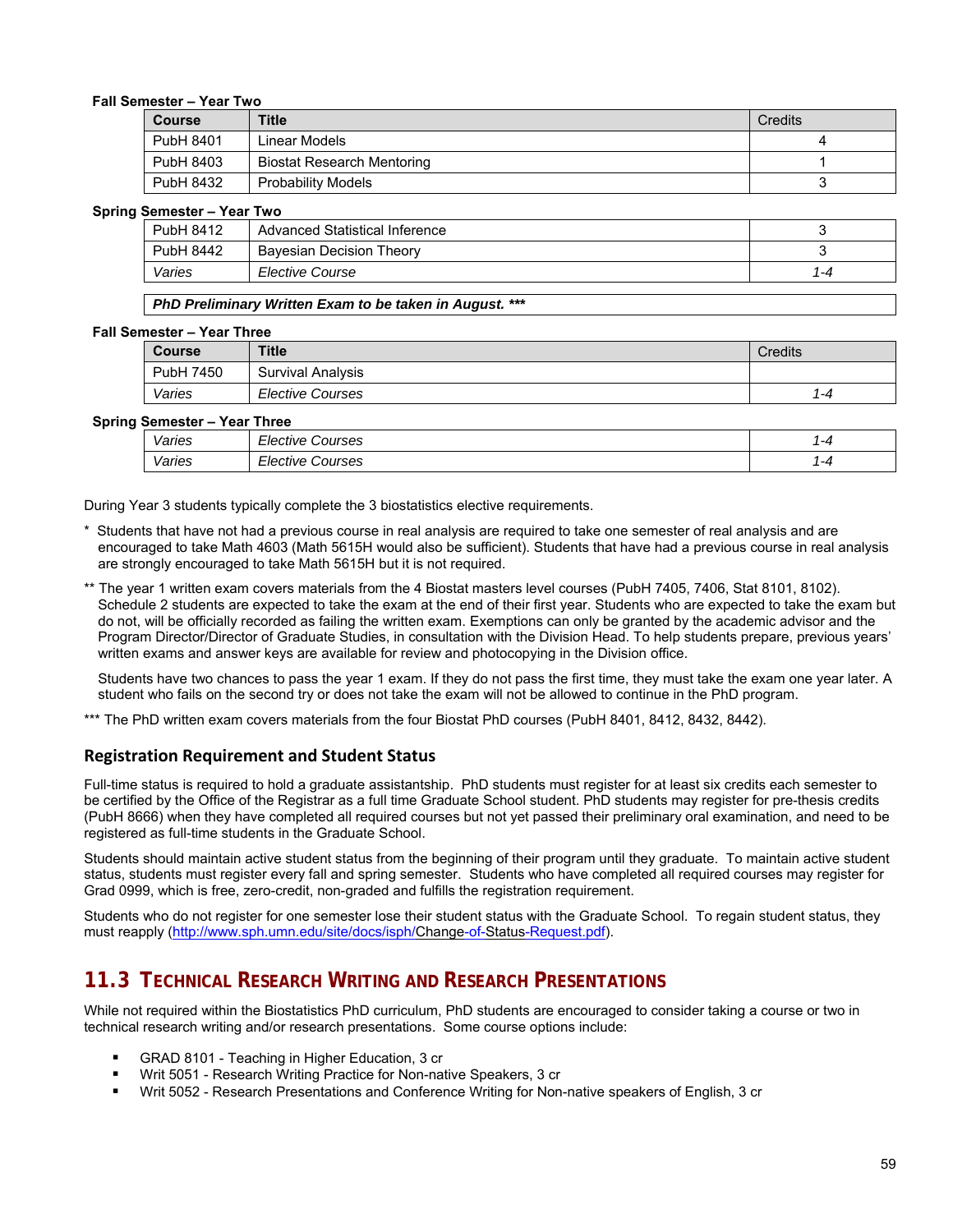**Fall Semester – Year Two**

| Course | Title | Credits |
|---|---|---|
| PubH 8401 | Linear Models | 4 |
| PubH 8403 | Biostat Research Mentoring | 1 |
| PubH 8432 | Probability Models | 3 |

**Spring Semester – Year Two**

| Course | Title | Credits |
|---|---|---|
| PubH 8412 | Advanced Statistical Inference | 3 |
| PubH 8442 | Bayesian Decision Theory | 3 |
| *Varies* | *Elective Course* | *1-4* |

***PhD Preliminary Written Exam to be taken in August. \*\*\****

**Fall Semester – Year Three**

| Course | Title | Credits |
|---|---|---|
| PubH 7450 | Survival Analysis | |
| *Varies* | *Elective Courses* | *1-4* |

**Spring Semester – Year Three**

| Course | Title | Credits |
|---|---|---|
| *Varies* | *Elective Courses* | *1-4* |
| *Varies* | *Elective Courses* | *1-4* |

During Year 3 students typically complete the 3 biostatistics elective requirements.

\* Students that have not had a previous course in real analysis are required to take one semester of real analysis and are encouraged to take Math 4603 (Math 5615H would also be sufficient). Students that have had a previous course in real analysis are strongly encouraged to take Math 5615H but it is not required.

\*\* The year 1 written exam covers materials from the 4 Biostat masters level courses (PubH 7405, 7406, Stat 8101, 8102). Schedule 2 students are expected to take the exam at the end of their first year. Students who are expected to take the exam but do not, will be officially recorded as failing the written exam. Exemptions can only be granted by the academic advisor and the Program Director/Director of Graduate Studies, in consultation with the Division Head. To help students prepare, previous years' written exams and answer keys are available for review and photocopying in the Division office.

Students have two chances to pass the year 1 exam. If they do not pass the first time, they must take the exam one year later. A student who fails on the second try or does not take the exam will not be allowed to continue in the PhD program.

\*\*\* The PhD written exam covers materials from the four Biostat PhD courses (PubH 8401, 8412, 8432, 8442).

### Registration Requirement and Student Status

Full-time status is required to hold a graduate assistantship. PhD students must register for at least six credits each semester to be certified by the Office of the Registrar as a full time Graduate School student. PhD students may register for pre-thesis credits (PubH 8666) when they have completed all required courses but not yet passed their preliminary oral examination, and need to be registered as full-time students in the Graduate School.

Students should maintain active student status from the beginning of their program until they graduate. To maintain active student status, students must register every fall and spring semester. Students who have completed all required courses may register for Grad 0999, which is free, zero-credit, non-graded and fulfills the registration requirement.

Students who do not register for one semester lose their student status with the Graduate School. To regain student status, they must reapply (http://www.sph.umn.edu/site/docs/isph/Change-of-Status-Request.pdf).

## 11.3 Technical Research Writing and Research Presentations

While not required within the Biostatistics PhD curriculum, PhD students are encouraged to consider taking a course or two in technical research writing and/or research presentations. Some course options include:

- GRAD 8101 - Teaching in Higher Education, 3 cr
- Writ 5051 - Research Writing Practice for Non-native Speakers, 3 cr
- Writ 5052 - Research Presentations and Conference Writing for Non-native speakers of English, 3 cr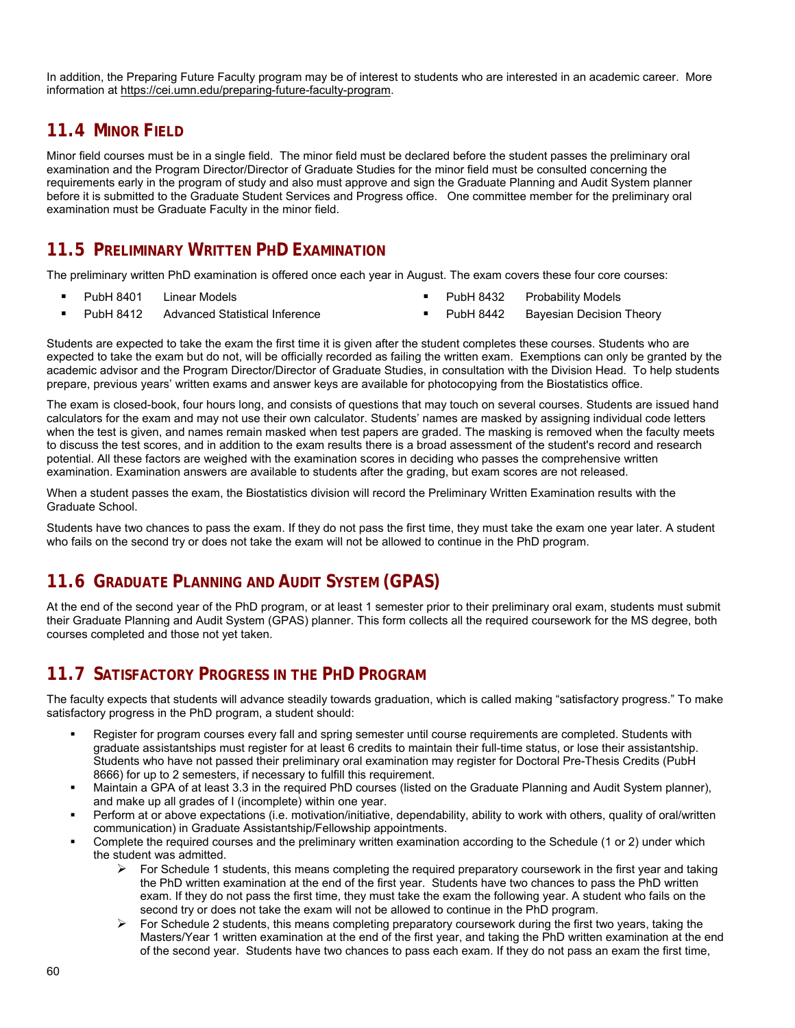In addition, the Preparing Future Faculty program may be of interest to students who are interested in an academic career. More information at https://cei.umn.edu/preparing-future-faculty-program.

## 11.4 Minor Field

Minor field courses must be in a single field. The minor field must be declared before the student passes the preliminary oral examination and the Program Director/Director of Graduate Studies for the minor field must be consulted concerning the requirements early in the program of study and also must approve and sign the Graduate Planning and Audit System planner before it is submitted to the Graduate Student Services and Progress office. One committee member for the preliminary oral examination must be Graduate Faculty in the minor field.

## 11.5 Preliminary Written PhD Examination

The preliminary written PhD examination is offered once each year in August. The exam covers these four core courses:

- PubH 8401 Linear Models
- PubH 8412 Advanced Statistical Inference
- PubH 8432 Probability Models
- PubH 8442 Bayesian Decision Theory

Students are expected to take the exam the first time it is given after the student completes these courses. Students who are expected to take the exam but do not, will be officially recorded as failing the written exam. Exemptions can only be granted by the academic advisor and the Program Director/Director of Graduate Studies, in consultation with the Division Head. To help students prepare, previous years' written exams and answer keys are available for photocopying from the Biostatistics office.

The exam is closed-book, four hours long, and consists of questions that may touch on several courses. Students are issued hand calculators for the exam and may not use their own calculator. Students' names are masked by assigning individual code letters when the test is given, and names remain masked when test papers are graded. The masking is removed when the faculty meets to discuss the test scores, and in addition to the exam results there is a broad assessment of the student's record and research potential. All these factors are weighed with the examination scores in deciding who passes the comprehensive written examination. Examination answers are available to students after the grading, but exam scores are not released.

When a student passes the exam, the Biostatistics division will record the Preliminary Written Examination results with the Graduate School.

Students have two chances to pass the exam. If they do not pass the first time, they must take the exam one year later. A student who fails on the second try or does not take the exam will not be allowed to continue in the PhD program.

## 11.6 Graduate Planning and Audit System (GPAS)

At the end of the second year of the PhD program, or at least 1 semester prior to their preliminary oral exam, students must submit their Graduate Planning and Audit System (GPAS) planner. This form collects all the required coursework for the MS degree, both courses completed and those not yet taken.

## 11.7 Satisfactory Progress in the PhD Program

The faculty expects that students will advance steadily towards graduation, which is called making "satisfactory progress." To make satisfactory progress in the PhD program, a student should:

- Register for program courses every fall and spring semester until course requirements are completed. Students with graduate assistantships must register for at least 6 credits to maintain their full-time status, or lose their assistantship. Students who have not passed their preliminary oral examination may register for Doctoral Pre-Thesis Credits (PubH 8666) for up to 2 semesters, if necessary to fulfill this requirement.
- Maintain a GPA of at least 3.3 in the required PhD courses (listed on the Graduate Planning and Audit System planner), and make up all grades of I (incomplete) within one year.
- Perform at or above expectations (i.e. motivation/initiative, dependability, ability to work with others, quality of oral/written communication) in Graduate Assistantship/Fellowship appointments.
- Complete the required courses and the preliminary written examination according to the Schedule (1 or 2) under which the student was admitted.
  - For Schedule 1 students, this means completing the required preparatory coursework in the first year and taking the PhD written examination at the end of the first year. Students have two chances to pass the PhD written exam. If they do not pass the first time, they must take the exam the following year. A student who fails on the second try or does not take the exam will not be allowed to continue in the PhD program.
  - For Schedule 2 students, this means completing preparatory coursework during the first two years, taking the Masters/Year 1 written examination at the end of the first year, and taking the PhD written examination at the end of the second year. Students have two chances to pass each exam. If they do not pass an exam the first time,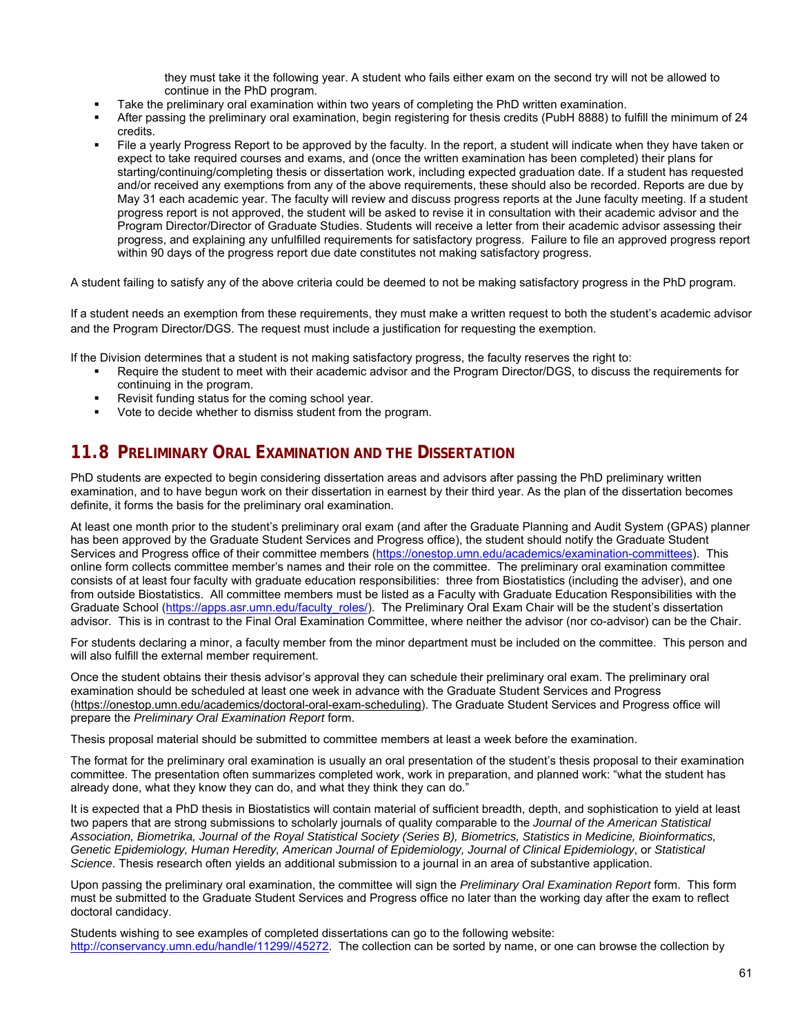they must take it the following year. A student who fails either exam on the second try will not be allowed to continue in the PhD program.

- Take the preliminary oral examination within two years of completing the PhD written examination.
- After passing the preliminary oral examination, begin registering for thesis credits (PubH 8888) to fulfill the minimum of 24 credits.
- File a yearly Progress Report to be approved by the faculty. In the report, a student will indicate when they have taken or expect to take required courses and exams, and (once the written examination has been completed) their plans for starting/continuing/completing thesis or dissertation work, including expected graduation date. If a student has requested and/or received any exemptions from any of the above requirements, these should also be recorded. Reports are due by May 31 each academic year. The faculty will review and discuss progress reports at the June faculty meeting. If a student progress report is not approved, the student will be asked to revise it in consultation with their academic advisor and the Program Director/Director of Graduate Studies. Students will receive a letter from their academic advisor assessing their progress, and explaining any unfulfilled requirements for satisfactory progress. Failure to file an approved progress report within 90 days of the progress report due date constitutes not making satisfactory progress.

A student failing to satisfy any of the above criteria could be deemed to not be making satisfactory progress in the PhD program.

If a student needs an exemption from these requirements, they must make a written request to both the student's academic advisor and the Program Director/DGS. The request must include a justification for requesting the exemption.

If the Division determines that a student is not making satisfactory progress, the faculty reserves the right to:

- Require the student to meet with their academic advisor and the Program Director/DGS, to discuss the requirements for continuing in the program.
- Revisit funding status for the coming school year.
- Vote to decide whether to dismiss student from the program.

## 11.8 Preliminary Oral Examination and the Dissertation

PhD students are expected to begin considering dissertation areas and advisors after passing the PhD preliminary written examination, and to have begun work on their dissertation in earnest by their third year. As the plan of the dissertation becomes definite, it forms the basis for the preliminary oral examination.

At least one month prior to the student's preliminary oral exam (and after the Graduate Planning and Audit System (GPAS) planner has been approved by the Graduate Student Services and Progress office), the student should notify the Graduate Student Services and Progress office of their committee members (https://onestop.umn.edu/academics/examination-committees). This online form collects committee member's names and their role on the committee. The preliminary oral examination committee consists of at least four faculty with graduate education responsibilities: three from Biostatistics (including the adviser), and one from outside Biostatistics. All committee members must be listed as a Faculty with Graduate Education Responsibilities with the Graduate School (https://apps.asr.umn.edu/faculty_roles/). The Preliminary Oral Exam Chair will be the student's dissertation advisor. This is in contrast to the Final Oral Examination Committee, where neither the advisor (nor co-advisor) can be the Chair.

For students declaring a minor, a faculty member from the minor department must be included on the committee. This person and will also fulfill the external member requirement.

Once the student obtains their thesis advisor's approval they can schedule their preliminary oral exam. The preliminary oral examination should be scheduled at least one week in advance with the Graduate Student Services and Progress (https://onestop.umn.edu/academics/doctoral-oral-exam-scheduling). The Graduate Student Services and Progress office will prepare the *Preliminary Oral Examination Report* form.

Thesis proposal material should be submitted to committee members at least a week before the examination.

The format for the preliminary oral examination is usually an oral presentation of the student's thesis proposal to their examination committee. The presentation often summarizes completed work, work in preparation, and planned work: "what the student has already done, what they know they can do, and what they think they can do."

It is expected that a PhD thesis in Biostatistics will contain material of sufficient breadth, depth, and sophistication to yield at least two papers that are strong submissions to scholarly journals of quality comparable to the *Journal of the American Statistical Association, Biometrika, Journal of the Royal Statistical Society (Series B), Biometrics, Statistics in Medicine, Bioinformatics, Genetic Epidemiology, Human Heredity, American Journal of Epidemiology, Journal of Clinical Epidemiology*, or *Statistical Science*. Thesis research often yields an additional submission to a journal in an area of substantive application.

Upon passing the preliminary oral examination, the committee will sign the *Preliminary Oral Examination Report* form. This form must be submitted to the Graduate Student Services and Progress office no later than the working day after the exam to reflect doctoral candidacy.

Students wishing to see examples of completed dissertations can go to the following website: http://conservancy.umn.edu/handle/11299//45272. The collection can be sorted by name, or one can browse the collection by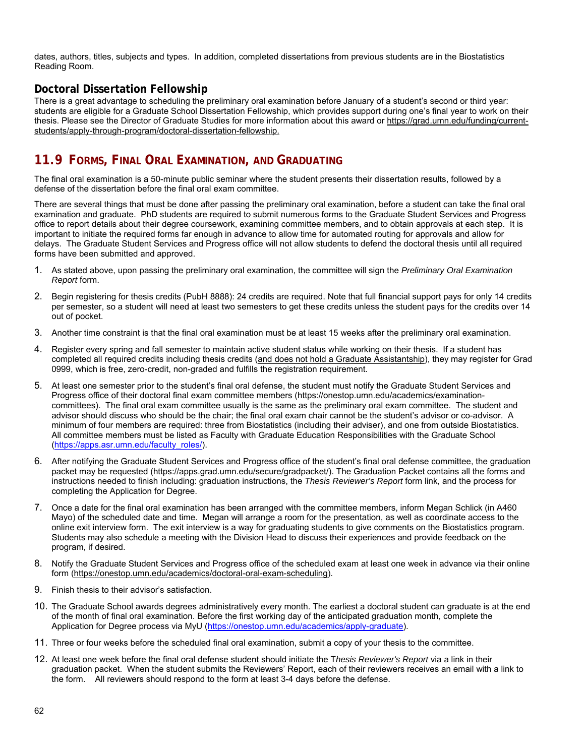dates, authors, titles, subjects and types. In addition, completed dissertations from previous students are in the Biostatistics Reading Room.

### Doctoral Dissertation Fellowship

There is a great advantage to scheduling the preliminary oral examination before January of a student's second or third year: students are eligible for a Graduate School Dissertation Fellowship, which provides support during one's final year to work on their thesis. Please see the Director of Graduate Studies for more information about this award or https://grad.umn.edu/funding/current-students/apply-through-program/doctoral-dissertation-fellowship.

## 11.9 FORMS, FINAL ORAL EXAMINATION, AND GRADUATING

The final oral examination is a 50-minute public seminar where the student presents their dissertation results, followed by a defense of the dissertation before the final oral exam committee.

There are several things that must be done after passing the preliminary oral examination, before a student can take the final oral examination and graduate. PhD students are required to submit numerous forms to the Graduate Student Services and Progress office to report details about their degree coursework, examining committee members, and to obtain approvals at each step. It is important to initiate the required forms far enough in advance to allow time for automated routing for approvals and allow for delays. The Graduate Student Services and Progress office will not allow students to defend the doctoral thesis until all required forms have been submitted and approved.

1. As stated above, upon passing the preliminary oral examination, the committee will sign the *Preliminary Oral Examination Report* form.
2. Begin registering for thesis credits (PubH 8888): 24 credits are required. Note that full financial support pays for only 14 credits per semester, so a student will need at least two semesters to get these credits unless the student pays for the credits over 14 out of pocket.
3. Another time constraint is that the final oral examination must be at least 15 weeks after the preliminary oral examination.
4. Register every spring and fall semester to maintain active student status while working on their thesis. If a student has completed all required credits including thesis credits (and does not hold a Graduate Assistantship), they may register for Grad 0999, which is free, zero-credit, non-graded and fulfills the registration requirement.
5. At least one semester prior to the student's final oral defense, the student must notify the Graduate Student Services and Progress office of their doctoral final exam committee members (https://onestop.umn.edu/academics/examination-committees). The final oral exam committee usually is the same as the preliminary oral exam committee. The student and advisor should discuss who should be the chair; the final oral exam chair cannot be the student's advisor or co-advisor. A minimum of four members are required: three from Biostatistics (including their adviser), and one from outside Biostatistics. All committee members must be listed as Faculty with Graduate Education Responsibilities with the Graduate School (https://apps.asr.umn.edu/faculty_roles/).
6. After notifying the Graduate Student Services and Progress office of the student's final oral defense committee, the graduation packet may be requested (https://apps.grad.umn.edu/secure/gradpacket/). The Graduation Packet contains all the forms and instructions needed to finish including: graduation instructions, the *Thesis Reviewer's Report* form link, and the process for completing the Application for Degree.
7. Once a date for the final oral examination has been arranged with the committee members, inform Megan Schlick (in A460 Mayo) of the scheduled date and time. Megan will arrange a room for the presentation, as well as coordinate access to the online exit interview form. The exit interview is a way for graduating students to give comments on the Biostatistics program. Students may also schedule a meeting with the Division Head to discuss their experiences and provide feedback on the program, if desired.
8. Notify the Graduate Student Services and Progress office of the scheduled exam at least one week in advance via their online form (https://onestop.umn.edu/academics/doctoral-oral-exam-scheduling).
9. Finish thesis to their advisor's satisfaction.
10. The Graduate School awards degrees administratively every month. The earliest a doctoral student can graduate is at the end of the month of final oral examination. Before the first working day of the anticipated graduation month, complete the Application for Degree process via MyU (https://onestop.umn.edu/academics/apply-graduate).
11. Three or four weeks before the scheduled final oral examination, submit a copy of your thesis to the committee.
12. At least one week before the final oral defense student should initiate the T*hesis Reviewer's Report* via a link in their graduation packet. When the student submits the Reviewers' Report, each of their reviewers receives an email with a link to the form. All reviewers should respond to the form at least 3-4 days before the defense.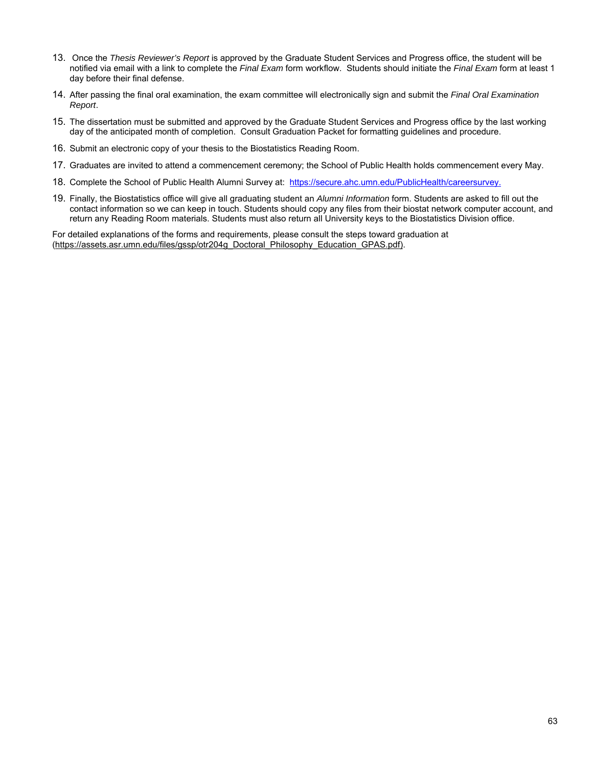13. Once the *Thesis Reviewer's Report* is approved by the Graduate Student Services and Progress office, the student will be notified via email with a link to complete the *Final Exam* form workflow. Students should initiate the *Final Exam* form at least 1 day before their final defense.
14. After passing the final oral examination, the exam committee will electronically sign and submit the *Final Oral Examination Report*.
15. The dissertation must be submitted and approved by the Graduate Student Services and Progress office by the last working day of the anticipated month of completion. Consult Graduation Packet for formatting guidelines and procedure.
16. Submit an electronic copy of your thesis to the Biostatistics Reading Room.
17. Graduates are invited to attend a commencement ceremony; the School of Public Health holds commencement every May.
18. Complete the School of Public Health Alumni Survey at: https://secure.ahc.umn.edu/PublicHealth/careersurvey.
19. Finally, the Biostatistics office will give all graduating student an *Alumni Information* form. Students are asked to fill out the contact information so we can keep in touch. Students should copy any files from their biostat network computer account, and return any Reading Room materials. Students must also return all University keys to the Biostatistics Division office.

For detailed explanations of the forms and requirements, please consult the steps toward graduation at (https://assets.asr.umn.edu/files/gssp/otr204g_Doctoral_Philosophy_Education_GPAS.pdf).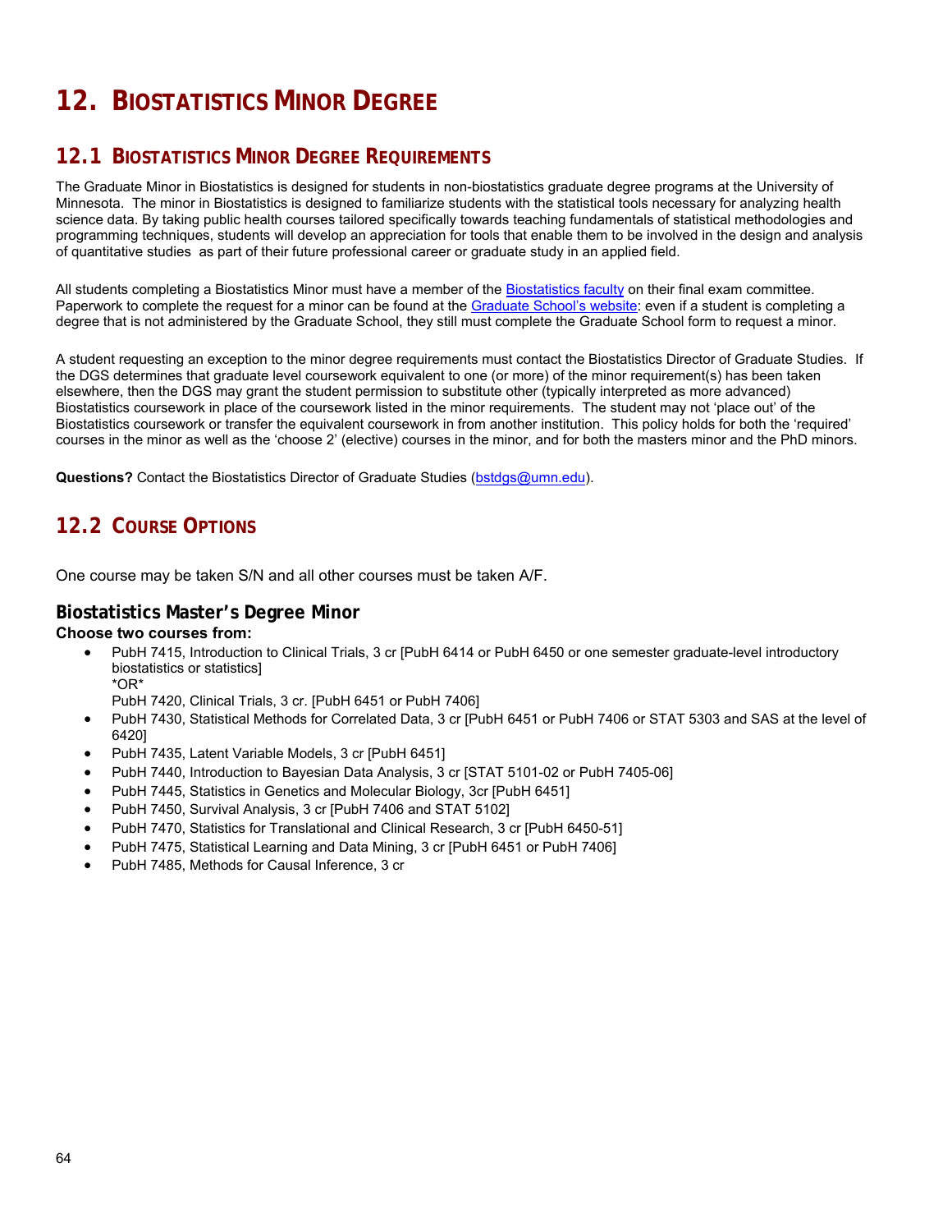# 12. BIOSTATISTICS MINOR DEGREE

## 12.1 BIOSTATISTICS MINOR DEGREE REQUIREMENTS

The Graduate Minor in Biostatistics is designed for students in non-biostatistics graduate degree programs at the University of Minnesota. The minor in Biostatistics is designed to familiarize students with the statistical tools necessary for analyzing health science data. By taking public health courses tailored specifically towards teaching fundamentals of statistical methodologies and programming techniques, students will develop an appreciation for tools that enable them to be involved in the design and analysis of quantitative studies as part of their future professional career or graduate study in an applied field.

All students completing a Biostatistics Minor must have a member of the Biostatistics faculty on their final exam committee. Paperwork to complete the request for a minor can be found at the Graduate School's website: even if a student is completing a degree that is not administered by the Graduate School, they still must complete the Graduate School form to request a minor.

A student requesting an exception to the minor degree requirements must contact the Biostatistics Director of Graduate Studies. If the DGS determines that graduate level coursework equivalent to one (or more) of the minor requirement(s) has been taken elsewhere, then the DGS may grant the student permission to substitute other (typically interpreted as more advanced) Biostatistics coursework in place of the coursework listed in the minor requirements. The student may not 'place out' of the Biostatistics coursework or transfer the equivalent coursework in from another institution. This policy holds for both the 'required' courses in the minor as well as the 'choose 2' (elective) courses in the minor, and for both the masters minor and the PhD minors.

**Questions?** Contact the Biostatistics Director of Graduate Studies (bstdgs@umn.edu).

## 12.2 COURSE OPTIONS

One course may be taken S/N and all other courses must be taken A/F.

### Biostatistics Master's Degree Minor

**Choose two courses from:**

- PubH 7415, Introduction to Clinical Trials, 3 cr [PubH 6414 or PubH 6450 or one semester graduate-level introductory biostatistics or statistics]
  *OR*
  PubH 7420, Clinical Trials, 3 cr. [PubH 6451 or PubH 7406]
- PubH 7430, Statistical Methods for Correlated Data, 3 cr [PubH 6451 or PubH 7406 or STAT 5303 and SAS at the level of 6420]
- PubH 7435, Latent Variable Models, 3 cr [PubH 6451]
- PubH 7440, Introduction to Bayesian Data Analysis, 3 cr [STAT 5101-02 or PubH 7405-06]
- PubH 7445, Statistics in Genetics and Molecular Biology, 3cr [PubH 6451]
- PubH 7450, Survival Analysis, 3 cr [PubH 7406 and STAT 5102]
- PubH 7470, Statistics for Translational and Clinical Research, 3 cr [PubH 6450-51]
- PubH 7475, Statistical Learning and Data Mining, 3 cr [PubH 6451 or PubH 7406]
- PubH 7485, Methods for Causal Inference, 3 cr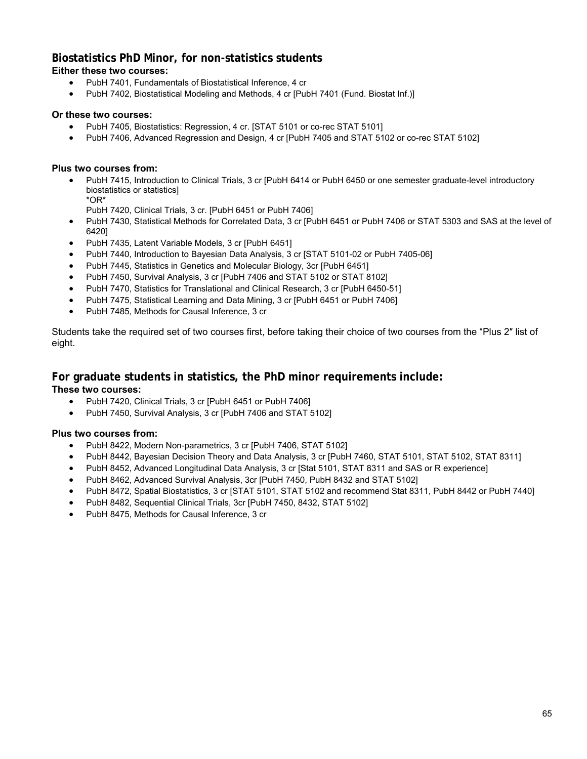## Biostatistics PhD Minor, for non-statistics students

**Either these two courses:**

- PubH 7401, Fundamentals of Biostatistical Inference, 4 cr
- PubH 7402, Biostatistical Modeling and Methods, 4 cr [PubH 7401 (Fund. Biostat Inf.)]

**Or these two courses:**

- PubH 7405, Biostatistics: Regression, 4 cr. [STAT 5101 or co-rec STAT 5101]
- PubH 7406, Advanced Regression and Design, 4 cr [PubH 7405 and STAT 5102 or co-rec STAT 5102]

**Plus two courses from:**

- PubH 7415, Introduction to Clinical Trials, 3 cr [PubH 6414 or PubH 6450 or one semester graduate-level introductory biostatistics or statistics]
  *OR*
  PubH 7420, Clinical Trials, 3 cr. [PubH 6451 or PubH 7406]
- PubH 7430, Statistical Methods for Correlated Data, 3 cr [PubH 6451 or PubH 7406 or STAT 5303 and SAS at the level of 6420]
- PubH 7435, Latent Variable Models, 3 cr [PubH 6451]
- PubH 7440, Introduction to Bayesian Data Analysis, 3 cr [STAT 5101-02 or PubH 7405-06]
- PubH 7445, Statistics in Genetics and Molecular Biology, 3cr [PubH 6451]
- PubH 7450, Survival Analysis, 3 cr [PubH 7406 and STAT 5102 or STAT 8102]
- PubH 7470, Statistics for Translational and Clinical Research, 3 cr [PubH 6450-51]
- PubH 7475, Statistical Learning and Data Mining, 3 cr [PubH 6451 or PubH 7406]
- PubH 7485, Methods for Causal Inference, 3 cr

Students take the required set of two courses first, before taking their choice of two courses from the "Plus 2" list of eight.

## For graduate students in statistics, the PhD minor requirements include:

**These two courses:**

- PubH 7420, Clinical Trials, 3 cr [PubH 6451 or PubH 7406]
- PubH 7450, Survival Analysis, 3 cr [PubH 7406 and STAT 5102]

**Plus two courses from:**

- PubH 8422, Modern Non-parametrics, 3 cr [PubH 7406, STAT 5102]
- PubH 8442, Bayesian Decision Theory and Data Analysis, 3 cr [PubH 7460, STAT 5101, STAT 5102, STAT 8311]
- PubH 8452, Advanced Longitudinal Data Analysis, 3 cr [Stat 5101, STAT 8311 and SAS or R experience]
- PubH 8462, Advanced Survival Analysis, 3cr [PubH 7450, PubH 8432 and STAT 5102]
- PubH 8472, Spatial Biostatistics, 3 cr [STAT 5101, STAT 5102 and recommend Stat 8311, PubH 8442 or PubH 7440]
- PubH 8482, Sequential Clinical Trials, 3cr [PubH 7450, 8432, STAT 5102]
- PubH 8475, Methods for Causal Inference, 3 cr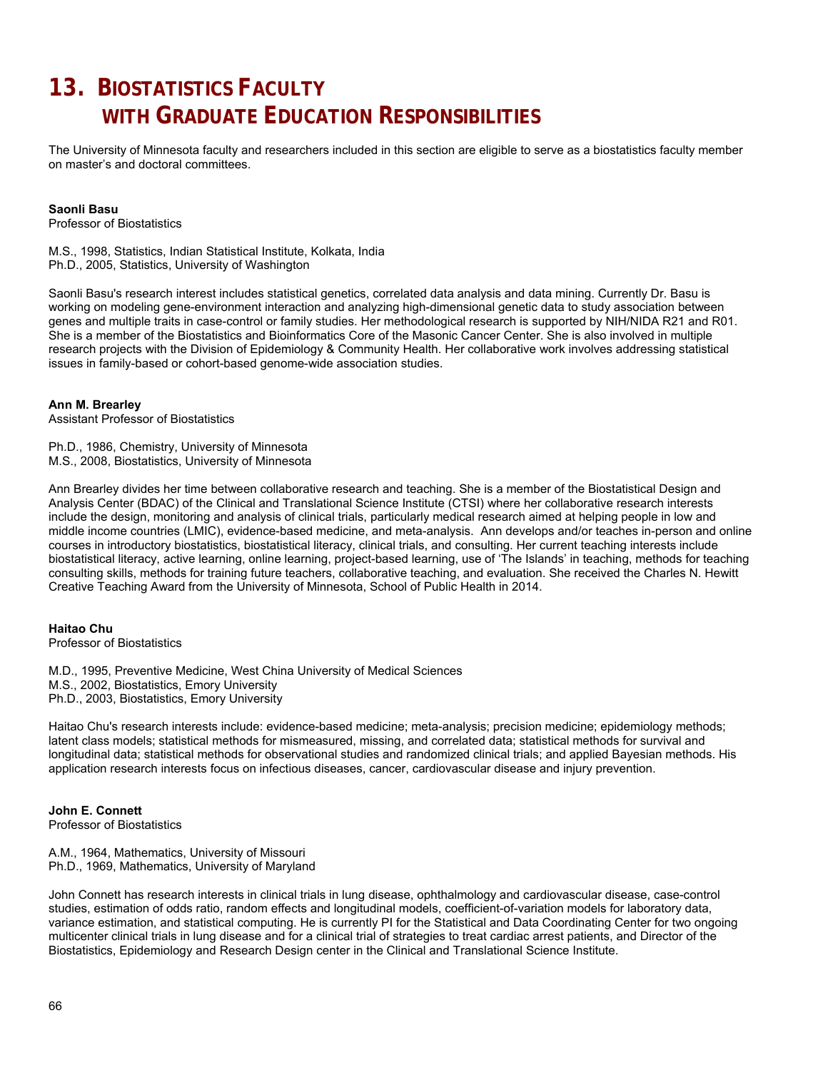# 13. BIOSTATISTICS FACULTY WITH GRADUATE EDUCATION RESPONSIBILITIES

The University of Minnesota faculty and researchers included in this section are eligible to serve as a biostatistics faculty member on master's and doctoral committees.

**Saonli Basu**
Professor of Biostatistics

M.S., 1998, Statistics, Indian Statistical Institute, Kolkata, India
Ph.D., 2005, Statistics, University of Washington

Saonli Basu's research interest includes statistical genetics, correlated data analysis and data mining. Currently Dr. Basu is working on modeling gene-environment interaction and analyzing high-dimensional genetic data to study association between genes and multiple traits in case-control or family studies. Her methodological research is supported by NIH/NIDA R21 and R01. She is a member of the Biostatistics and Bioinformatics Core of the Masonic Cancer Center. She is also involved in multiple research projects with the Division of Epidemiology & Community Health. Her collaborative work involves addressing statistical issues in family-based or cohort-based genome-wide association studies.

**Ann M. Brearley**
Assistant Professor of Biostatistics

Ph.D., 1986, Chemistry, University of Minnesota
M.S., 2008, Biostatistics, University of Minnesota

Ann Brearley divides her time between collaborative research and teaching. She is a member of the Biostatistical Design and Analysis Center (BDAC) of the Clinical and Translational Science Institute (CTSI) where her collaborative research interests include the design, monitoring and analysis of clinical trials, particularly medical research aimed at helping people in low and middle income countries (LMIC), evidence-based medicine, and meta-analysis. Ann develops and/or teaches in-person and online courses in introductory biostatistics, biostatistical literacy, clinical trials, and consulting. Her current teaching interests include biostatistical literacy, active learning, online learning, project-based learning, use of 'The Islands' in teaching, methods for teaching consulting skills, methods for training future teachers, collaborative teaching, and evaluation. She received the Charles N. Hewitt Creative Teaching Award from the University of Minnesota, School of Public Health in 2014.

**Haitao Chu**
Professor of Biostatistics

M.D., 1995, Preventive Medicine, West China University of Medical Sciences
M.S., 2002, Biostatistics, Emory University
Ph.D., 2003, Biostatistics, Emory University

Haitao Chu's research interests include: evidence-based medicine; meta-analysis; precision medicine; epidemiology methods; latent class models; statistical methods for mismeasured, missing, and correlated data; statistical methods for survival and longitudinal data; statistical methods for observational studies and randomized clinical trials; and applied Bayesian methods. His application research interests focus on infectious diseases, cancer, cardiovascular disease and injury prevention.

**John E. Connett**
Professor of Biostatistics

A.M., 1964, Mathematics, University of Missouri
Ph.D., 1969, Mathematics, University of Maryland

John Connett has research interests in clinical trials in lung disease, ophthalmology and cardiovascular disease, case-control studies, estimation of odds ratio, random effects and longitudinal models, coefficient-of-variation models for laboratory data, variance estimation, and statistical computing. He is currently PI for the Statistical and Data Coordinating Center for two ongoing multicenter clinical trials in lung disease and for a clinical trial of strategies to treat cardiac arrest patients, and Director of the Biostatistics, Epidemiology and Research Design center in the Clinical and Translational Science Institute.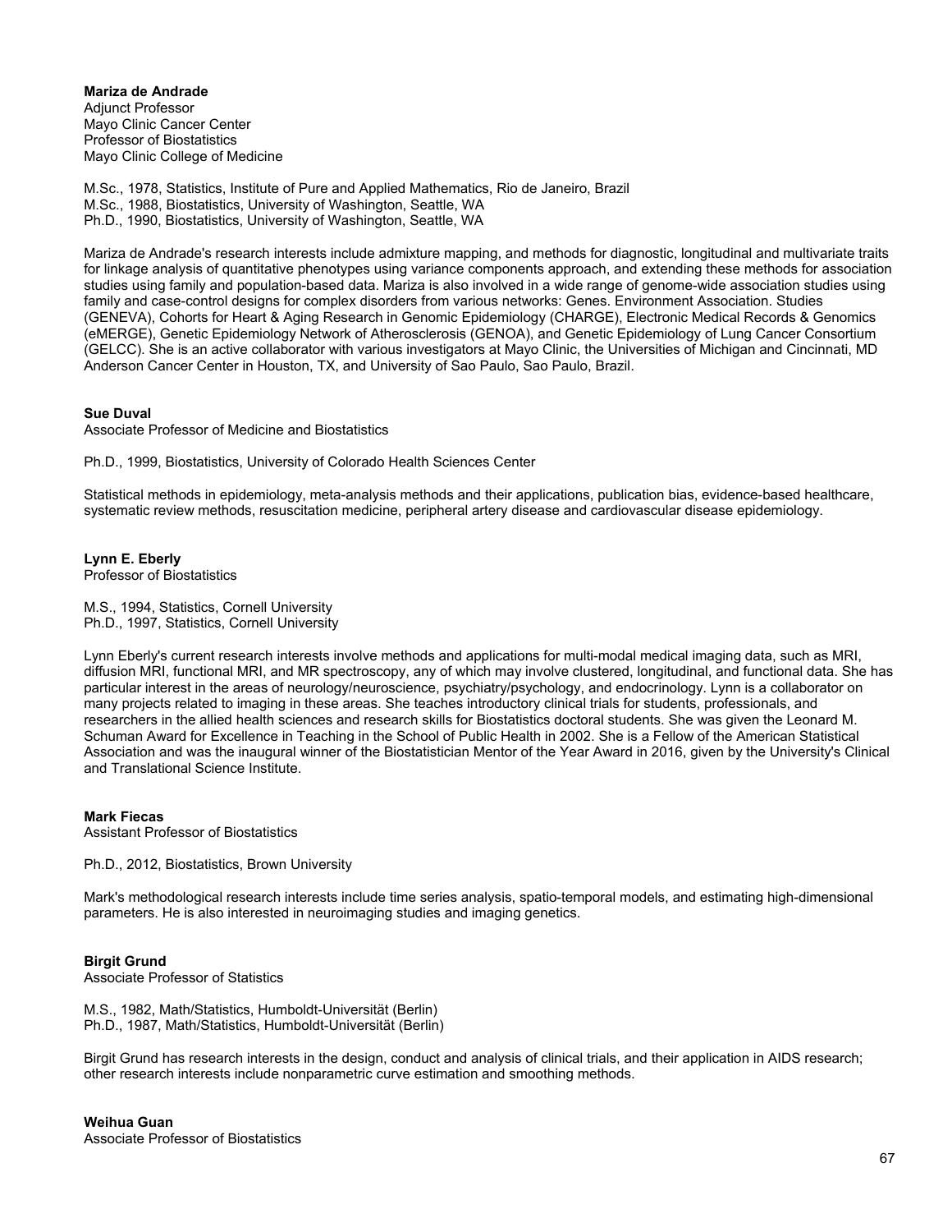**Mariza de Andrade**
Adjunct Professor
Mayo Clinic Cancer Center
Professor of Biostatistics
Mayo Clinic College of Medicine

M.Sc., 1978, Statistics, Institute of Pure and Applied Mathematics, Rio de Janeiro, Brazil
M.Sc., 1988, Biostatistics, University of Washington, Seattle, WA
Ph.D., 1990, Biostatistics, University of Washington, Seattle, WA

Mariza de Andrade's research interests include admixture mapping, and methods for diagnostic, longitudinal and multivariate traits for linkage analysis of quantitative phenotypes using variance components approach, and extending these methods for association studies using family and population-based data. Mariza is also involved in a wide range of genome-wide association studies using family and case-control designs for complex disorders from various networks: Genes. Environment Association. Studies (GENEVA), Cohorts for Heart & Aging Research in Genomic Epidemiology (CHARGE), Electronic Medical Records & Genomics (eMERGE), Genetic Epidemiology Network of Atherosclerosis (GENOA), and Genetic Epidemiology of Lung Cancer Consortium (GELCC). She is an active collaborator with various investigators at Mayo Clinic, the Universities of Michigan and Cincinnati, MD Anderson Cancer Center in Houston, TX, and University of Sao Paulo, Sao Paulo, Brazil.

**Sue Duval**
Associate Professor of Medicine and Biostatistics

Ph.D., 1999, Biostatistics, University of Colorado Health Sciences Center

Statistical methods in epidemiology, meta-analysis methods and their applications, publication bias, evidence-based healthcare, systematic review methods, resuscitation medicine, peripheral artery disease and cardiovascular disease epidemiology.

**Lynn E. Eberly**
Professor of Biostatistics

M.S., 1994, Statistics, Cornell University
Ph.D., 1997, Statistics, Cornell University

Lynn Eberly's current research interests involve methods and applications for multi-modal medical imaging data, such as MRI, diffusion MRI, functional MRI, and MR spectroscopy, any of which may involve clustered, longitudinal, and functional data. She has particular interest in the areas of neurology/neuroscience, psychiatry/psychology, and endocrinology. Lynn is a collaborator on many projects related to imaging in these areas. She teaches introductory clinical trials for students, professionals, and researchers in the allied health sciences and research skills for Biostatistics doctoral students. She was given the Leonard M. Schuman Award for Excellence in Teaching in the School of Public Health in 2002. She is a Fellow of the American Statistical Association and was the inaugural winner of the Biostatistician Mentor of the Year Award in 2016, given by the University's Clinical and Translational Science Institute.

**Mark Fiecas**
Assistant Professor of Biostatistics

Ph.D., 2012, Biostatistics, Brown University

Mark's methodological research interests include time series analysis, spatio-temporal models, and estimating high-dimensional parameters. He is also interested in neuroimaging studies and imaging genetics.

**Birgit Grund**
Associate Professor of Statistics

M.S., 1982, Math/Statistics, Humboldt-Universität (Berlin)
Ph.D., 1987, Math/Statistics, Humboldt-Universität (Berlin)

Birgit Grund has research interests in the design, conduct and analysis of clinical trials, and their application in AIDS research; other research interests include nonparametric curve estimation and smoothing methods.

**Weihua Guan**
Associate Professor of Biostatistics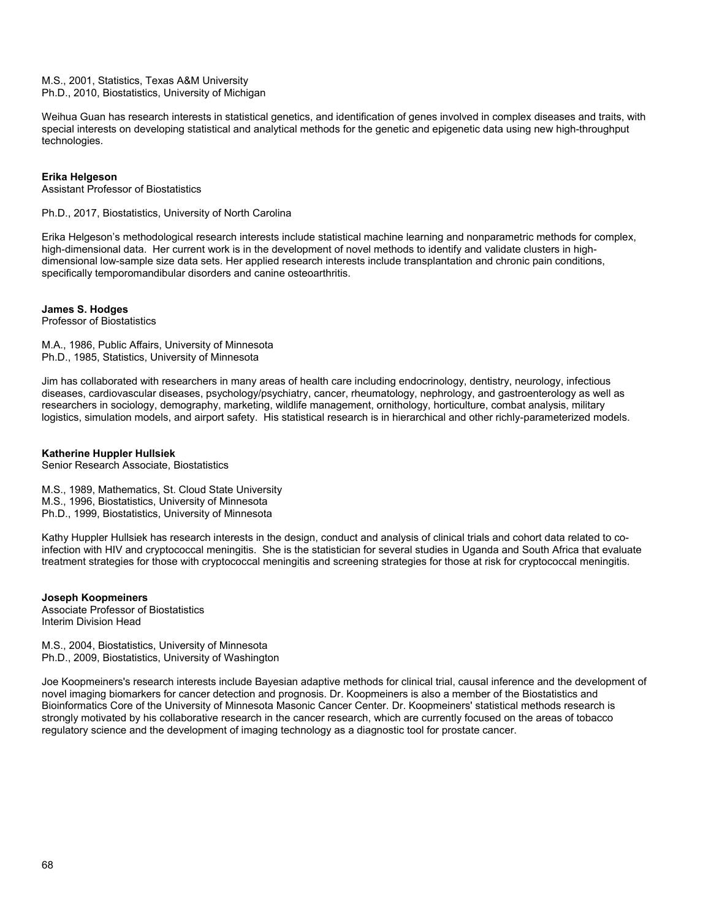M.S., 2001, Statistics, Texas A&M University
Ph.D., 2010, Biostatistics, University of Michigan

Weihua Guan has research interests in statistical genetics, and identification of genes involved in complex diseases and traits, with special interests on developing statistical and analytical methods for the genetic and epigenetic data using new high-throughput technologies.

**Erika Helgeson**
Assistant Professor of Biostatistics

Ph.D., 2017, Biostatistics, University of North Carolina

Erika Helgeson's methodological research interests include statistical machine learning and nonparametric methods for complex, high-dimensional data. Her current work is in the development of novel methods to identify and validate clusters in high-dimensional low-sample size data sets. Her applied research interests include transplantation and chronic pain conditions, specifically temporomandibular disorders and canine osteoarthritis.

**James S. Hodges**
Professor of Biostatistics

M.A., 1986, Public Affairs, University of Minnesota
Ph.D., 1985, Statistics, University of Minnesota

Jim has collaborated with researchers in many areas of health care including endocrinology, dentistry, neurology, infectious diseases, cardiovascular diseases, psychology/psychiatry, cancer, rheumatology, nephrology, and gastroenterology as well as researchers in sociology, demography, marketing, wildlife management, ornithology, horticulture, combat analysis, military logistics, simulation models, and airport safety. His statistical research is in hierarchical and other richly-parameterized models.

**Katherine Huppler Hullsiek**
Senior Research Associate, Biostatistics

M.S., 1989, Mathematics, St. Cloud State University
M.S., 1996, Biostatistics, University of Minnesota
Ph.D., 1999, Biostatistics, University of Minnesota

Kathy Huppler Hullsiek has research interests in the design, conduct and analysis of clinical trials and cohort data related to co-infection with HIV and cryptococcal meningitis. She is the statistician for several studies in Uganda and South Africa that evaluate treatment strategies for those with cryptococcal meningitis and screening strategies for those at risk for cryptococcal meningitis.

**Joseph Koopmeiners**
Associate Professor of Biostatistics
Interim Division Head

M.S., 2004, Biostatistics, University of Minnesota
Ph.D., 2009, Biostatistics, University of Washington

Joe Koopmeiners's research interests include Bayesian adaptive methods for clinical trial, causal inference and the development of novel imaging biomarkers for cancer detection and prognosis. Dr. Koopmeiners is also a member of the Biostatistics and Bioinformatics Core of the University of Minnesota Masonic Cancer Center. Dr. Koopmeiners' statistical methods research is strongly motivated by his collaborative research in the cancer research, which are currently focused on the areas of tobacco regulatory science and the development of imaging technology as a diagnostic tool for prostate cancer.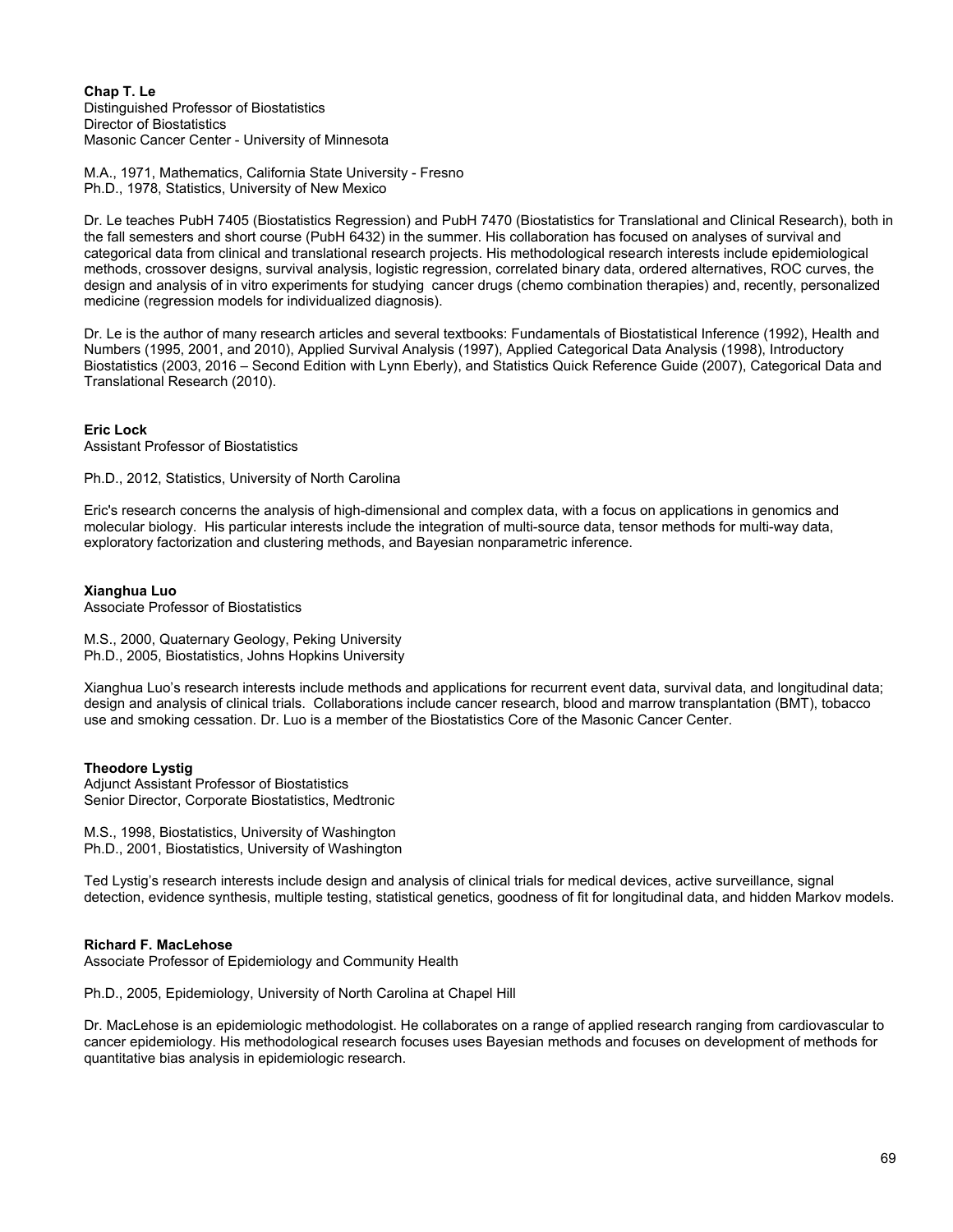**Chap T. Le**
Distinguished Professor of Biostatistics
Director of Biostatistics
Masonic Cancer Center - University of Minnesota

M.A., 1971, Mathematics, California State University - Fresno
Ph.D., 1978, Statistics, University of New Mexico

Dr. Le teaches PubH 7405 (Biostatistics Regression) and PubH 7470 (Biostatistics for Translational and Clinical Research), both in the fall semesters and short course (PubH 6432) in the summer. His collaboration has focused on analyses of survival and categorical data from clinical and translational research projects. His methodological research interests include epidemiological methods, crossover designs, survival analysis, logistic regression, correlated binary data, ordered alternatives, ROC curves, the design and analysis of in vitro experiments for studying cancer drugs (chemo combination therapies) and, recently, personalized medicine (regression models for individualized diagnosis).

Dr. Le is the author of many research articles and several textbooks: Fundamentals of Biostatistical Inference (1992), Health and Numbers (1995, 2001, and 2010), Applied Survival Analysis (1997), Applied Categorical Data Analysis (1998), Introductory Biostatistics (2003, 2016 – Second Edition with Lynn Eberly), and Statistics Quick Reference Guide (2007), Categorical Data and Translational Research (2010).

**Eric Lock**
Assistant Professor of Biostatistics

Ph.D., 2012, Statistics, University of North Carolina

Eric's research concerns the analysis of high-dimensional and complex data, with a focus on applications in genomics and molecular biology. His particular interests include the integration of multi-source data, tensor methods for multi-way data, exploratory factorization and clustering methods, and Bayesian nonparametric inference.

**Xianghua Luo**
Associate Professor of Biostatistics

M.S., 2000, Quaternary Geology, Peking University
Ph.D., 2005, Biostatistics, Johns Hopkins University

Xianghua Luo's research interests include methods and applications for recurrent event data, survival data, and longitudinal data; design and analysis of clinical trials. Collaborations include cancer research, blood and marrow transplantation (BMT), tobacco use and smoking cessation. Dr. Luo is a member of the Biostatistics Core of the Masonic Cancer Center.

**Theodore Lystig**
Adjunct Assistant Professor of Biostatistics
Senior Director, Corporate Biostatistics, Medtronic

M.S., 1998, Biostatistics, University of Washington
Ph.D., 2001, Biostatistics, University of Washington

Ted Lystig's research interests include design and analysis of clinical trials for medical devices, active surveillance, signal detection, evidence synthesis, multiple testing, statistical genetics, goodness of fit for longitudinal data, and hidden Markov models.

**Richard F. MacLehose**
Associate Professor of Epidemiology and Community Health

Ph.D., 2005, Epidemiology, University of North Carolina at Chapel Hill

Dr. MacLehose is an epidemiologic methodologist. He collaborates on a range of applied research ranging from cardiovascular to cancer epidemiology. His methodological research focuses uses Bayesian methods and focuses on development of methods for quantitative bias analysis in epidemiologic research.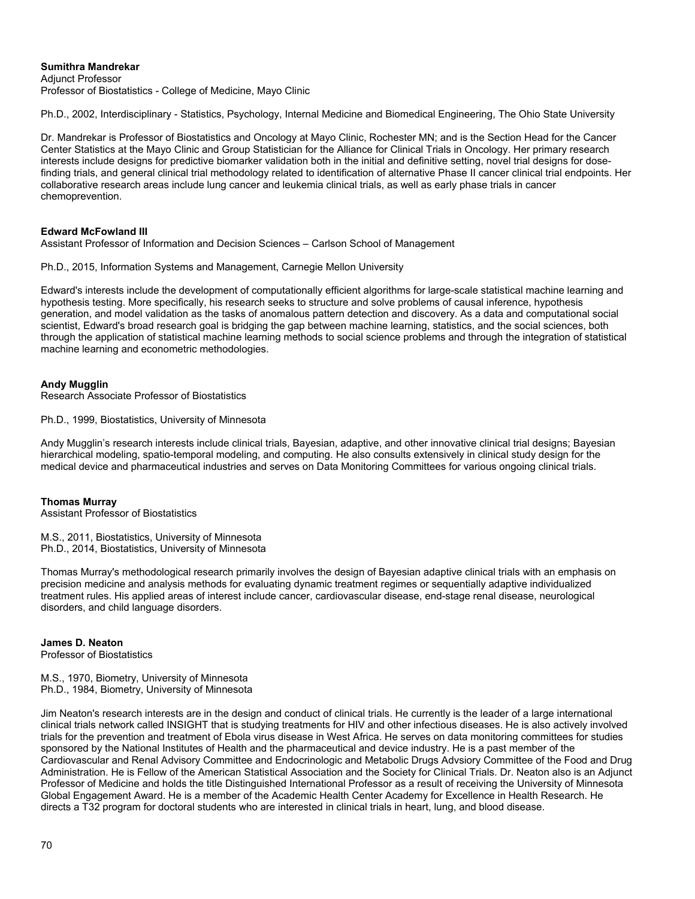**Sumithra Mandrekar**
Adjunct Professor
Professor of Biostatistics - College of Medicine, Mayo Clinic

Ph.D., 2002, Interdisciplinary - Statistics, Psychology, Internal Medicine and Biomedical Engineering, The Ohio State University

Dr. Mandrekar is Professor of Biostatistics and Oncology at Mayo Clinic, Rochester MN; and is the Section Head for the Cancer Center Statistics at the Mayo Clinic and Group Statistician for the Alliance for Clinical Trials in Oncology. Her primary research interests include designs for predictive biomarker validation both in the initial and definitive setting, novel trial designs for dose-finding trials, and general clinical trial methodology related to identification of alternative Phase II cancer clinical trial endpoints. Her collaborative research areas include lung cancer and leukemia clinical trials, as well as early phase trials in cancer chemoprevention.

**Edward McFowland III**
Assistant Professor of Information and Decision Sciences – Carlson School of Management

Ph.D., 2015, Information Systems and Management, Carnegie Mellon University

Edward's interests include the development of computationally efficient algorithms for large-scale statistical machine learning and hypothesis testing. More specifically, his research seeks to structure and solve problems of causal inference, hypothesis generation, and model validation as the tasks of anomalous pattern detection and discovery. As a data and computational social scientist, Edward's broad research goal is bridging the gap between machine learning, statistics, and the social sciences, both through the application of statistical machine learning methods to social science problems and through the integration of statistical machine learning and econometric methodologies.

**Andy Mugglin**
Research Associate Professor of Biostatistics

Ph.D., 1999, Biostatistics, University of Minnesota

Andy Mugglin's research interests include clinical trials, Bayesian, adaptive, and other innovative clinical trial designs; Bayesian hierarchical modeling, spatio-temporal modeling, and computing. He also consults extensively in clinical study design for the medical device and pharmaceutical industries and serves on Data Monitoring Committees for various ongoing clinical trials.

**Thomas Murray**
Assistant Professor of Biostatistics

M.S., 2011, Biostatistics, University of Minnesota
Ph.D., 2014, Biostatistics, University of Minnesota

Thomas Murray's methodological research primarily involves the design of Bayesian adaptive clinical trials with an emphasis on precision medicine and analysis methods for evaluating dynamic treatment regimes or sequentially adaptive individualized treatment rules. His applied areas of interest include cancer, cardiovascular disease, end-stage renal disease, neurological disorders, and child language disorders.

**James D. Neaton**
Professor of Biostatistics

M.S., 1970, Biometry, University of Minnesota
Ph.D., 1984, Biometry, University of Minnesota

Jim Neaton's research interests are in the design and conduct of clinical trials. He currently is the leader of a large international clinical trials network called INSIGHT that is studying treatments for HIV and other infectious diseases. He is also actively involved trials for the prevention and treatment of Ebola virus disease in West Africa. He serves on data monitoring committees for studies sponsored by the National Institutes of Health and the pharmaceutical and device industry. He is a past member of the Cardiovascular and Renal Advisory Committee and Endocrinologic and Metabolic Drugs Advsiory Committee of the Food and Drug Administration. He is Fellow of the American Statistical Association and the Society for Clinical Trials. Dr. Neaton also is an Adjunct Professor of Medicine and holds the title Distinguished International Professor as a result of receiving the University of Minnesota Global Engagement Award. He is a member of the Academic Health Center Academy for Excellence in Health Research. He directs a T32 program for doctoral students who are interested in clinical trials in heart, lung, and blood disease.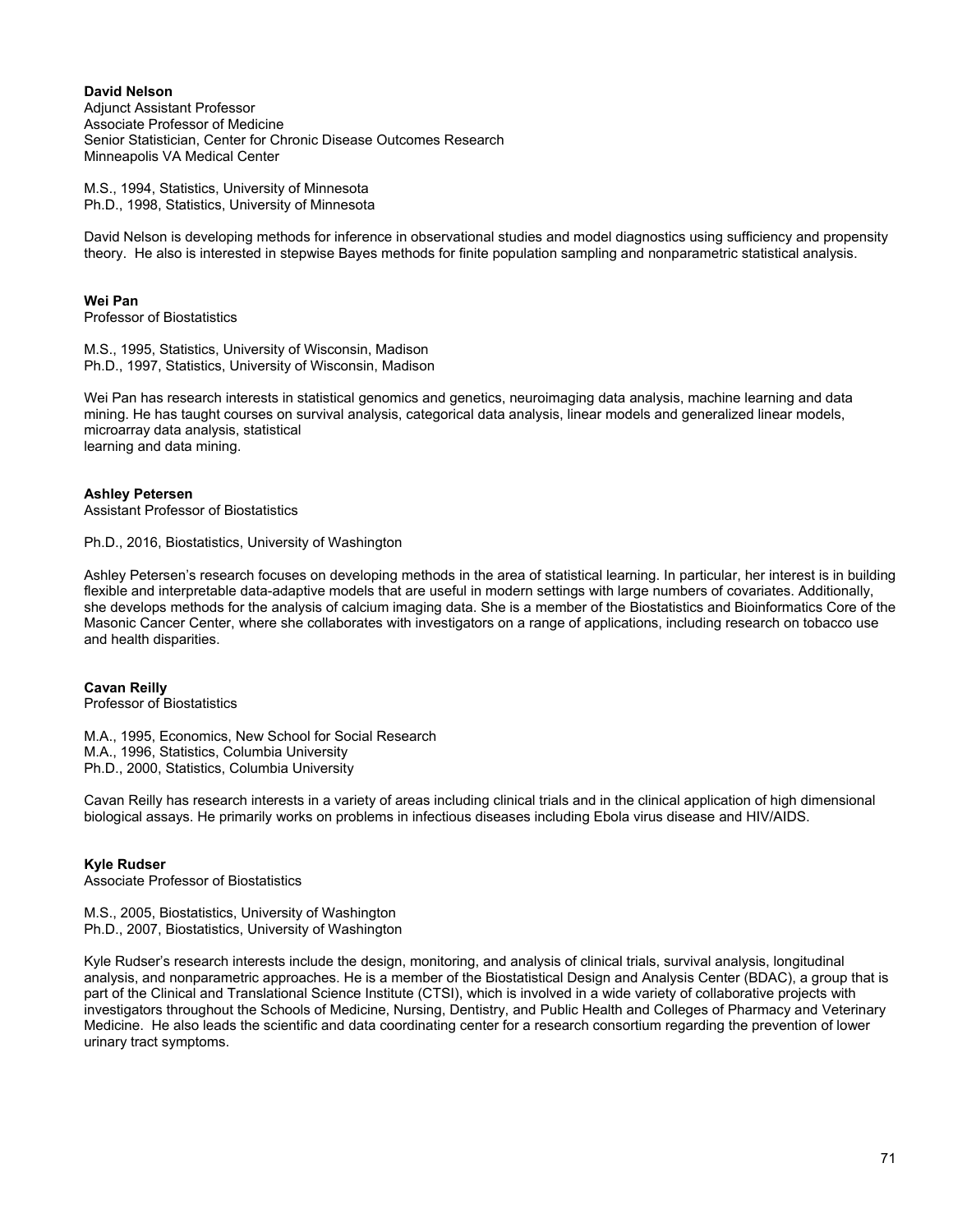**David Nelson**
Adjunct Assistant Professor
Associate Professor of Medicine
Senior Statistician, Center for Chronic Disease Outcomes Research
Minneapolis VA Medical Center

M.S., 1994, Statistics, University of Minnesota
Ph.D., 1998, Statistics, University of Minnesota

David Nelson is developing methods for inference in observational studies and model diagnostics using sufficiency and propensity theory. He also is interested in stepwise Bayes methods for finite population sampling and nonparametric statistical analysis.

**Wei Pan**
Professor of Biostatistics

M.S., 1995, Statistics, University of Wisconsin, Madison
Ph.D., 1997, Statistics, University of Wisconsin, Madison

Wei Pan has research interests in statistical genomics and genetics, neuroimaging data analysis, machine learning and data mining. He has taught courses on survival analysis, categorical data analysis, linear models and generalized linear models, microarray data analysis, statistical learning and data mining.

**Ashley Petersen**
Assistant Professor of Biostatistics

Ph.D., 2016, Biostatistics, University of Washington

Ashley Petersen's research focuses on developing methods in the area of statistical learning. In particular, her interest is in building flexible and interpretable data-adaptive models that are useful in modern settings with large numbers of covariates. Additionally, she develops methods for the analysis of calcium imaging data. She is a member of the Biostatistics and Bioinformatics Core of the Masonic Cancer Center, where she collaborates with investigators on a range of applications, including research on tobacco use and health disparities.

**Cavan Reilly**
Professor of Biostatistics

M.A., 1995, Economics, New School for Social Research
M.A., 1996, Statistics, Columbia University
Ph.D., 2000, Statistics, Columbia University

Cavan Reilly has research interests in a variety of areas including clinical trials and in the clinical application of high dimensional biological assays. He primarily works on problems in infectious diseases including Ebola virus disease and HIV/AIDS.

**Kyle Rudser**
Associate Professor of Biostatistics

M.S., 2005, Biostatistics, University of Washington
Ph.D., 2007, Biostatistics, University of Washington

Kyle Rudser's research interests include the design, monitoring, and analysis of clinical trials, survival analysis, longitudinal analysis, and nonparametric approaches. He is a member of the Biostatistical Design and Analysis Center (BDAC), a group that is part of the Clinical and Translational Science Institute (CTSI), which is involved in a wide variety of collaborative projects with investigators throughout the Schools of Medicine, Nursing, Dentistry, and Public Health and Colleges of Pharmacy and Veterinary Medicine. He also leads the scientific and data coordinating center for a research consortium regarding the prevention of lower urinary tract symptoms.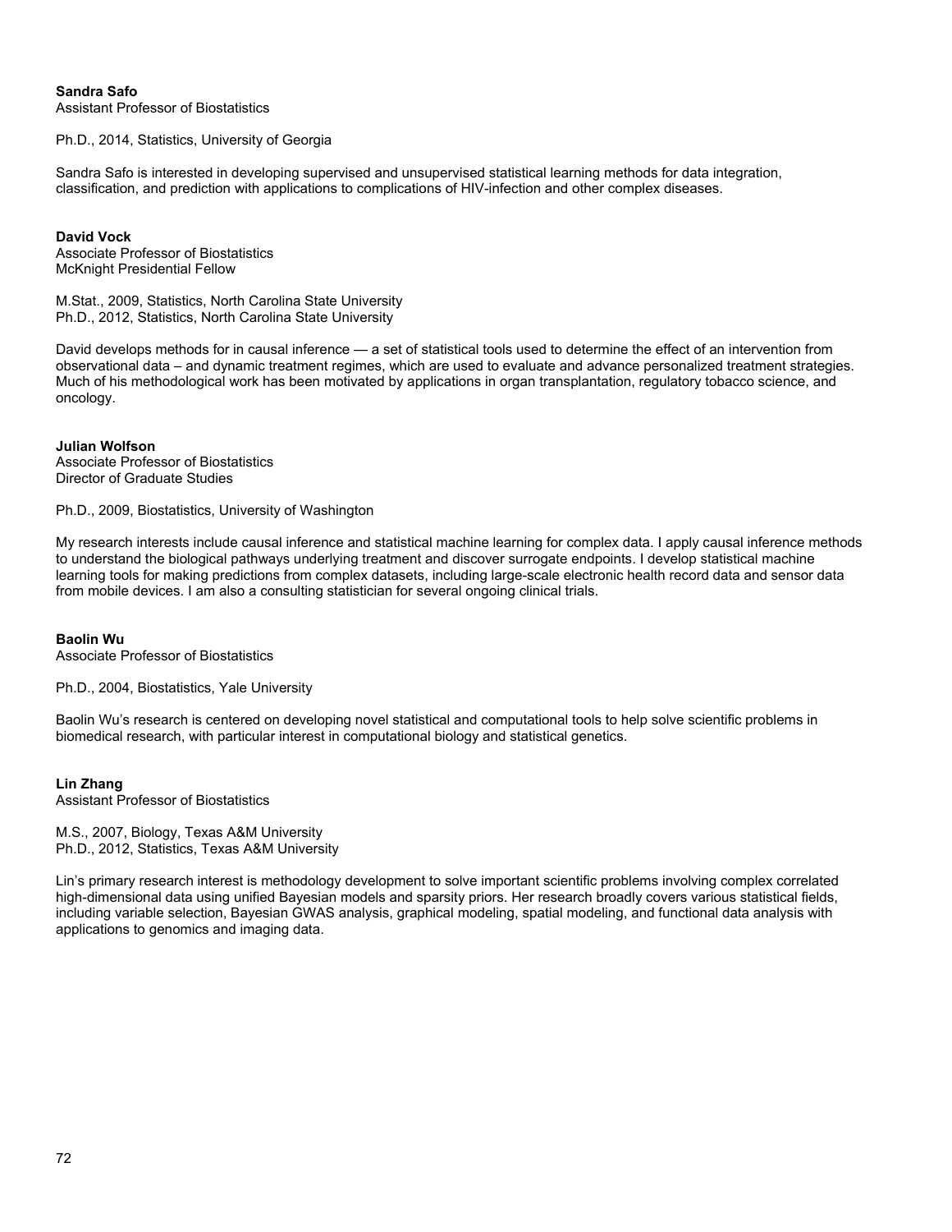**Sandra Safo**
Assistant Professor of Biostatistics

Ph.D., 2014, Statistics, University of Georgia

Sandra Safo is interested in developing supervised and unsupervised statistical learning methods for data integration, classification, and prediction with applications to complications of HIV-infection and other complex diseases.

**David Vock**
Associate Professor of Biostatistics
McKnight Presidential Fellow

M.Stat., 2009, Statistics, North Carolina State University
Ph.D., 2012, Statistics, North Carolina State University

David develops methods for in causal inference — a set of statistical tools used to determine the effect of an intervention from observational data – and dynamic treatment regimes, which are used to evaluate and advance personalized treatment strategies. Much of his methodological work has been motivated by applications in organ transplantation, regulatory tobacco science, and oncology.

**Julian Wolfson**
Associate Professor of Biostatistics
Director of Graduate Studies

Ph.D., 2009, Biostatistics, University of Washington

My research interests include causal inference and statistical machine learning for complex data. I apply causal inference methods to understand the biological pathways underlying treatment and discover surrogate endpoints. I develop statistical machine learning tools for making predictions from complex datasets, including large-scale electronic health record data and sensor data from mobile devices. I am also a consulting statistician for several ongoing clinical trials.

**Baolin Wu**
Associate Professor of Biostatistics

Ph.D., 2004, Biostatistics, Yale University

Baolin Wu's research is centered on developing novel statistical and computational tools to help solve scientific problems in biomedical research, with particular interest in computational biology and statistical genetics.

**Lin Zhang**
Assistant Professor of Biostatistics

M.S., 2007, Biology, Texas A&M University
Ph.D., 2012, Statistics, Texas A&M University

Lin's primary research interest is methodology development to solve important scientific problems involving complex correlated high-dimensional data using unified Bayesian models and sparsity priors. Her research broadly covers various statistical fields, including variable selection, Bayesian GWAS analysis, graphical modeling, spatial modeling, and functional data analysis with applications to genomics and imaging data.